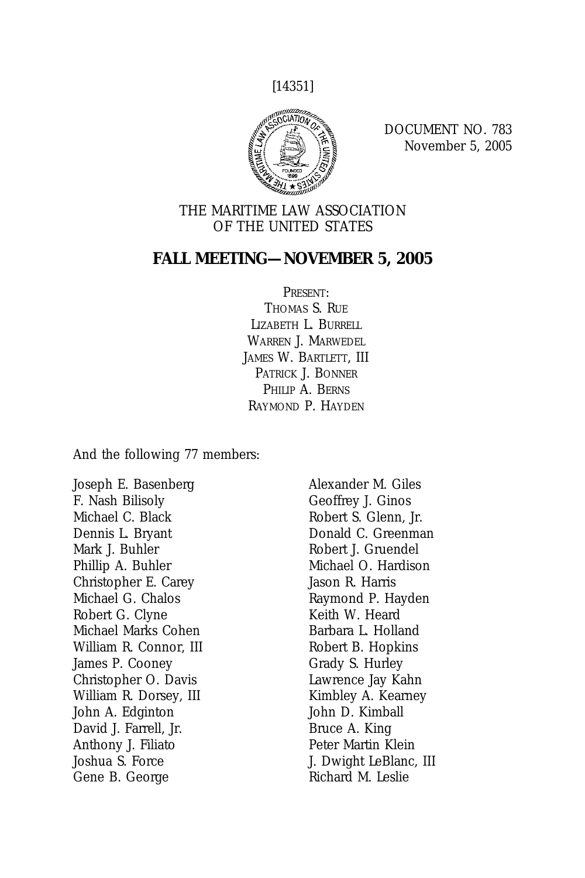[14351]

DOCUMENT NO. 783
November 5, 2005

THE MARITIME LAW ASSOCIATION
OF THE UNITED STATES

# FALL MEETING—NOVEMBER 5, 2005

PRESENT:
THOMAS S. RUE
LIZABETH L. BURRELL
WARREN J. MARWEDEL
JAMES W. BARTLETT, III
PATRICK J. BONNER
PHILIP A. BERNS
RAYMOND P. HAYDEN

And the following 77 members:

Joseph E. Basenberg
F. Nash Bilisoly
Michael C. Black
Dennis L. Bryant
Mark J. Buhler
Phillip A. Buhler
Christopher E. Carey
Michael G. Chalos
Robert G. Clyne
Michael Marks Cohen
William R. Connor, III
James P. Cooney
Christopher O. Davis
William R. Dorsey, III
John A. Edginton
David J. Farrell, Jr.
Anthony J. Filiato
Joshua S. Force
Gene B. George
Alexander M. Giles
Geoffrey J. Ginos
Robert S. Glenn, Jr.
Donald C. Greenman
Robert J. Gruendel
Michael O. Hardison
Jason R. Harris
Raymond P. Hayden
Keith W. Heard
Barbara L. Holland
Robert B. Hopkins
Grady S. Hurley
Lawrence Jay Kahn
Kimbley A. Kearney
John D. Kimball
Bruce A. King
Peter Martin Klein
J. Dwight LeBlanc, III
Richard M. Leslie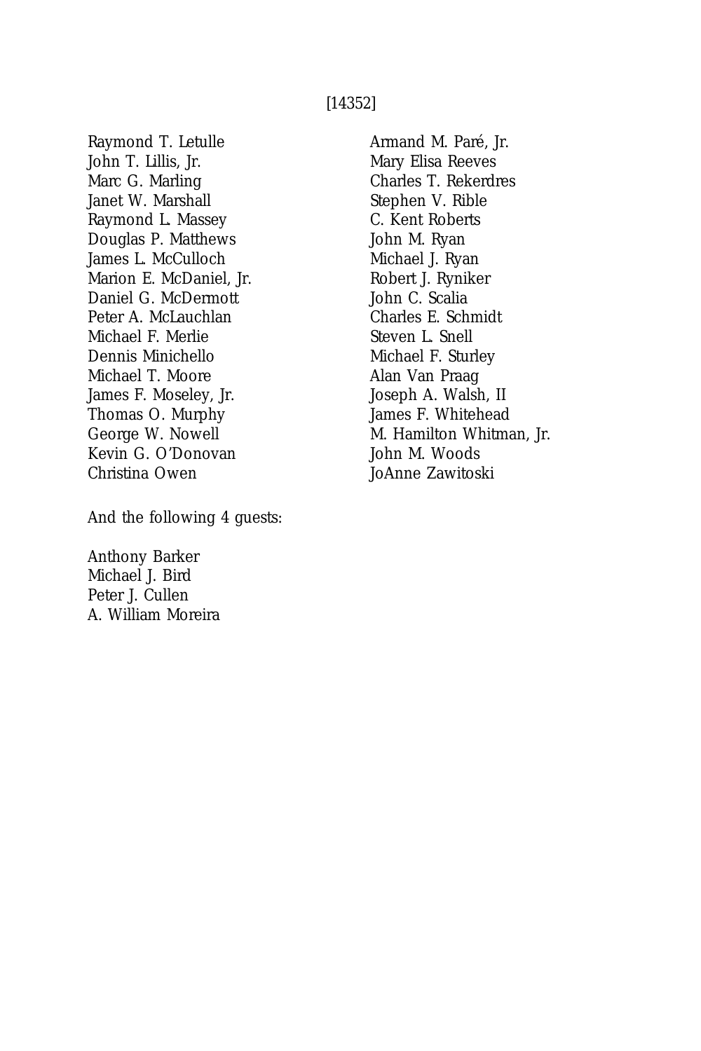Raymond T. Letulle
John T. Lillis, Jr.
Marc G. Marling
Janet W. Marshall
Raymond L. Massey
Douglas P. Matthews
James L. McCulloch
Marion E. McDaniel, Jr.
Daniel G. McDermott
Peter A. McLauchlan
Michael F. Merlie
Dennis Minichello
Michael T. Moore
James F. Moseley, Jr.
Thomas O. Murphy
George W. Nowell
Kevin G. O'Donovan
Christina Owen
Armand M. Paré, Jr.
Mary Elisa Reeves
Charles T. Rekerdres
Stephen V. Rible
C. Kent Roberts
John M. Ryan
Michael J. Ryan
Robert J. Ryniker
John C. Scalia
Charles E. Schmidt
Steven L. Snell
Michael F. Sturley
Alan Van Praag
Joseph A. Walsh, II
James F. Whitehead
M. Hamilton Whitman, Jr.
John M. Woods
JoAnne Zawitoski

And the following 4 guests:

Anthony Barker
Michael J. Bird
Peter J. Cullen
A. William Moreira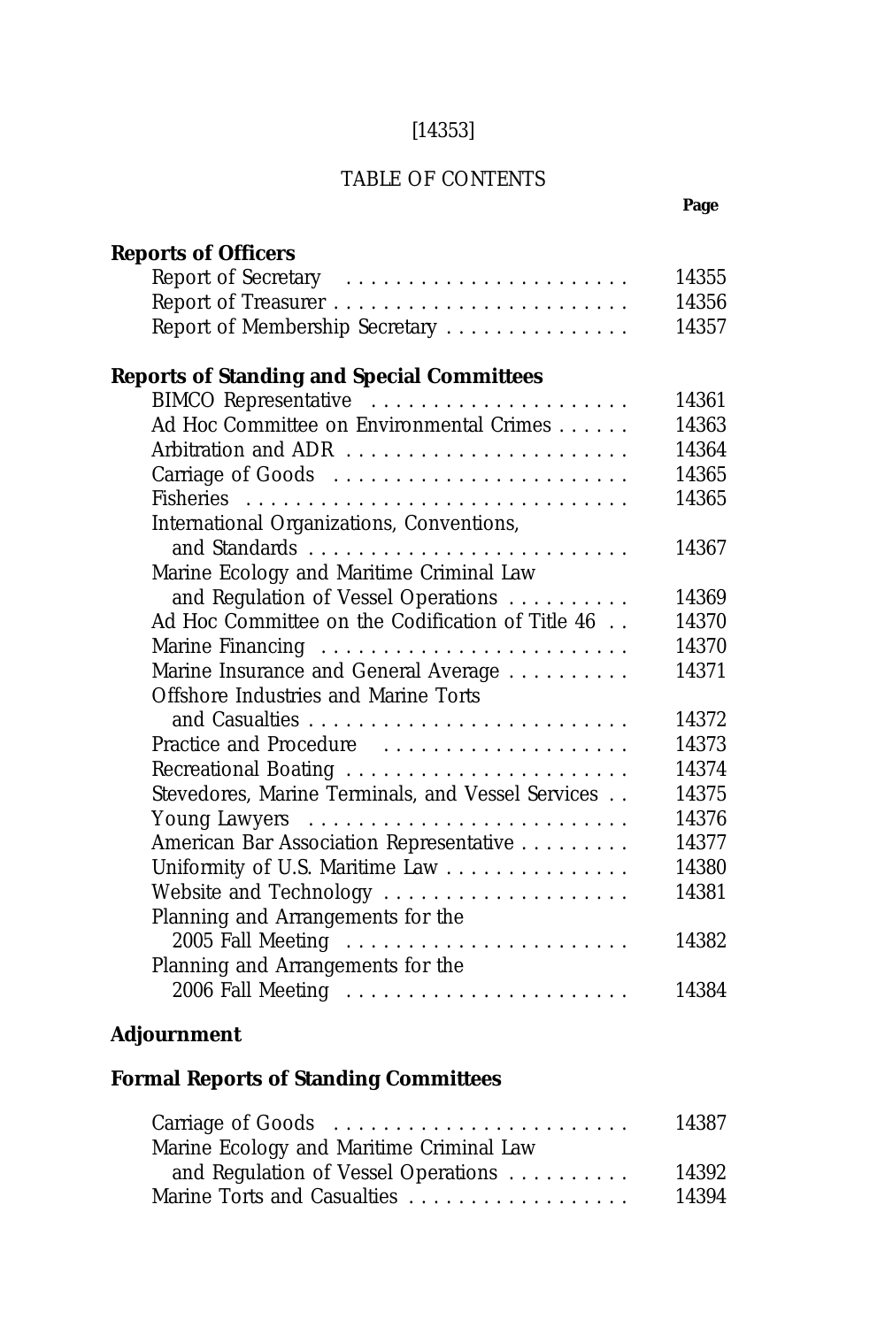[14353]

# TABLE OF CONTENTS

| | Page |
|---|---|
| **Reports of Officers** | |
| Report of Secretary | 14355 |
| Report of Treasurer | 14356 |
| Report of Membership Secretary | 14357 |
| **Reports of Standing and Special Committees** | |
| BIMCO Representative | 14361 |
| Ad Hoc Committee on Environmental Crimes | 14363 |
| Arbitration and ADR | 14364 |
| Carriage of Goods | 14365 |
| Fisheries | 14365 |
| International Organizations, Conventions, and Standards | 14367 |
| Marine Ecology and Maritime Criminal Law and Regulation of Vessel Operations | 14369 |
| Ad Hoc Committee on the Codification of Title 46 | 14370 |
| Marine Financing | 14370 |
| Marine Insurance and General Average | 14371 |
| Offshore Industries and Marine Torts and Casualties | 14372 |
| Practice and Procedure | 14373 |
| Recreational Boating | 14374 |
| Stevedores, Marine Terminals, and Vessel Services | 14375 |
| Young Lawyers | 14376 |
| American Bar Association Representative | 14377 |
| Uniformity of U.S. Maritime Law | 14380 |
| Website and Technology | 14381 |
| Planning and Arrangements for the 2005 Fall Meeting | 14382 |
| Planning and Arrangements for the 2006 Fall Meeting | 14384 |
| **Adjournment** | |
| **Formal Reports of Standing Committees** | |
| Carriage of Goods | 14387 |
| Marine Ecology and Maritime Criminal Law and Regulation of Vessel Operations | 14392 |
| Marine Torts and Casualties | 14394 |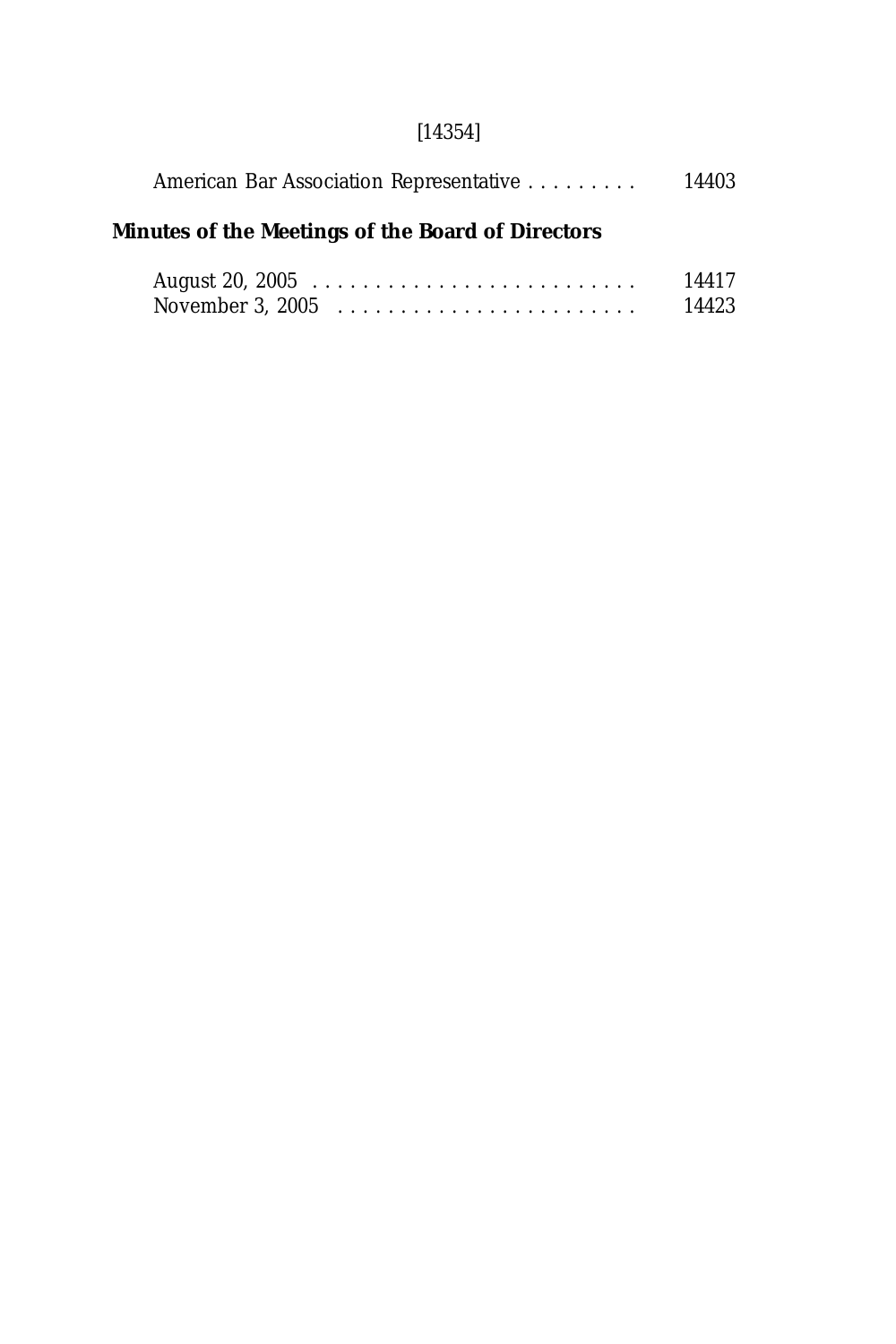American Bar Association Representative . . . . . . . . . 14403

## Minutes of the Meetings of the Board of Directors

August 20, 2005 . . . . . . . . . . . . . . . . . . . . . . . . . . 14417
November 3, 2005 . . . . . . . . . . . . . . . . . . . . . . . . 14423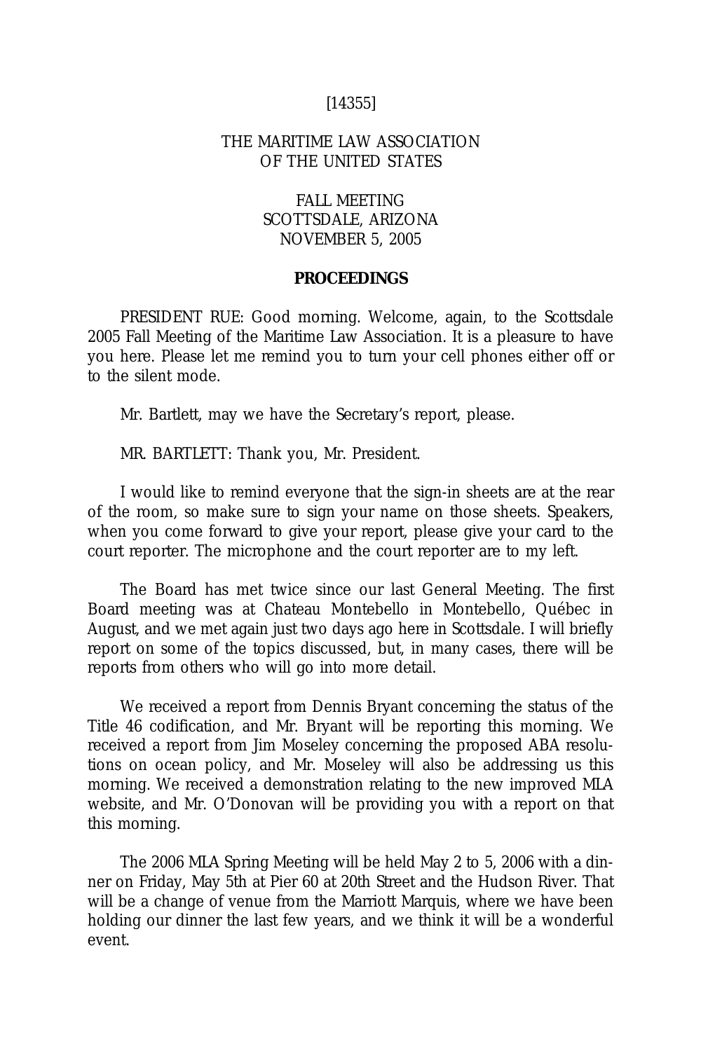[14355]

THE MARITIME LAW ASSOCIATION
OF THE UNITED STATES

FALL MEETING
SCOTTSDALE, ARIZONA
NOVEMBER 5, 2005

**PROCEEDINGS**

PRESIDENT RUE: Good morning. Welcome, again, to the Scottsdale 2005 Fall Meeting of the Maritime Law Association. It is a pleasure to have you here. Please let me remind you to turn your cell phones either off or to the silent mode.

Mr. Bartlett, may we have the Secretary's report, please.

MR. BARTLETT: Thank you, Mr. President.

I would like to remind everyone that the sign-in sheets are at the rear of the room, so make sure to sign your name on those sheets. Speakers, when you come forward to give your report, please give your card to the court reporter. The microphone and the court reporter are to my left.

The Board has met twice since our last General Meeting. The first Board meeting was at Chateau Montebello in Montebello, Québec in August, and we met again just two days ago here in Scottsdale. I will briefly report on some of the topics discussed, but, in many cases, there will be reports from others who will go into more detail.

We received a report from Dennis Bryant concerning the status of the Title 46 codification, and Mr. Bryant will be reporting this morning. We received a report from Jim Moseley concerning the proposed ABA resolutions on ocean policy, and Mr. Moseley will also be addressing us this morning. We received a demonstration relating to the new improved MLA website, and Mr. O'Donovan will be providing you with a report on that this morning.

The 2006 MLA Spring Meeting will be held May 2 to 5, 2006 with a dinner on Friday, May 5th at Pier 60 at 20th Street and the Hudson River. That will be a change of venue from the Marriott Marquis, where we have been holding our dinner the last few years, and we think it will be a wonderful event.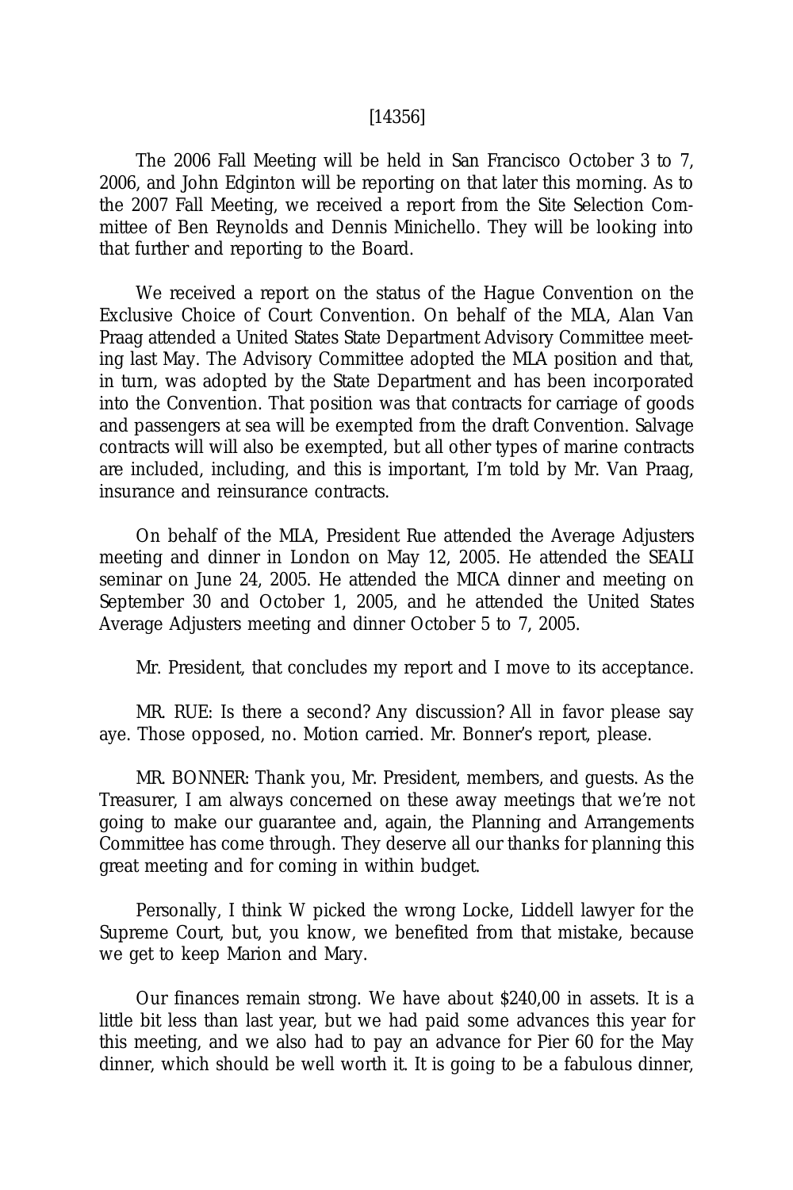[14356]

The 2006 Fall Meeting will be held in San Francisco October 3 to 7, 2006, and John Edginton will be reporting on that later this morning. As to the 2007 Fall Meeting, we received a report from the Site Selection Committee of Ben Reynolds and Dennis Minichello. They will be looking into that further and reporting to the Board.

We received a report on the status of the Hague Convention on the Exclusive Choice of Court Convention. On behalf of the MLA, Alan Van Praag attended a United States State Department Advisory Committee meeting last May. The Advisory Committee adopted the MLA position and that, in turn, was adopted by the State Department and has been incorporated into the Convention. That position was that contracts for carriage of goods and passengers at sea will be exempted from the draft Convention. Salvage contracts will will also be exempted, but all other types of marine contracts are included, including, and this is important, I'm told by Mr. Van Praag, insurance and reinsurance contracts.

On behalf of the MLA, President Rue attended the Average Adjusters meeting and dinner in London on May 12, 2005. He attended the SEALI seminar on June 24, 2005. He attended the MICA dinner and meeting on September 30 and October 1, 2005, and he attended the United States Average Adjusters meeting and dinner October 5 to 7, 2005.

Mr. President, that concludes my report and I move to its acceptance.

MR. RUE: Is there a second? Any discussion? All in favor please say aye. Those opposed, no. Motion carried. Mr. Bonner's report, please.

MR. BONNER: Thank you, Mr. President, members, and guests. As the Treasurer, I am always concerned on these away meetings that we're not going to make our guarantee and, again, the Planning and Arrangements Committee has come through. They deserve all our thanks for planning this great meeting and for coming in within budget.

Personally, I think W picked the wrong Locke, Liddell lawyer for the Supreme Court, but, you know, we benefited from that mistake, because we get to keep Marion and Mary.

Our finances remain strong. We have about $240,00 in assets. It is a little bit less than last year, but we had paid some advances this year for this meeting, and we also had to pay an advance for Pier 60 for the May dinner, which should be well worth it. It is going to be a fabulous dinner,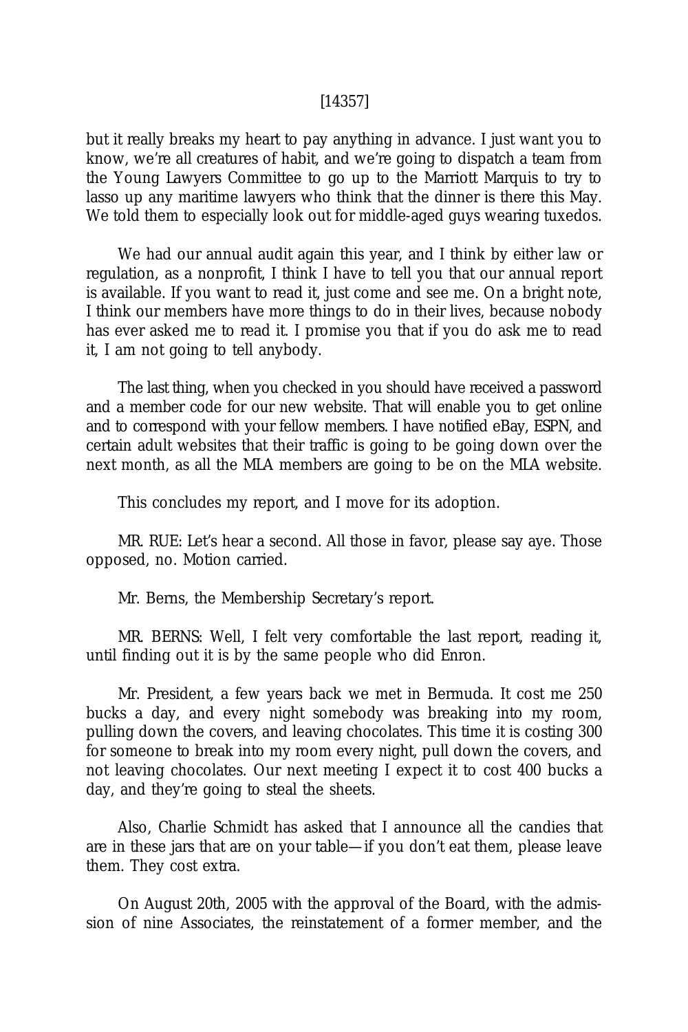but it really breaks my heart to pay anything in advance. I just want you to know, we're all creatures of habit, and we're going to dispatch a team from the Young Lawyers Committee to go up to the Marriott Marquis to try to lasso up any maritime lawyers who think that the dinner is there this May. We told them to especially look out for middle-aged guys wearing tuxedos.

We had our annual audit again this year, and I think by either law or regulation, as a nonprofit, I think I have to tell you that our annual report is available. If you want to read it, just come and see me. On a bright note, I think our members have more things to do in their lives, because nobody has ever asked me to read it. I promise you that if you do ask me to read it, I am not going to tell anybody.

The last thing, when you checked in you should have received a password and a member code for our new website. That will enable you to get online and to correspond with your fellow members. I have notified eBay, ESPN, and certain adult websites that their traffic is going to be going down over the next month, as all the MLA members are going to be on the MLA website.

This concludes my report, and I move for its adoption.

MR. RUE: Let's hear a second. All those in favor, please say aye. Those opposed, no. Motion carried.

Mr. Berns, the Membership Secretary's report.

MR. BERNS: Well, I felt very comfortable the last report, reading it, until finding out it is by the same people who did Enron.

Mr. President, a few years back we met in Bermuda. It cost me 250 bucks a day, and every night somebody was breaking into my room, pulling down the covers, and leaving chocolates. This time it is costing 300 for someone to break into my room every night, pull down the covers, and not leaving chocolates. Our next meeting I expect it to cost 400 bucks a day, and they're going to steal the sheets.

Also, Charlie Schmidt has asked that I announce all the candies that are in these jars that are on your table—if you don't eat them, please leave them. They cost extra.

On August 20th, 2005 with the approval of the Board, with the admission of nine Associates, the reinstatement of a former member, and the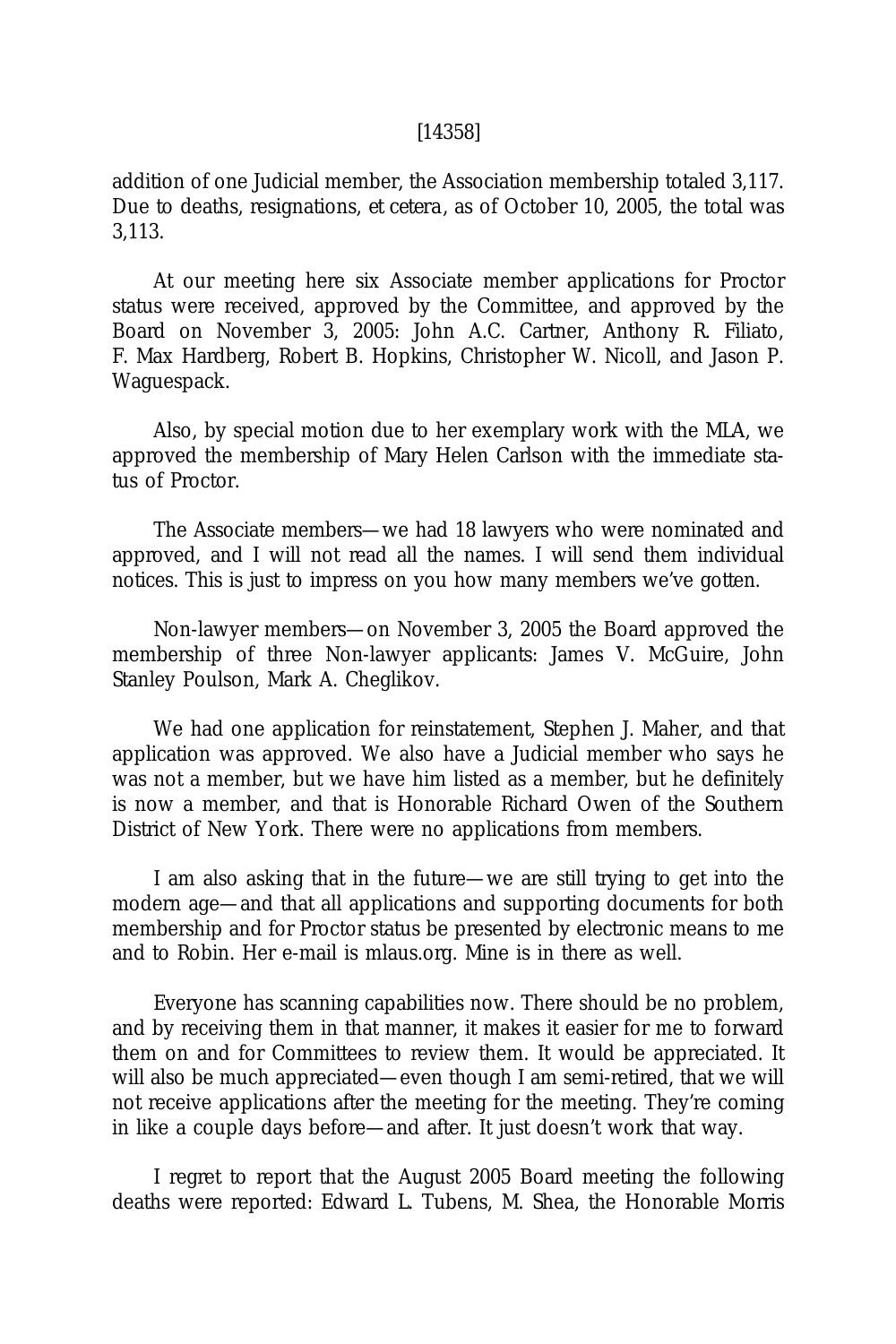addition of one Judicial member, the Association membership totaled 3,117. Due to deaths, resignations, et cetera, as of October 10, 2005, the total was 3,113.

At our meeting here six Associate member applications for Proctor status were received, approved by the Committee, and approved by the Board on November 3, 2005: John A.C. Cartner, Anthony R. Filiato, F. Max Hardberg, Robert B. Hopkins, Christopher W. Nicoll, and Jason P. Waguespack.

Also, by special motion due to her exemplary work with the MLA, we approved the membership of Mary Helen Carlson with the immediate status of Proctor.

The Associate members—we had 18 lawyers who were nominated and approved, and I will not read all the names. I will send them individual notices. This is just to impress on you how many members we've gotten.

Non-lawyer members—on November 3, 2005 the Board approved the membership of three Non-lawyer applicants: James V. McGuire, John Stanley Poulson, Mark A. Cheglikov.

We had one application for reinstatement, Stephen J. Maher, and that application was approved. We also have a Judicial member who says he was not a member, but we have him listed as a member, but he definitely is now a member, and that is Honorable Richard Owen of the Southern District of New York. There were no applications from members.

I am also asking that in the future—we are still trying to get into the modern age—and that all applications and supporting documents for both membership and for Proctor status be presented by electronic means to me and to Robin. Her e-mail is mlaus.org. Mine is in there as well.

Everyone has scanning capabilities now. There should be no problem, and by receiving them in that manner, it makes it easier for me to forward them on and for Committees to review them. It would be appreciated. It will also be much appreciated—even though I am semi-retired, that we will not receive applications after the meeting for the meeting. They're coming in like a couple days before—and after. It just doesn't work that way.

I regret to report that the August 2005 Board meeting the following deaths were reported: Edward L. Tubens, M. Shea, the Honorable Morris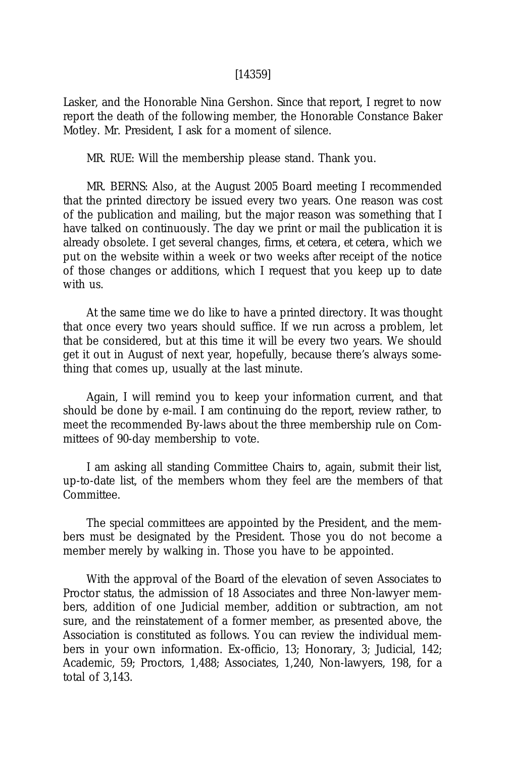Lasker, and the Honorable Nina Gershon. Since that report, I regret to now report the death of the following member, the Honorable Constance Baker Motley. Mr. President, I ask for a moment of silence.

MR. RUE: Will the membership please stand. Thank you.

MR. BERNS: Also, at the August 2005 Board meeting I recommended that the printed directory be issued every two years. One reason was cost of the publication and mailing, but the major reason was something that I have talked on continuously. The day we print or mail the publication it is already obsolete. I get several changes, firms, et cetera, et cetera, which we put on the website within a week or two weeks after receipt of the notice of those changes or additions, which I request that you keep up to date with us.

At the same time we do like to have a printed directory. It was thought that once every two years should suffice. If we run across a problem, let that be considered, but at this time it will be every two years. We should get it out in August of next year, hopefully, because there's always something that comes up, usually at the last minute.

Again, I will remind you to keep your information current, and that should be done by e-mail. I am continuing do the report, review rather, to meet the recommended By-laws about the three membership rule on Committees of 90-day membership to vote.

I am asking all standing Committee Chairs to, again, submit their list, up-to-date list, of the members whom they feel are the members of that Committee.

The special committees are appointed by the President, and the members must be designated by the President. Those you do not become a member merely by walking in. Those you have to be appointed.

With the approval of the Board of the elevation of seven Associates to Proctor status, the admission of 18 Associates and three Non-lawyer members, addition of one Judicial member, addition or subtraction, am not sure, and the reinstatement of a former member, as presented above, the Association is constituted as follows. You can review the individual members in your own information. Ex-officio, 13; Honorary, 3; Judicial, 142; Academic, 59; Proctors, 1,488; Associates, 1,240, Non-lawyers, 198, for a total of 3,143.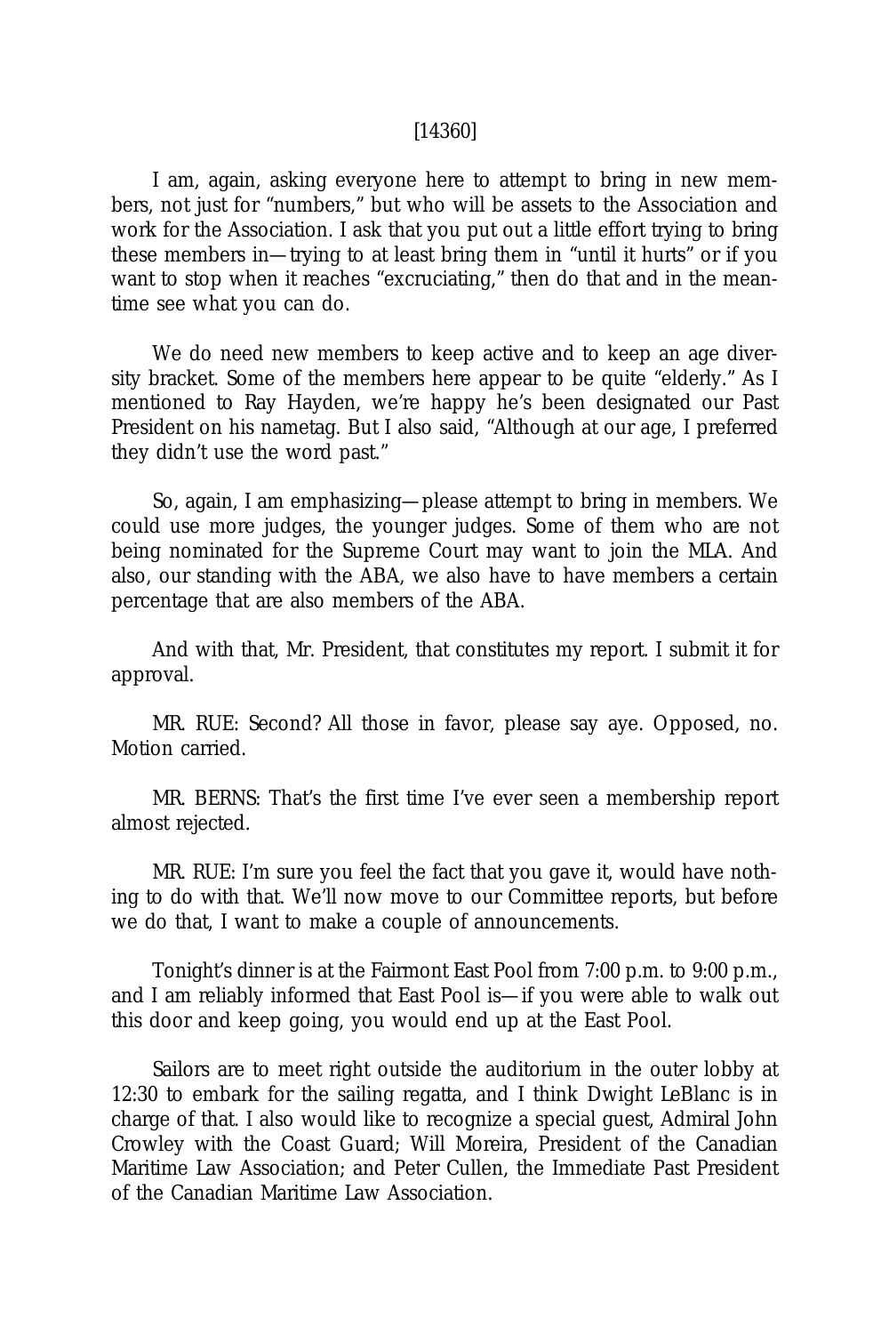I am, again, asking everyone here to attempt to bring in new members, not just for "numbers," but who will be assets to the Association and work for the Association. I ask that you put out a little effort trying to bring these members in—trying to at least bring them in "until it hurts" or if you want to stop when it reaches "excruciating," then do that and in the meantime see what you can do.

We do need new members to keep active and to keep an age diversity bracket. Some of the members here appear to be quite "elderly." As I mentioned to Ray Hayden, we're happy he's been designated our Past President on his nametag. But I also said, "Although at our age, I preferred they didn't use the word past."

So, again, I am emphasizing—please attempt to bring in members. We could use more judges, the younger judges. Some of them who are not being nominated for the Supreme Court may want to join the MLA. And also, our standing with the ABA, we also have to have members a certain percentage that are also members of the ABA.

And with that, Mr. President, that constitutes my report. I submit it for approval.

MR. RUE: Second? All those in favor, please say aye. Opposed, no. Motion carried.

MR. BERNS: That's the first time I've ever seen a membership report almost rejected.

MR. RUE: I'm sure you feel the fact that you gave it, would have nothing to do with that. We'll now move to our Committee reports, but before we do that, I want to make a couple of announcements.

Tonight's dinner is at the Fairmont East Pool from 7:00 p.m. to 9:00 p.m., and I am reliably informed that East Pool is—if you were able to walk out this door and keep going, you would end up at the East Pool.

Sailors are to meet right outside the auditorium in the outer lobby at 12:30 to embark for the sailing regatta, and I think Dwight LeBlanc is in charge of that. I also would like to recognize a special guest, Admiral John Crowley with the Coast Guard; Will Moreira, President of the Canadian Maritime Law Association; and Peter Cullen, the Immediate Past President of the Canadian Maritime Law Association.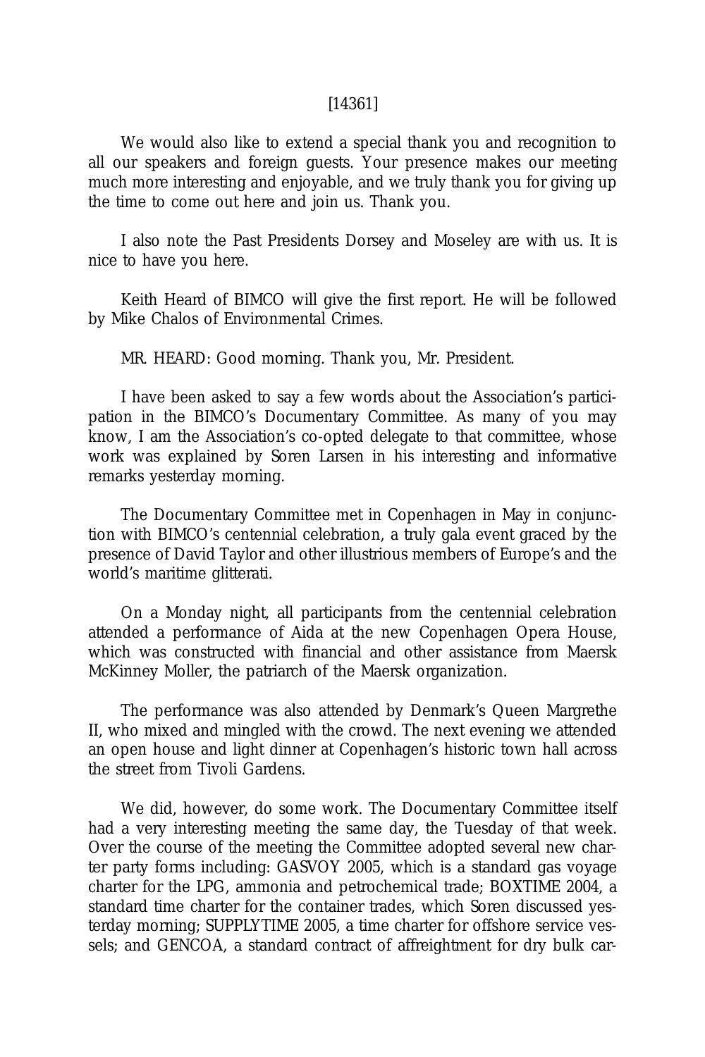[14361]

We would also like to extend a special thank you and recognition to all our speakers and foreign guests. Your presence makes our meeting much more interesting and enjoyable, and we truly thank you for giving up the time to come out here and join us. Thank you.

I also note the Past Presidents Dorsey and Moseley are with us. It is nice to have you here.

Keith Heard of BIMCO will give the first report. He will be followed by Mike Chalos of Environmental Crimes.

MR. HEARD: Good morning. Thank you, Mr. President.

I have been asked to say a few words about the Association's participation in the BIMCO's Documentary Committee. As many of you may know, I am the Association's co-opted delegate to that committee, whose work was explained by Soren Larsen in his interesting and informative remarks yesterday morning.

The Documentary Committee met in Copenhagen in May in conjunction with BIMCO's centennial celebration, a truly gala event graced by the presence of David Taylor and other illustrious members of Europe's and the world's maritime glitterati.

On a Monday night, all participants from the centennial celebration attended a performance of Aida at the new Copenhagen Opera House, which was constructed with financial and other assistance from Maersk McKinney Moller, the patriarch of the Maersk organization.

The performance was also attended by Denmark's Queen Margrethe II, who mixed and mingled with the crowd. The next evening we attended an open house and light dinner at Copenhagen's historic town hall across the street from Tivoli Gardens.

We did, however, do some work. The Documentary Committee itself had a very interesting meeting the same day, the Tuesday of that week. Over the course of the meeting the Committee adopted several new charter party forms including: GASVOY 2005, which is a standard gas voyage charter for the LPG, ammonia and petrochemical trade; BOXTIME 2004, a standard time charter for the container trades, which Soren discussed yesterday morning; SUPPLYTIME 2005, a time charter for offshore service vessels; and GENCOA, a standard contract of affreightment for dry bulk car-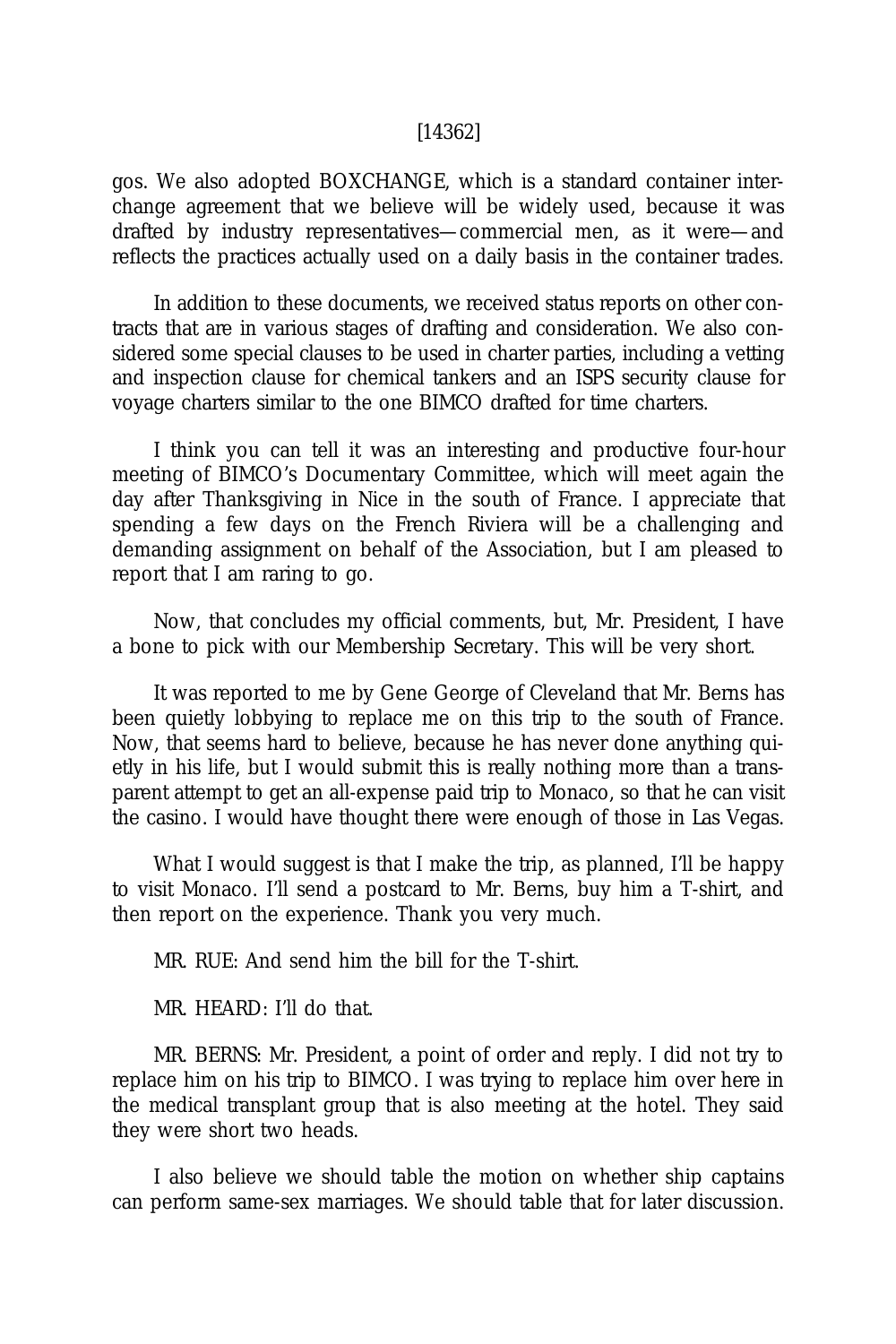gos. We also adopted BOXCHANGE, which is a standard container interchange agreement that we believe will be widely used, because it was drafted by industry representatives—commercial men, as it were—and reflects the practices actually used on a daily basis in the container trades.

In addition to these documents, we received status reports on other contracts that are in various stages of drafting and consideration. We also considered some special clauses to be used in charter parties, including a vetting and inspection clause for chemical tankers and an ISPS security clause for voyage charters similar to the one BIMCO drafted for time charters.

I think you can tell it was an interesting and productive four-hour meeting of BIMCO's Documentary Committee, which will meet again the day after Thanksgiving in Nice in the south of France. I appreciate that spending a few days on the French Riviera will be a challenging and demanding assignment on behalf of the Association, but I am pleased to report that I am raring to go.

Now, that concludes my official comments, but, Mr. President, I have a bone to pick with our Membership Secretary. This will be very short.

It was reported to me by Gene George of Cleveland that Mr. Berns has been quietly lobbying to replace me on this trip to the south of France. Now, that seems hard to believe, because he has never done anything quietly in his life, but I would submit this is really nothing more than a transparent attempt to get an all-expense paid trip to Monaco, so that he can visit the casino. I would have thought there were enough of those in Las Vegas.

What I would suggest is that I make the trip, as planned, I'll be happy to visit Monaco. I'll send a postcard to Mr. Berns, buy him a T-shirt, and then report on the experience. Thank you very much.

MR. RUE: And send him the bill for the T-shirt.

MR. HEARD: I'll do that.

MR. BERNS: Mr. President, a point of order and reply. I did not try to replace him on his trip to BIMCO. I was trying to replace him over here in the medical transplant group that is also meeting at the hotel. They said they were short two heads.

I also believe we should table the motion on whether ship captains can perform same-sex marriages. We should table that for later discussion.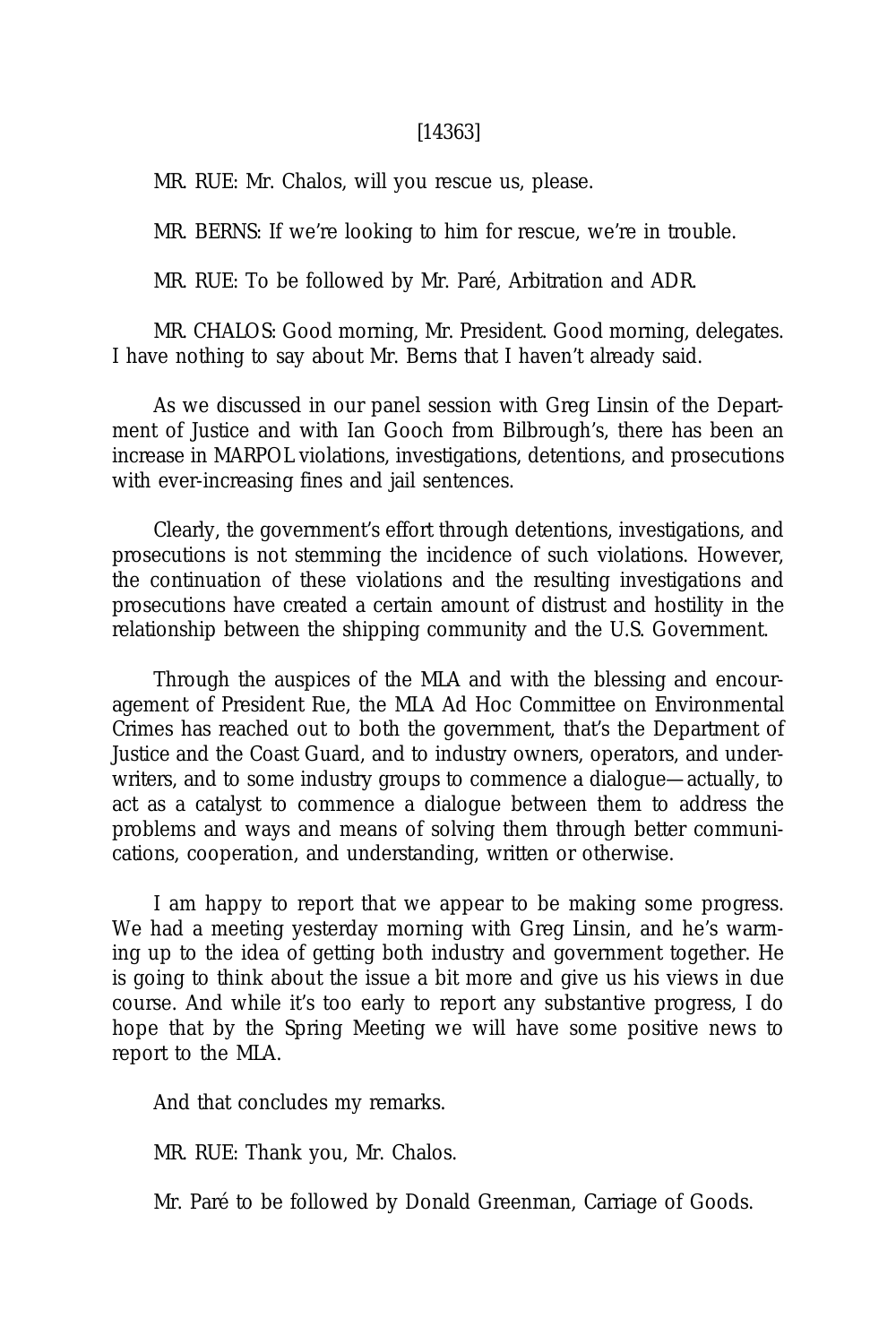[14363]

MR. RUE: Mr. Chalos, will you rescue us, please.

MR. BERNS: If we're looking to him for rescue, we're in trouble.

MR. RUE: To be followed by Mr. Paré, Arbitration and ADR.

MR. CHALOS: Good morning, Mr. President. Good morning, delegates. I have nothing to say about Mr. Berns that I haven't already said.

As we discussed in our panel session with Greg Linsin of the Department of Justice and with Ian Gooch from Bilbrough's, there has been an increase in MARPOL violations, investigations, detentions, and prosecutions with ever-increasing fines and jail sentences.

Clearly, the government's effort through detentions, investigations, and prosecutions is not stemming the incidence of such violations. However, the continuation of these violations and the resulting investigations and prosecutions have created a certain amount of distrust and hostility in the relationship between the shipping community and the U.S. Government.

Through the auspices of the MLA and with the blessing and encouragement of President Rue, the MLA Ad Hoc Committee on Environmental Crimes has reached out to both the government, that's the Department of Justice and the Coast Guard, and to industry owners, operators, and underwriters, and to some industry groups to commence a dialogue—actually, to act as a catalyst to commence a dialogue between them to address the problems and ways and means of solving them through better communications, cooperation, and understanding, written or otherwise.

I am happy to report that we appear to be making some progress. We had a meeting yesterday morning with Greg Linsin, and he's warming up to the idea of getting both industry and government together. He is going to think about the issue a bit more and give us his views in due course. And while it's too early to report any substantive progress, I do hope that by the Spring Meeting we will have some positive news to report to the MLA.

And that concludes my remarks.

MR. RUE: Thank you, Mr. Chalos.

Mr. Paré to be followed by Donald Greenman, Carriage of Goods.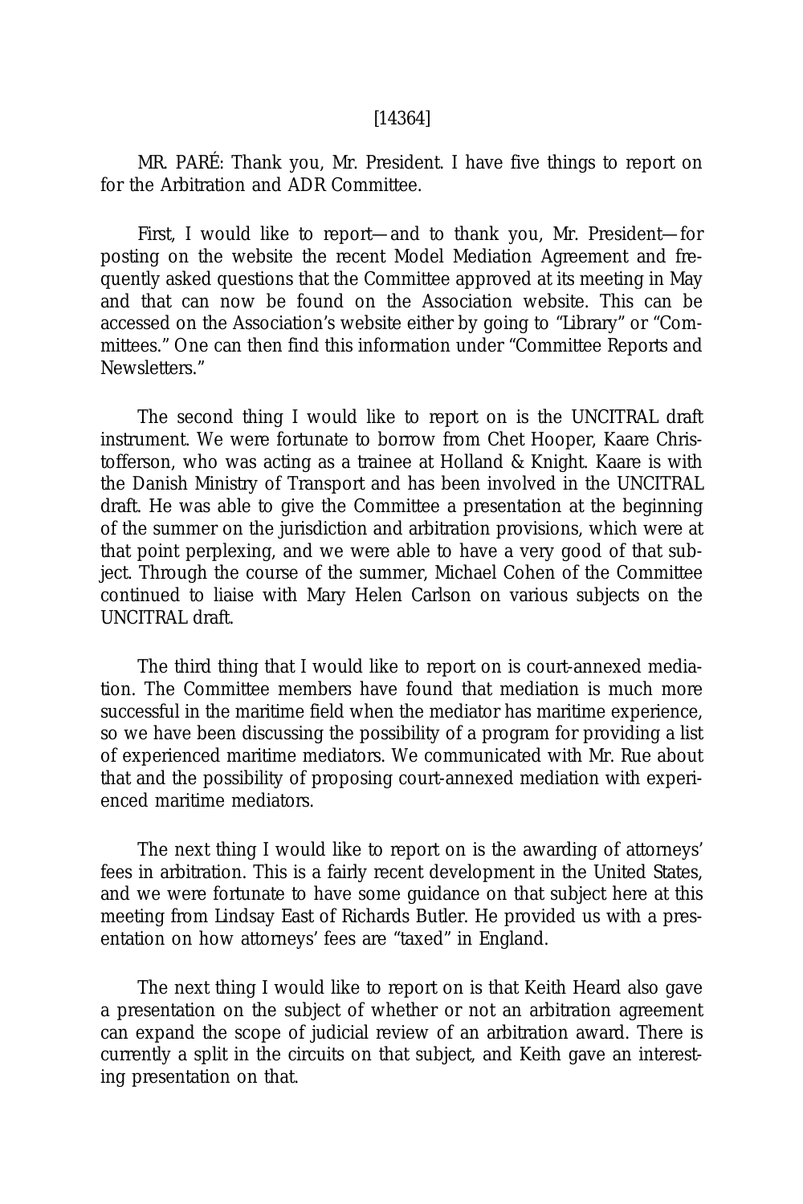[14364]

MR. PARÉ: Thank you, Mr. President. I have five things to report on for the Arbitration and ADR Committee.

First, I would like to report—and to thank you, Mr. President—for posting on the website the recent Model Mediation Agreement and frequently asked questions that the Committee approved at its meeting in May and that can now be found on the Association website. This can be accessed on the Association's website either by going to "Library" or "Committees." One can then find this information under "Committee Reports and Newsletters."

The second thing I would like to report on is the UNCITRAL draft instrument. We were fortunate to borrow from Chet Hooper, Kaare Christofferson, who was acting as a trainee at Holland & Knight. Kaare is with the Danish Ministry of Transport and has been involved in the UNCITRAL draft. He was able to give the Committee a presentation at the beginning of the summer on the jurisdiction and arbitration provisions, which were at that point perplexing, and we were able to have a very good of that subject. Through the course of the summer, Michael Cohen of the Committee continued to liaise with Mary Helen Carlson on various subjects on the UNCITRAL draft.

The third thing that I would like to report on is court-annexed mediation. The Committee members have found that mediation is much more successful in the maritime field when the mediator has maritime experience, so we have been discussing the possibility of a program for providing a list of experienced maritime mediators. We communicated with Mr. Rue about that and the possibility of proposing court-annexed mediation with experienced maritime mediators.

The next thing I would like to report on is the awarding of attorneys' fees in arbitration. This is a fairly recent development in the United States, and we were fortunate to have some guidance on that subject here at this meeting from Lindsay East of Richards Butler. He provided us with a presentation on how attorneys' fees are "taxed" in England.

The next thing I would like to report on is that Keith Heard also gave a presentation on the subject of whether or not an arbitration agreement can expand the scope of judicial review of an arbitration award. There is currently a split in the circuits on that subject, and Keith gave an interesting presentation on that.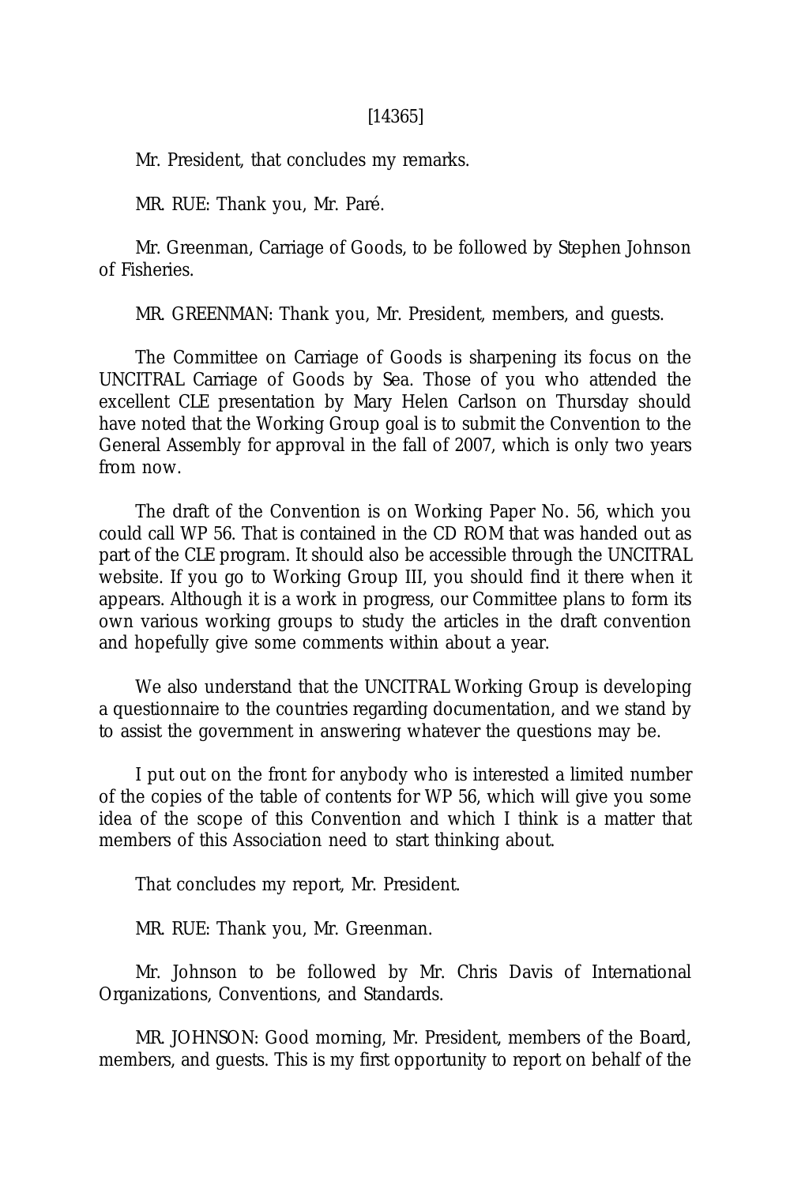Mr. President, that concludes my remarks.

MR. RUE: Thank you, Mr. Paré.

Mr. Greenman, Carriage of Goods, to be followed by Stephen Johnson of Fisheries.

MR. GREENMAN: Thank you, Mr. President, members, and guests.

The Committee on Carriage of Goods is sharpening its focus on the UNCITRAL Carriage of Goods by Sea. Those of you who attended the excellent CLE presentation by Mary Helen Carlson on Thursday should have noted that the Working Group goal is to submit the Convention to the General Assembly for approval in the fall of 2007, which is only two years from now.

The draft of the Convention is on Working Paper No. 56, which you could call WP 56. That is contained in the CD ROM that was handed out as part of the CLE program. It should also be accessible through the UNCITRAL website. If you go to Working Group III, you should find it there when it appears. Although it is a work in progress, our Committee plans to form its own various working groups to study the articles in the draft convention and hopefully give some comments within about a year.

We also understand that the UNCITRAL Working Group is developing a questionnaire to the countries regarding documentation, and we stand by to assist the government in answering whatever the questions may be.

I put out on the front for anybody who is interested a limited number of the copies of the table of contents for WP 56, which will give you some idea of the scope of this Convention and which I think is a matter that members of this Association need to start thinking about.

That concludes my report, Mr. President.

MR. RUE: Thank you, Mr. Greenman.

Mr. Johnson to be followed by Mr. Chris Davis of International Organizations, Conventions, and Standards.

MR. JOHNSON: Good morning, Mr. President, members of the Board, members, and guests. This is my first opportunity to report on behalf of the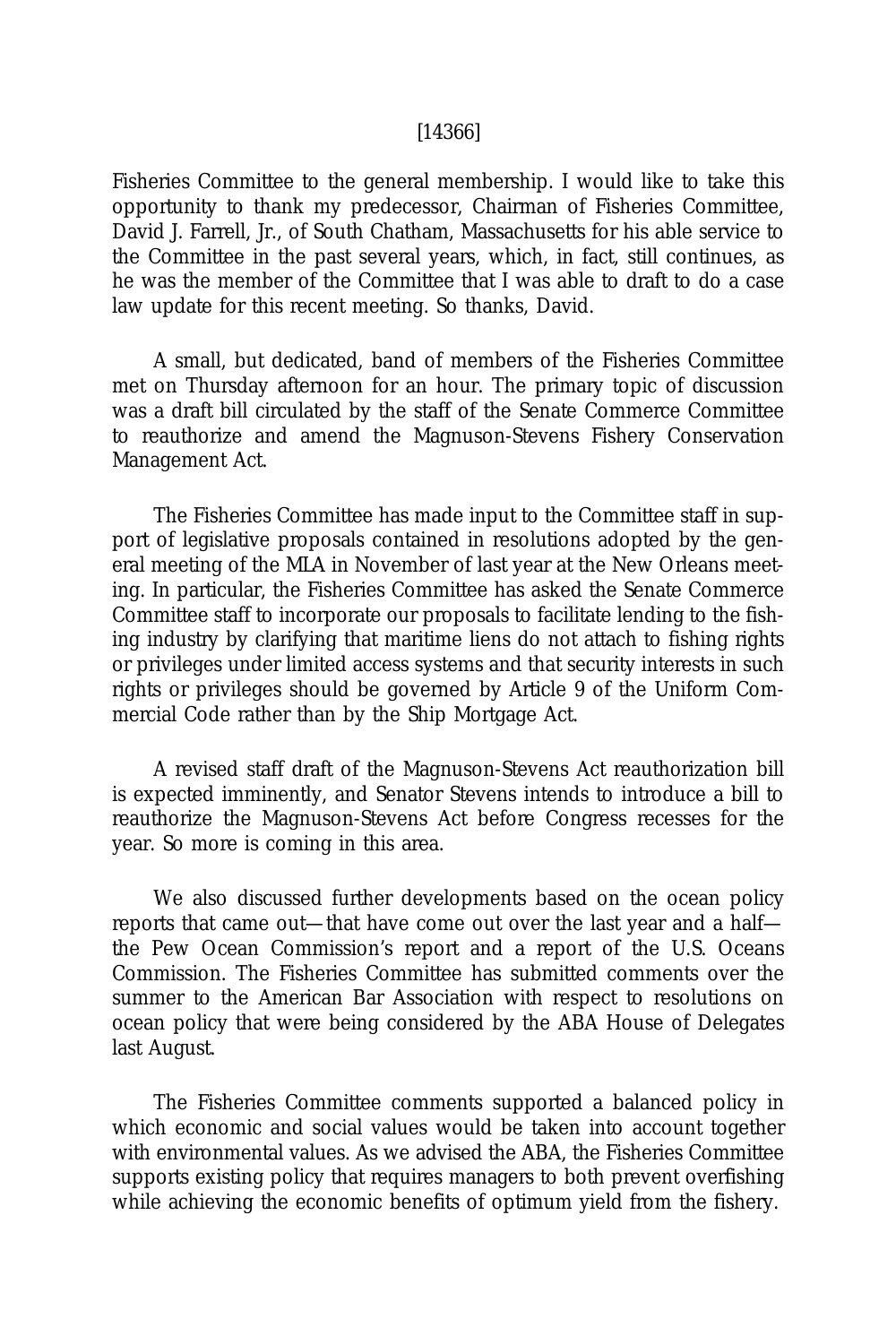Fisheries Committee to the general membership. I would like to take this opportunity to thank my predecessor, Chairman of Fisheries Committee, David J. Farrell, Jr., of South Chatham, Massachusetts for his able service to the Committee in the past several years, which, in fact, still continues, as he was the member of the Committee that I was able to draft to do a case law update for this recent meeting. So thanks, David.

A small, but dedicated, band of members of the Fisheries Committee met on Thursday afternoon for an hour. The primary topic of discussion was a draft bill circulated by the staff of the Senate Commerce Committee to reauthorize and amend the Magnuson-Stevens Fishery Conservation Management Act.

The Fisheries Committee has made input to the Committee staff in support of legislative proposals contained in resolutions adopted by the general meeting of the MLA in November of last year at the New Orleans meeting. In particular, the Fisheries Committee has asked the Senate Commerce Committee staff to incorporate our proposals to facilitate lending to the fishing industry by clarifying that maritime liens do not attach to fishing rights or privileges under limited access systems and that security interests in such rights or privileges should be governed by Article 9 of the Uniform Commercial Code rather than by the Ship Mortgage Act.

A revised staff draft of the Magnuson-Stevens Act reauthorization bill is expected imminently, and Senator Stevens intends to introduce a bill to reauthorize the Magnuson-Stevens Act before Congress recesses for the year. So more is coming in this area.

We also discussed further developments based on the ocean policy reports that came out—that have come out over the last year and a half—the Pew Ocean Commission's report and a report of the U.S. Oceans Commission. The Fisheries Committee has submitted comments over the summer to the American Bar Association with respect to resolutions on ocean policy that were being considered by the ABA House of Delegates last August.

The Fisheries Committee comments supported a balanced policy in which economic and social values would be taken into account together with environmental values. As we advised the ABA, the Fisheries Committee supports existing policy that requires managers to both prevent overfishing while achieving the economic benefits of optimum yield from the fishery.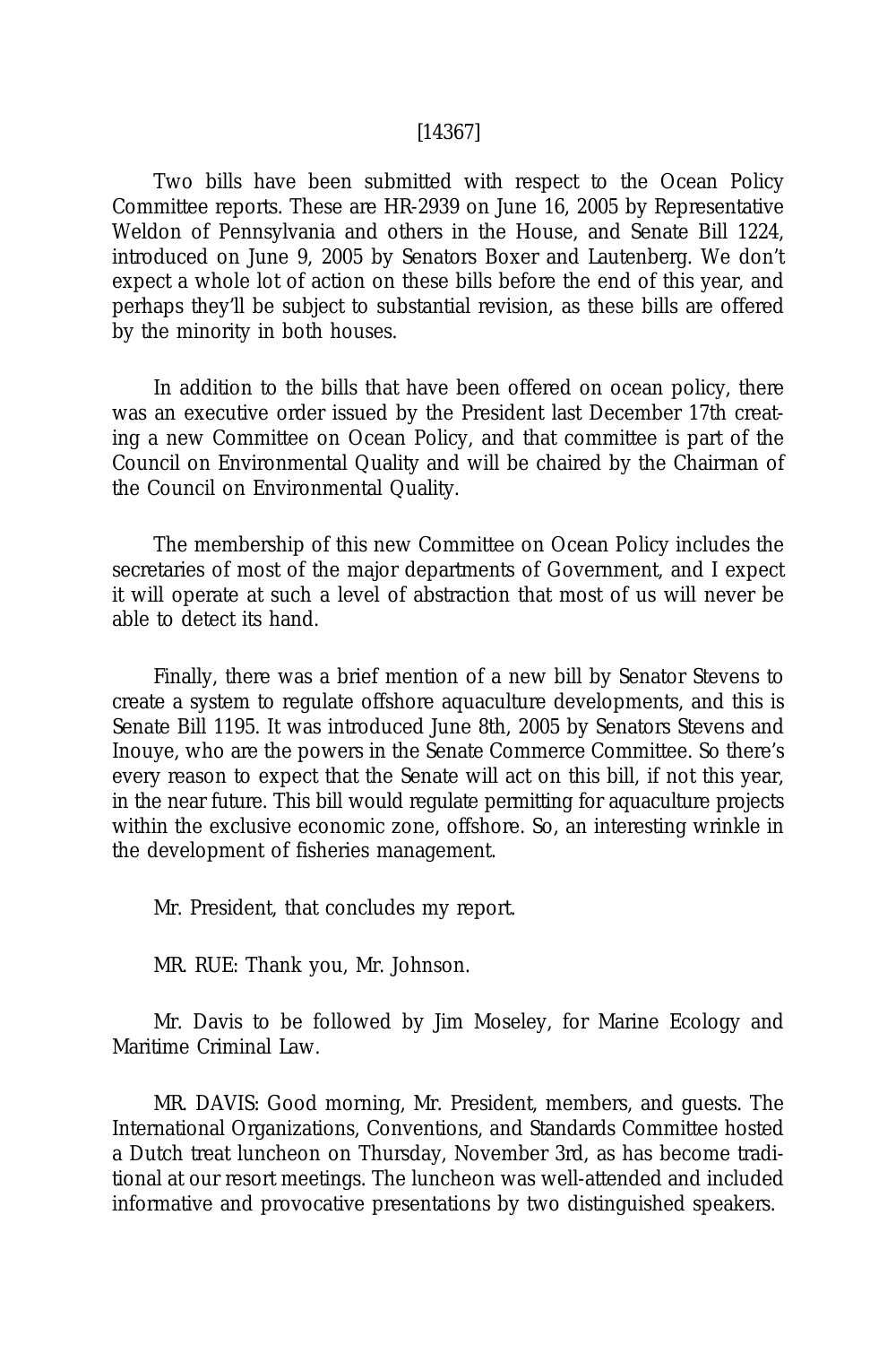Two bills have been submitted with respect to the Ocean Policy Committee reports. These are HR-2939 on June 16, 2005 by Representative Weldon of Pennsylvania and others in the House, and Senate Bill 1224, introduced on June 9, 2005 by Senators Boxer and Lautenberg. We don't expect a whole lot of action on these bills before the end of this year, and perhaps they'll be subject to substantial revision, as these bills are offered by the minority in both houses.

In addition to the bills that have been offered on ocean policy, there was an executive order issued by the President last December 17th creating a new Committee on Ocean Policy, and that committee is part of the Council on Environmental Quality and will be chaired by the Chairman of the Council on Environmental Quality.

The membership of this new Committee on Ocean Policy includes the secretaries of most of the major departments of Government, and I expect it will operate at such a level of abstraction that most of us will never be able to detect its hand.

Finally, there was a brief mention of a new bill by Senator Stevens to create a system to regulate offshore aquaculture developments, and this is Senate Bill 1195. It was introduced June 8th, 2005 by Senators Stevens and Inouye, who are the powers in the Senate Commerce Committee. So there's every reason to expect that the Senate will act on this bill, if not this year, in the near future. This bill would regulate permitting for aquaculture projects within the exclusive economic zone, offshore. So, an interesting wrinkle in the development of fisheries management.

Mr. President, that concludes my report.

MR. RUE: Thank you, Mr. Johnson.

Mr. Davis to be followed by Jim Moseley, for Marine Ecology and Maritime Criminal Law.

MR. DAVIS: Good morning, Mr. President, members, and guests. The International Organizations, Conventions, and Standards Committee hosted a Dutch treat luncheon on Thursday, November 3rd, as has become traditional at our resort meetings. The luncheon was well-attended and included informative and provocative presentations by two distinguished speakers.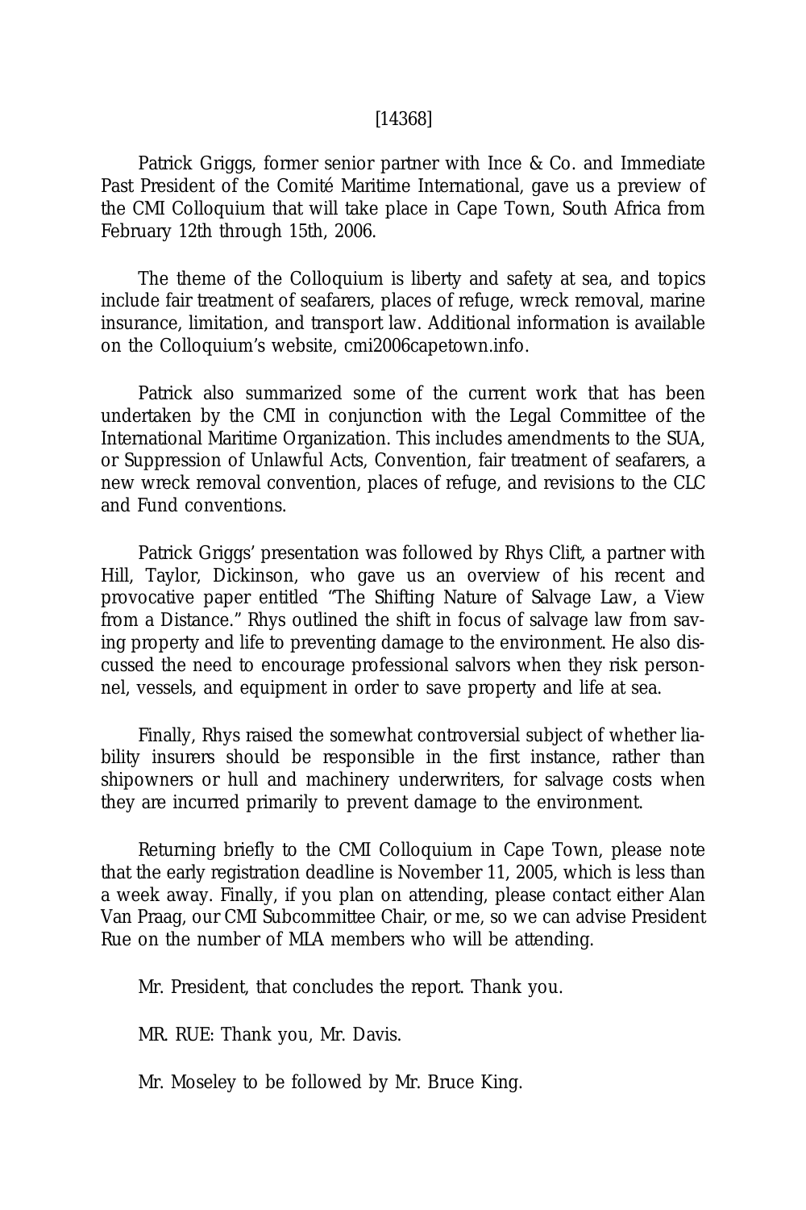[14368]

Patrick Griggs, former senior partner with Ince & Co. and Immediate Past President of the Comité Maritime International, gave us a preview of the CMI Colloquium that will take place in Cape Town, South Africa from February 12th through 15th, 2006.

The theme of the Colloquium is liberty and safety at sea, and topics include fair treatment of seafarers, places of refuge, wreck removal, marine insurance, limitation, and transport law. Additional information is available on the Colloquium's website, cmi2006capetown.info.

Patrick also summarized some of the current work that has been undertaken by the CMI in conjunction with the Legal Committee of the International Maritime Organization. This includes amendments to the SUA, or Suppression of Unlawful Acts, Convention, fair treatment of seafarers, a new wreck removal convention, places of refuge, and revisions to the CLC and Fund conventions.

Patrick Griggs' presentation was followed by Rhys Clift, a partner with Hill, Taylor, Dickinson, who gave us an overview of his recent and provocative paper entitled "The Shifting Nature of Salvage Law, a View from a Distance." Rhys outlined the shift in focus of salvage law from saving property and life to preventing damage to the environment. He also discussed the need to encourage professional salvors when they risk personnel, vessels, and equipment in order to save property and life at sea.

Finally, Rhys raised the somewhat controversial subject of whether liability insurers should be responsible in the first instance, rather than shipowners or hull and machinery underwriters, for salvage costs when they are incurred primarily to prevent damage to the environment.

Returning briefly to the CMI Colloquium in Cape Town, please note that the early registration deadline is November 11, 2005, which is less than a week away. Finally, if you plan on attending, please contact either Alan Van Praag, our CMI Subcommittee Chair, or me, so we can advise President Rue on the number of MLA members who will be attending.

Mr. President, that concludes the report. Thank you.

MR. RUE: Thank you, Mr. Davis.

Mr. Moseley to be followed by Mr. Bruce King.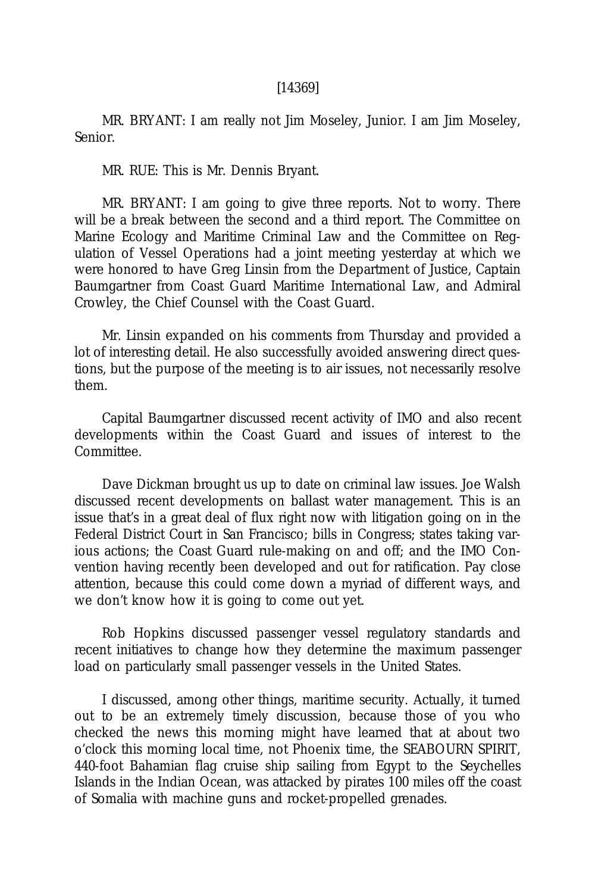[14369]

MR. BRYANT: I am really not Jim Moseley, Junior. I am Jim Moseley, Senior.

MR. RUE: This is Mr. Dennis Bryant.

MR. BRYANT: I am going to give three reports. Not to worry. There will be a break between the second and a third report. The Committee on Marine Ecology and Maritime Criminal Law and the Committee on Regulation of Vessel Operations had a joint meeting yesterday at which we were honored to have Greg Linsin from the Department of Justice, Captain Baumgartner from Coast Guard Maritime International Law, and Admiral Crowley, the Chief Counsel with the Coast Guard.

Mr. Linsin expanded on his comments from Thursday and provided a lot of interesting detail. He also successfully avoided answering direct questions, but the purpose of the meeting is to air issues, not necessarily resolve them.

Capital Baumgartner discussed recent activity of IMO and also recent developments within the Coast Guard and issues of interest to the Committee.

Dave Dickman brought us up to date on criminal law issues. Joe Walsh discussed recent developments on ballast water management. This is an issue that's in a great deal of flux right now with litigation going on in the Federal District Court in San Francisco; bills in Congress; states taking various actions; the Coast Guard rule-making on and off; and the IMO Convention having recently been developed and out for ratification. Pay close attention, because this could come down a myriad of different ways, and we don't know how it is going to come out yet.

Rob Hopkins discussed passenger vessel regulatory standards and recent initiatives to change how they determine the maximum passenger load on particularly small passenger vessels in the United States.

I discussed, among other things, maritime security. Actually, it turned out to be an extremely timely discussion, because those of you who checked the news this morning might have learned that at about two o'clock this morning local time, not Phoenix time, the SEABOURN SPIRIT, 440-foot Bahamian flag cruise ship sailing from Egypt to the Seychelles Islands in the Indian Ocean, was attacked by pirates 100 miles off the coast of Somalia with machine guns and rocket-propelled grenades.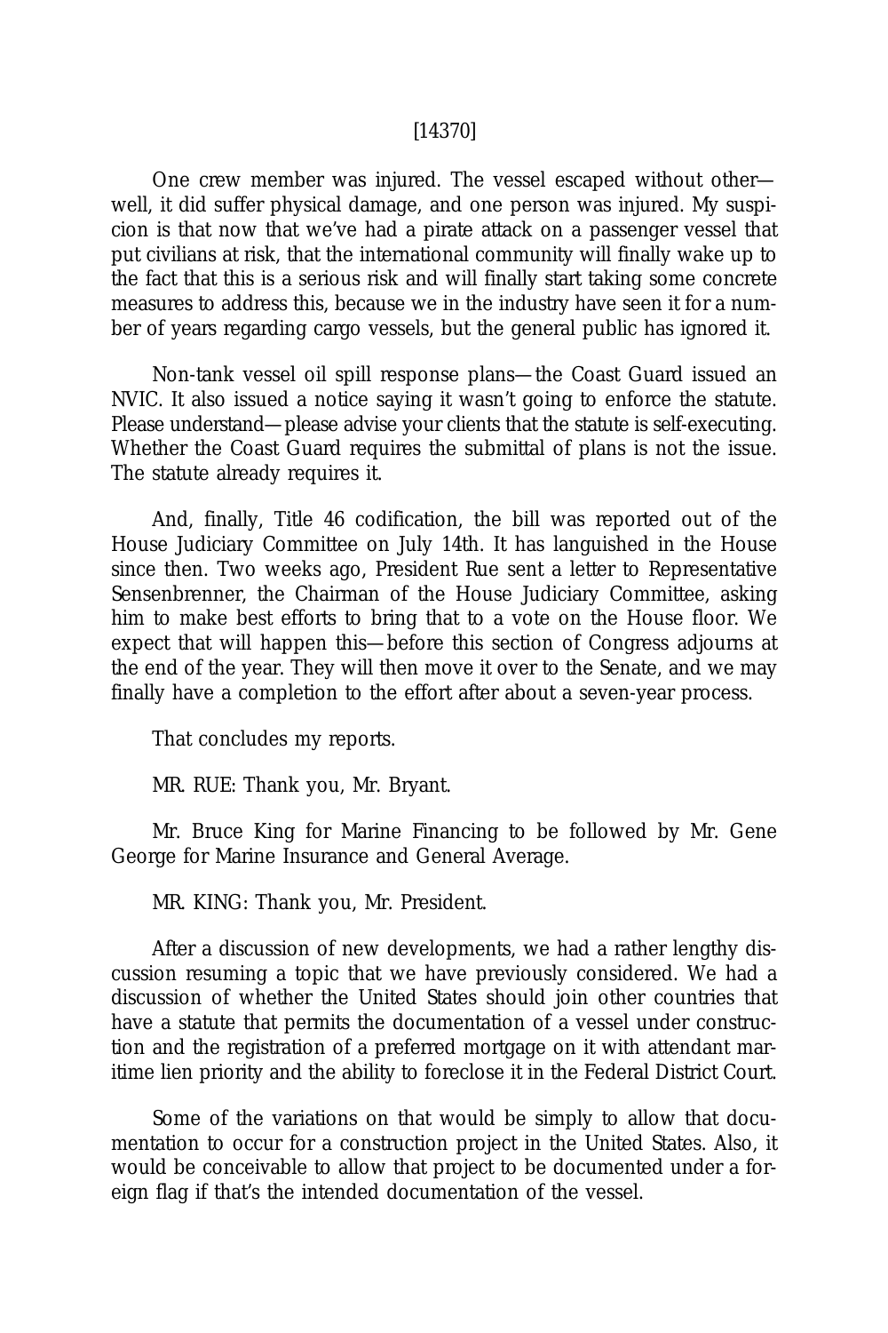One crew member was injured. The vessel escaped without other—well, it did suffer physical damage, and one person was injured. My suspicion is that now that we've had a pirate attack on a passenger vessel that put civilians at risk, that the international community will finally wake up to the fact that this is a serious risk and will finally start taking some concrete measures to address this, because we in the industry have seen it for a number of years regarding cargo vessels, but the general public has ignored it.

Non-tank vessel oil spill response plans—the Coast Guard issued an NVIC. It also issued a notice saying it wasn't going to enforce the statute. Please understand—please advise your clients that the statute is self-executing. Whether the Coast Guard requires the submittal of plans is not the issue. The statute already requires it.

And, finally, Title 46 codification, the bill was reported out of the House Judiciary Committee on July 14th. It has languished in the House since then. Two weeks ago, President Rue sent a letter to Representative Sensenbrenner, the Chairman of the House Judiciary Committee, asking him to make best efforts to bring that to a vote on the House floor. We expect that will happen this—before this section of Congress adjourns at the end of the year. They will then move it over to the Senate, and we may finally have a completion to the effort after about a seven-year process.

That concludes my reports.

MR. RUE: Thank you, Mr. Bryant.

Mr. Bruce King for Marine Financing to be followed by Mr. Gene George for Marine Insurance and General Average.

MR. KING: Thank you, Mr. President.

After a discussion of new developments, we had a rather lengthy discussion resuming a topic that we have previously considered. We had a discussion of whether the United States should join other countries that have a statute that permits the documentation of a vessel under construction and the registration of a preferred mortgage on it with attendant maritime lien priority and the ability to foreclose it in the Federal District Court.

Some of the variations on that would be simply to allow that documentation to occur for a construction project in the United States. Also, it would be conceivable to allow that project to be documented under a foreign flag if that's the intended documentation of the vessel.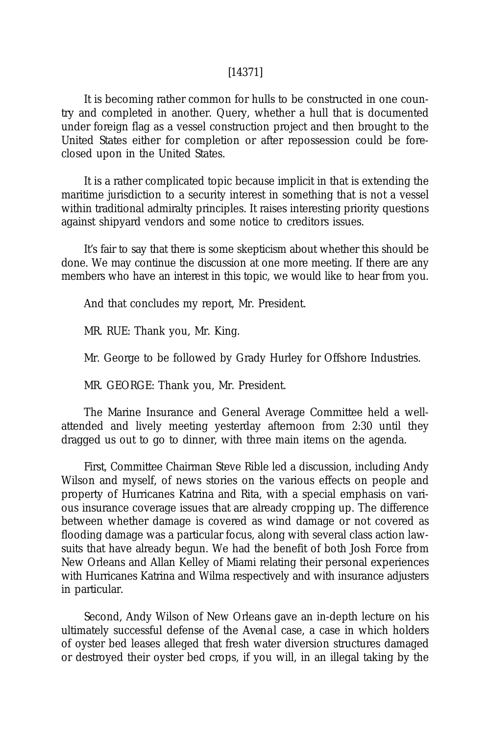It is becoming rather common for hulls to be constructed in one country and completed in another. Query, whether a hull that is documented under foreign flag as a vessel construction project and then brought to the United States either for completion or after repossession could be foreclosed upon in the United States.

It is a rather complicated topic because implicit in that is extending the maritime jurisdiction to a security interest in something that is not a vessel within traditional admiralty principles. It raises interesting priority questions against shipyard vendors and some notice to creditors issues.

It's fair to say that there is some skepticism about whether this should be done. We may continue the discussion at one more meeting. If there are any members who have an interest in this topic, we would like to hear from you.

And that concludes my report, Mr. President.

MR. RUE: Thank you, Mr. King.

Mr. George to be followed by Grady Hurley for Offshore Industries.

MR. GEORGE: Thank you, Mr. President.

The Marine Insurance and General Average Committee held a well-attended and lively meeting yesterday afternoon from 2:30 until they dragged us out to go to dinner, with three main items on the agenda.

First, Committee Chairman Steve Rible led a discussion, including Andy Wilson and myself, of news stories on the various effects on people and property of Hurricanes Katrina and Rita, with a special emphasis on various insurance coverage issues that are already cropping up. The difference between whether damage is covered as wind damage or not covered as flooding damage was a particular focus, along with several class action lawsuits that have already begun. We had the benefit of both Josh Force from New Orleans and Allan Kelley of Miami relating their personal experiences with Hurricanes Katrina and Wilma respectively and with insurance adjusters in particular.

Second, Andy Wilson of New Orleans gave an in-depth lecture on his ultimately successful defense of the *Avenal* case, a case in which holders of oyster bed leases alleged that fresh water diversion structures damaged or destroyed their oyster bed crops, if you will, in an illegal taking by the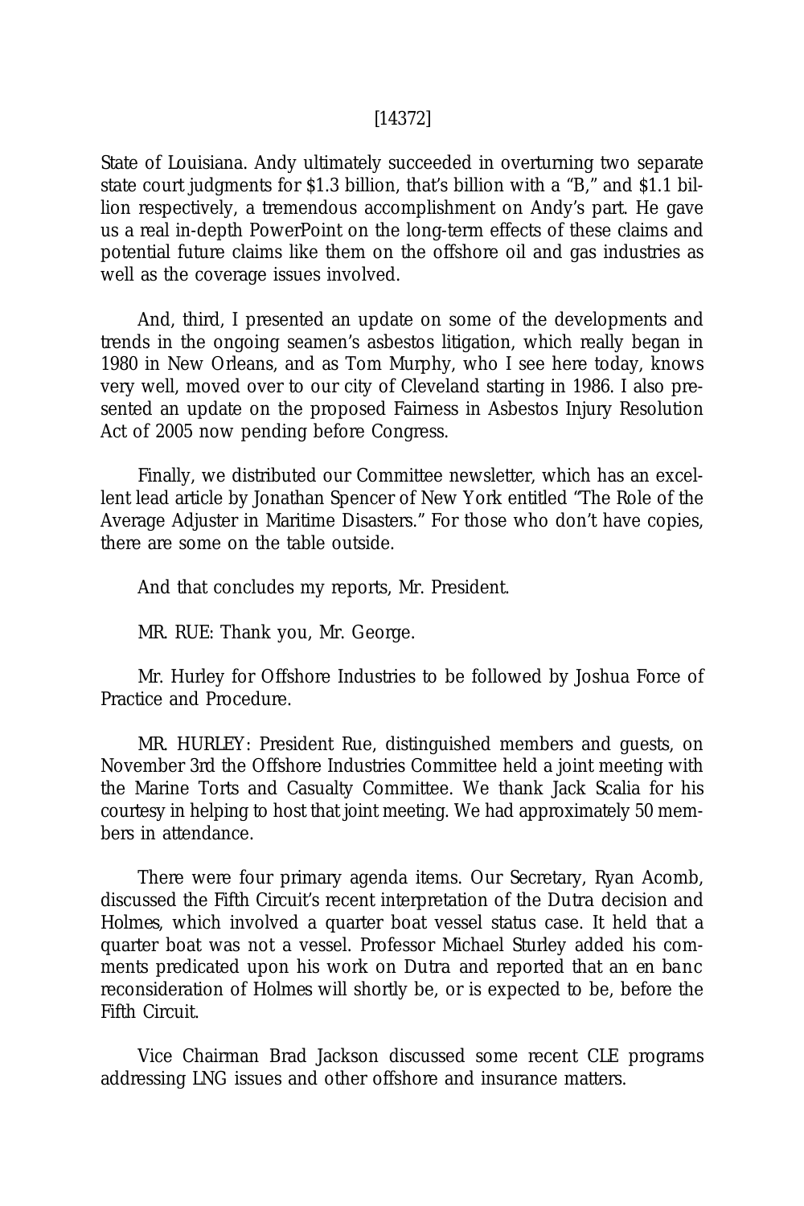State of Louisiana. Andy ultimately succeeded in overturning two separate state court judgments for $1.3 billion, that's billion with a "B," and $1.1 billion respectively, a tremendous accomplishment on Andy's part. He gave us a real in-depth PowerPoint on the long-term effects of these claims and potential future claims like them on the offshore oil and gas industries as well as the coverage issues involved.

And, third, I presented an update on some of the developments and trends in the ongoing seamen's asbestos litigation, which really began in 1980 in New Orleans, and as Tom Murphy, who I see here today, knows very well, moved over to our city of Cleveland starting in 1986. I also presented an update on the proposed Fairness in Asbestos Injury Resolution Act of 2005 now pending before Congress.

Finally, we distributed our Committee newsletter, which has an excellent lead article by Jonathan Spencer of New York entitled "The Role of the Average Adjuster in Maritime Disasters." For those who don't have copies, there are some on the table outside.

And that concludes my reports, Mr. President.

MR. RUE: Thank you, Mr. George.

Mr. Hurley for Offshore Industries to be followed by Joshua Force of Practice and Procedure.

MR. HURLEY: President Rue, distinguished members and guests, on November 3rd the Offshore Industries Committee held a joint meeting with the Marine Torts and Casualty Committee. We thank Jack Scalia for his courtesy in helping to host that joint meeting. We had approximately 50 members in attendance.

There were four primary agenda items. Our Secretary, Ryan Acomb, discussed the Fifth Circuit's recent interpretation of the Dutra decision and Holmes, which involved a quarter boat vessel status case. It held that a quarter boat was not a vessel. Professor Michael Sturley added his comments predicated upon his work on Dutra and reported that an *en banc* reconsideration of Holmes will shortly be, or is expected to be, before the Fifth Circuit.

Vice Chairman Brad Jackson discussed some recent CLE programs addressing LNG issues and other offshore and insurance matters.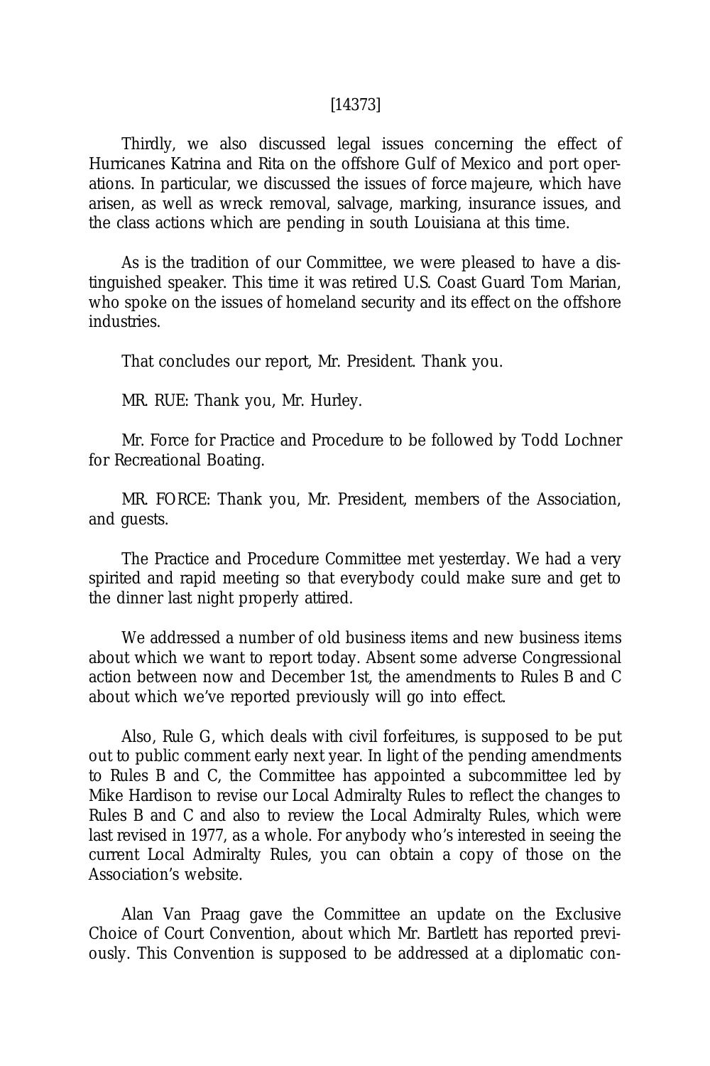Thirdly, we also discussed legal issues concerning the effect of Hurricanes Katrina and Rita on the offshore Gulf of Mexico and port operations. In particular, we discussed the issues of force majeure, which have arisen, as well as wreck removal, salvage, marking, insurance issues, and the class actions which are pending in south Louisiana at this time.

As is the tradition of our Committee, we were pleased to have a distinguished speaker. This time it was retired U.S. Coast Guard Tom Marian, who spoke on the issues of homeland security and its effect on the offshore industries.

That concludes our report, Mr. President. Thank you.

MR. RUE: Thank you, Mr. Hurley.

Mr. Force for Practice and Procedure to be followed by Todd Lochner for Recreational Boating.

MR. FORCE: Thank you, Mr. President, members of the Association, and guests.

The Practice and Procedure Committee met yesterday. We had a very spirited and rapid meeting so that everybody could make sure and get to the dinner last night properly attired.

We addressed a number of old business items and new business items about which we want to report today. Absent some adverse Congressional action between now and December 1st, the amendments to Rules B and C about which we've reported previously will go into effect.

Also, Rule G, which deals with civil forfeitures, is supposed to be put out to public comment early next year. In light of the pending amendments to Rules B and C, the Committee has appointed a subcommittee led by Mike Hardison to revise our Local Admiralty Rules to reflect the changes to Rules B and C and also to review the Local Admiralty Rules, which were last revised in 1977, as a whole. For anybody who's interested in seeing the current Local Admiralty Rules, you can obtain a copy of those on the Association's website.

Alan Van Praag gave the Committee an update on the Exclusive Choice of Court Convention, about which Mr. Bartlett has reported previously. This Convention is supposed to be addressed at a diplomatic con-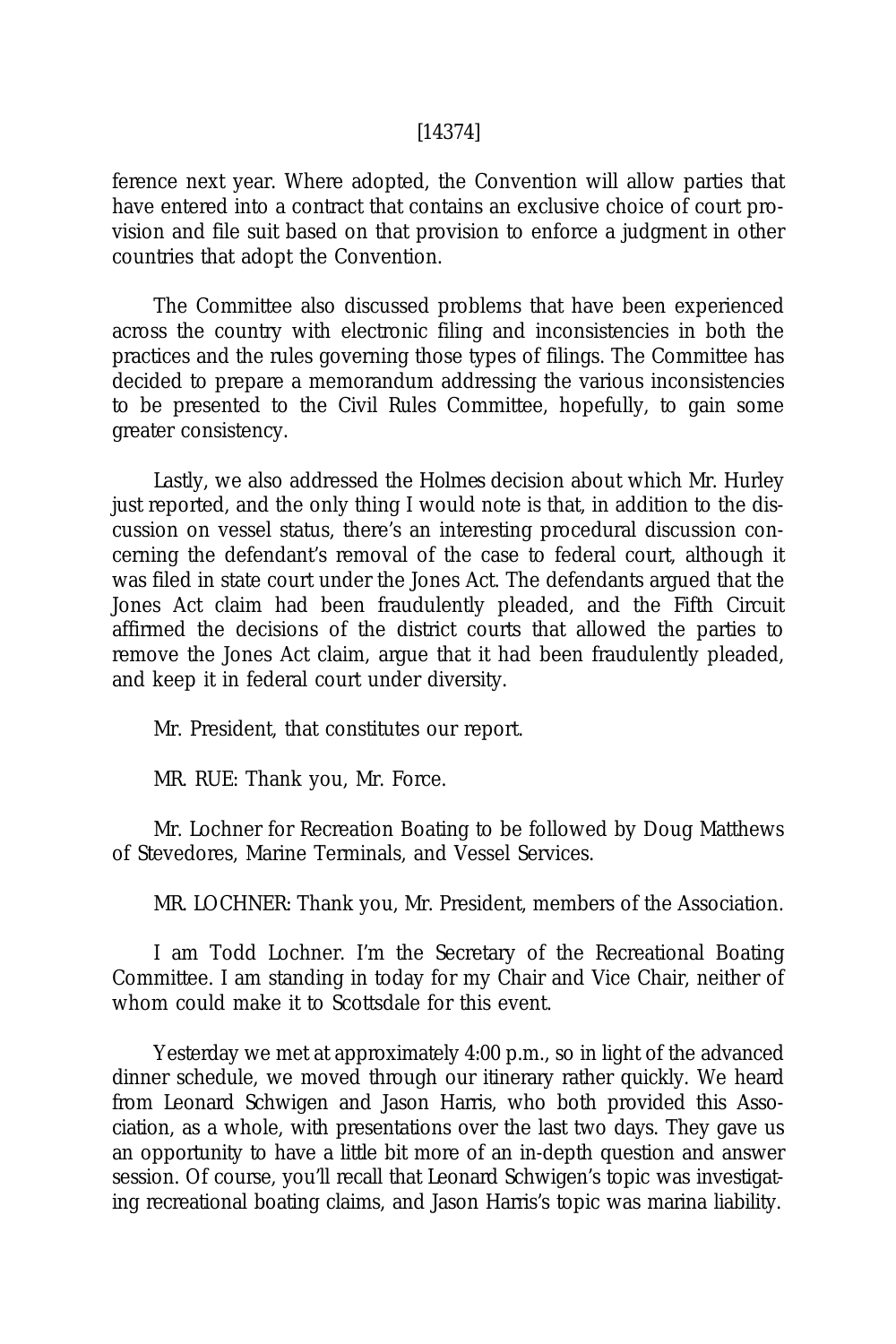ference next year. Where adopted, the Convention will allow parties that have entered into a contract that contains an exclusive choice of court provision and file suit based on that provision to enforce a judgment in other countries that adopt the Convention.

The Committee also discussed problems that have been experienced across the country with electronic filing and inconsistencies in both the practices and the rules governing those types of filings. The Committee has decided to prepare a memorandum addressing the various inconsistencies to be presented to the Civil Rules Committee, hopefully, to gain some greater consistency.

Lastly, we also addressed the *Holmes* decision about which Mr. Hurley just reported, and the only thing I would note is that, in addition to the discussion on vessel status, there's an interesting procedural discussion concerning the defendant's removal of the case to federal court, although it was filed in state court under the Jones Act. The defendants argued that the Jones Act claim had been fraudulently pleaded, and the Fifth Circuit affirmed the decisions of the district courts that allowed the parties to remove the Jones Act claim, argue that it had been fraudulently pleaded, and keep it in federal court under diversity.

Mr. President, that constitutes our report.

MR. RUE: Thank you, Mr. Force.

Mr. Lochner for Recreation Boating to be followed by Doug Matthews of Stevedores, Marine Terminals, and Vessel Services.

MR. LOCHNER: Thank you, Mr. President, members of the Association.

I am Todd Lochner. I'm the Secretary of the Recreational Boating Committee. I am standing in today for my Chair and Vice Chair, neither of whom could make it to Scottsdale for this event.

Yesterday we met at approximately 4:00 p.m., so in light of the advanced dinner schedule, we moved through our itinerary rather quickly. We heard from Leonard Schwigen and Jason Harris, who both provided this Association, as a whole, with presentations over the last two days. They gave us an opportunity to have a little bit more of an in-depth question and answer session. Of course, you'll recall that Leonard Schwigen's topic was investigating recreational boating claims, and Jason Harris's topic was marina liability.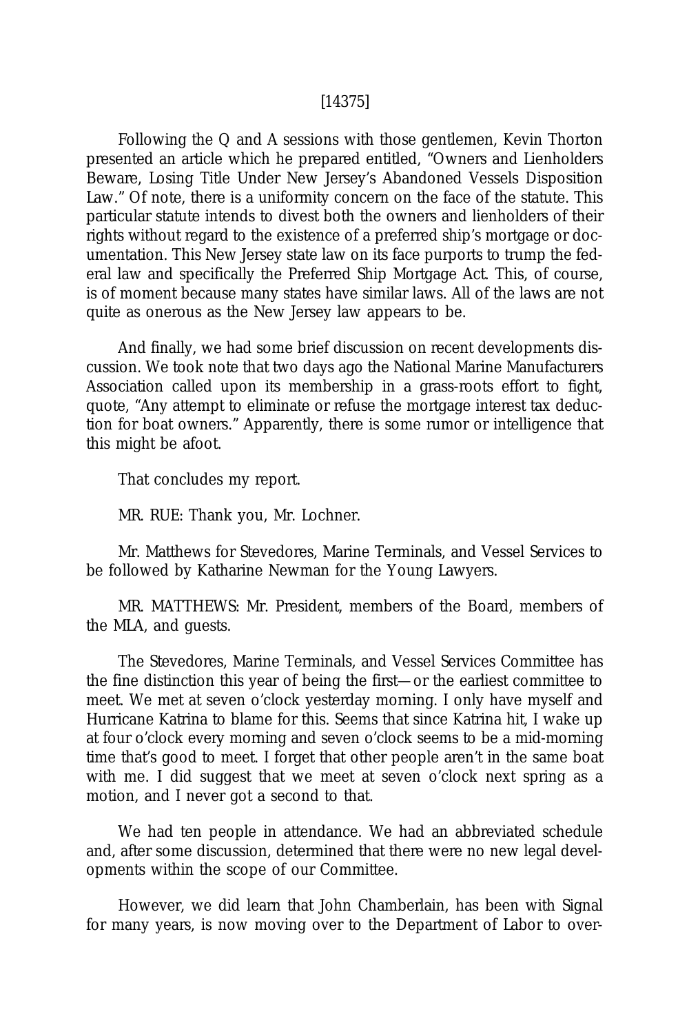[14375]

Following the Q and A sessions with those gentlemen, Kevin Thorton presented an article which he prepared entitled, "Owners and Lienholders Beware, Losing Title Under New Jersey's Abandoned Vessels Disposition Law." Of note, there is a uniformity concern on the face of the statute. This particular statute intends to divest both the owners and lienholders of their rights without regard to the existence of a preferred ship's mortgage or documentation. This New Jersey state law on its face purports to trump the federal law and specifically the Preferred Ship Mortgage Act. This, of course, is of moment because many states have similar laws. All of the laws are not quite as onerous as the New Jersey law appears to be.

And finally, we had some brief discussion on recent developments discussion. We took note that two days ago the National Marine Manufacturers Association called upon its membership in a grass-roots effort to fight, quote, "Any attempt to eliminate or refuse the mortgage interest tax deduction for boat owners." Apparently, there is some rumor or intelligence that this might be afoot.

That concludes my report.

MR. RUE: Thank you, Mr. Lochner.

Mr. Matthews for Stevedores, Marine Terminals, and Vessel Services to be followed by Katharine Newman for the Young Lawyers.

MR. MATTHEWS: Mr. President, members of the Board, members of the MLA, and guests.

The Stevedores, Marine Terminals, and Vessel Services Committee has the fine distinction this year of being the first—or the earliest committee to meet. We met at seven o'clock yesterday morning. I only have myself and Hurricane Katrina to blame for this. Seems that since Katrina hit, I wake up at four o'clock every morning and seven o'clock seems to be a mid-morning time that's good to meet. I forget that other people aren't in the same boat with me. I did suggest that we meet at seven o'clock next spring as a motion, and I never got a second to that.

We had ten people in attendance. We had an abbreviated schedule and, after some discussion, determined that there were no new legal developments within the scope of our Committee.

However, we did learn that John Chamberlain, has been with Signal for many years, is now moving over to the Department of Labor to over-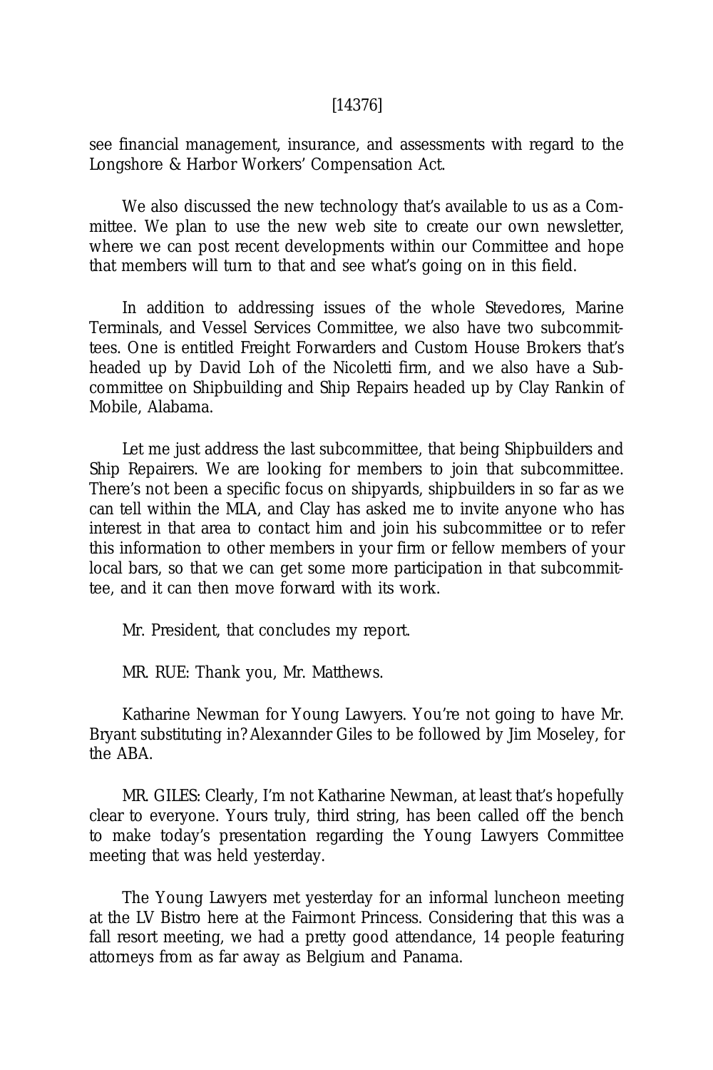see financial management, insurance, and assessments with regard to the Longshore & Harbor Workers' Compensation Act.

We also discussed the new technology that's available to us as a Committee. We plan to use the new web site to create our own newsletter, where we can post recent developments within our Committee and hope that members will turn to that and see what's going on in this field.

In addition to addressing issues of the whole Stevedores, Marine Terminals, and Vessel Services Committee, we also have two subcommittees. One is entitled Freight Forwarders and Custom House Brokers that's headed up by David Loh of the Nicoletti firm, and we also have a Subcommittee on Shipbuilding and Ship Repairs headed up by Clay Rankin of Mobile, Alabama.

Let me just address the last subcommittee, that being Shipbuilders and Ship Repairers. We are looking for members to join that subcommittee. There's not been a specific focus on shipyards, shipbuilders in so far as we can tell within the MLA, and Clay has asked me to invite anyone who has interest in that area to contact him and join his subcommittee or to refer this information to other members in your firm or fellow members of your local bars, so that we can get some more participation in that subcommittee, and it can then move forward with its work.

Mr. President, that concludes my report.

MR. RUE: Thank you, Mr. Matthews.

Katharine Newman for Young Lawyers. You're not going to have Mr. Bryant substituting in? Alexannder Giles to be followed by Jim Moseley, for the ABA.

MR. GILES: Clearly, I'm not Katharine Newman, at least that's hopefully clear to everyone. Yours truly, third string, has been called off the bench to make today's presentation regarding the Young Lawyers Committee meeting that was held yesterday.

The Young Lawyers met yesterday for an informal luncheon meeting at the LV Bistro here at the Fairmont Princess. Considering that this was a fall resort meeting, we had a pretty good attendance, 14 people featuring attorneys from as far away as Belgium and Panama.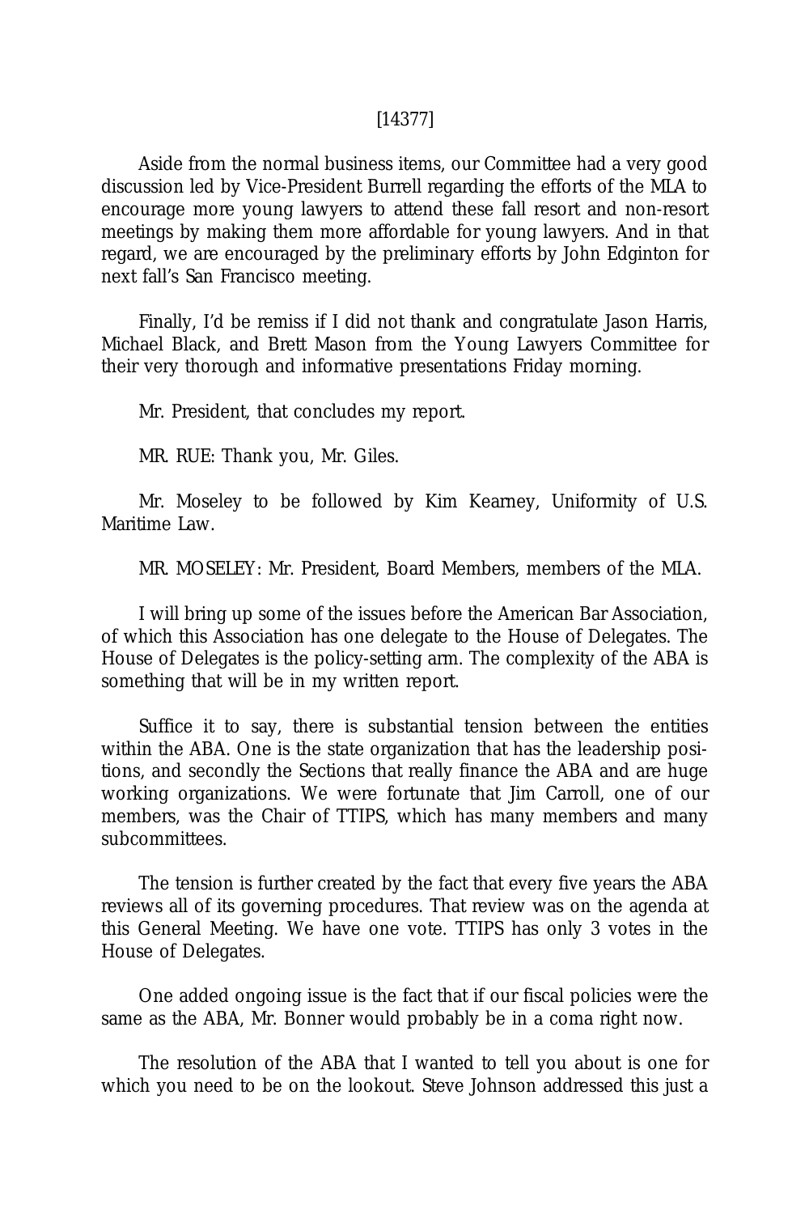[14377]

Aside from the normal business items, our Committee had a very good discussion led by Vice-President Burrell regarding the efforts of the MLA to encourage more young lawyers to attend these fall resort and non-resort meetings by making them more affordable for young lawyers. And in that regard, we are encouraged by the preliminary efforts by John Edginton for next fall's San Francisco meeting.

Finally, I'd be remiss if I did not thank and congratulate Jason Harris, Michael Black, and Brett Mason from the Young Lawyers Committee for their very thorough and informative presentations Friday morning.

Mr. President, that concludes my report.

MR. RUE: Thank you, Mr. Giles.

Mr. Moseley to be followed by Kim Kearney, Uniformity of U.S. Maritime Law.

MR. MOSELEY: Mr. President, Board Members, members of the MLA.

I will bring up some of the issues before the American Bar Association, of which this Association has one delegate to the House of Delegates. The House of Delegates is the policy-setting arm. The complexity of the ABA is something that will be in my written report.

Suffice it to say, there is substantial tension between the entities within the ABA. One is the state organization that has the leadership positions, and secondly the Sections that really finance the ABA and are huge working organizations. We were fortunate that Jim Carroll, one of our members, was the Chair of TTIPS, which has many members and many subcommittees.

The tension is further created by the fact that every five years the ABA reviews all of its governing procedures. That review was on the agenda at this General Meeting. We have one vote. TTIPS has only 3 votes in the House of Delegates.

One added ongoing issue is the fact that if our fiscal policies were the same as the ABA, Mr. Bonner would probably be in a coma right now.

The resolution of the ABA that I wanted to tell you about is one for which you need to be on the lookout. Steve Johnson addressed this just a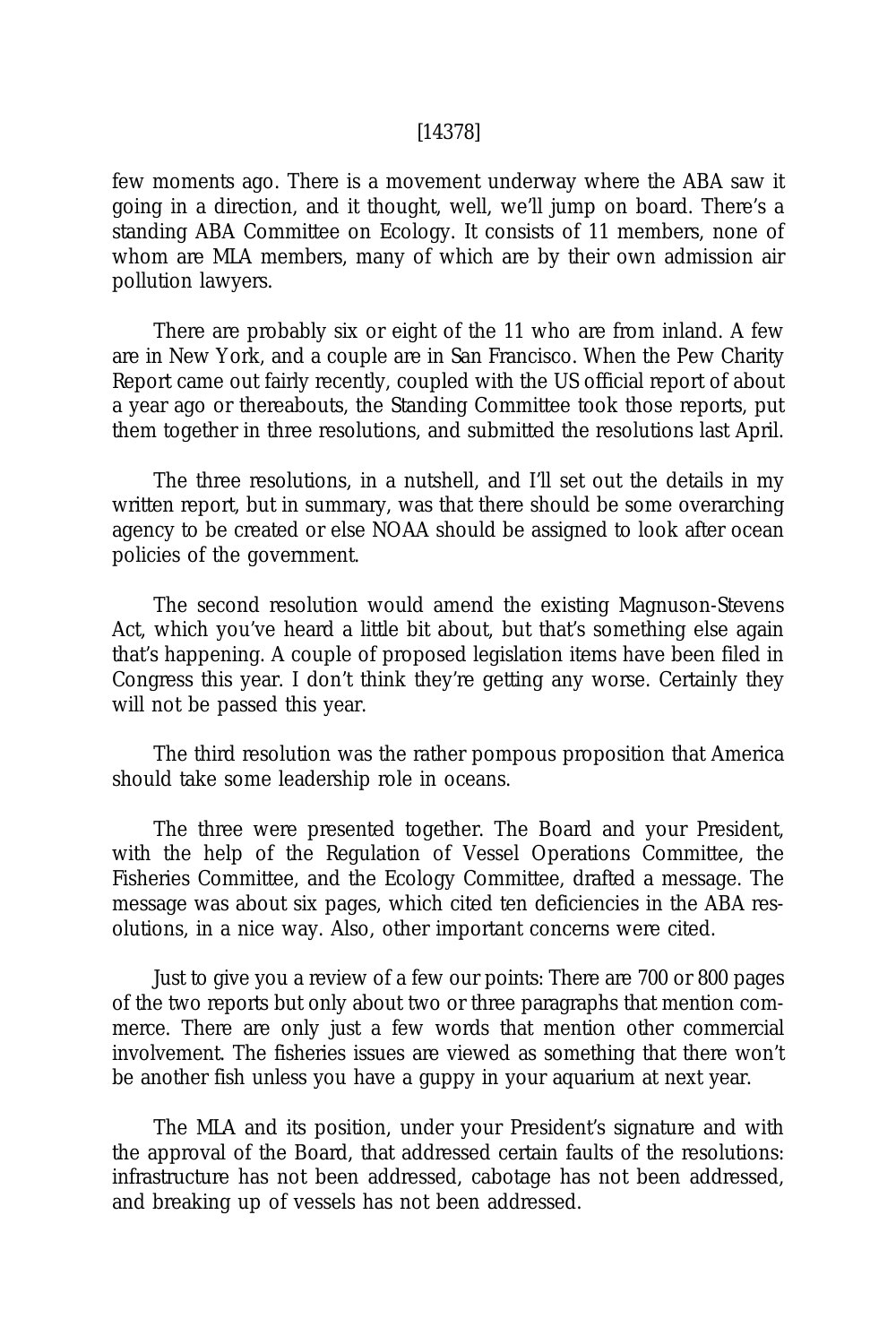few moments ago. There is a movement underway where the ABA saw it going in a direction, and it thought, well, we'll jump on board. There's a standing ABA Committee on Ecology. It consists of 11 members, none of whom are MLA members, many of which are by their own admission air pollution lawyers.

There are probably six or eight of the 11 who are from inland. A few are in New York, and a couple are in San Francisco. When the Pew Charity Report came out fairly recently, coupled with the US official report of about a year ago or thereabouts, the Standing Committee took those reports, put them together in three resolutions, and submitted the resolutions last April.

The three resolutions, in a nutshell, and I'll set out the details in my written report, but in summary, was that there should be some overarching agency to be created or else NOAA should be assigned to look after ocean policies of the government.

The second resolution would amend the existing Magnuson-Stevens Act, which you've heard a little bit about, but that's something else again that's happening. A couple of proposed legislation items have been filed in Congress this year. I don't think they're getting any worse. Certainly they will not be passed this year.

The third resolution was the rather pompous proposition that America should take some leadership role in oceans.

The three were presented together. The Board and your President, with the help of the Regulation of Vessel Operations Committee, the Fisheries Committee, and the Ecology Committee, drafted a message. The message was about six pages, which cited ten deficiencies in the ABA resolutions, in a nice way. Also, other important concerns were cited.

Just to give you a review of a few our points: There are 700 or 800 pages of the two reports but only about two or three paragraphs that mention commerce. There are only just a few words that mention other commercial involvement. The fisheries issues are viewed as something that there won't be another fish unless you have a guppy in your aquarium at next year.

The MLA and its position, under your President's signature and with the approval of the Board, that addressed certain faults of the resolutions: infrastructure has not been addressed, cabotage has not been addressed, and breaking up of vessels has not been addressed.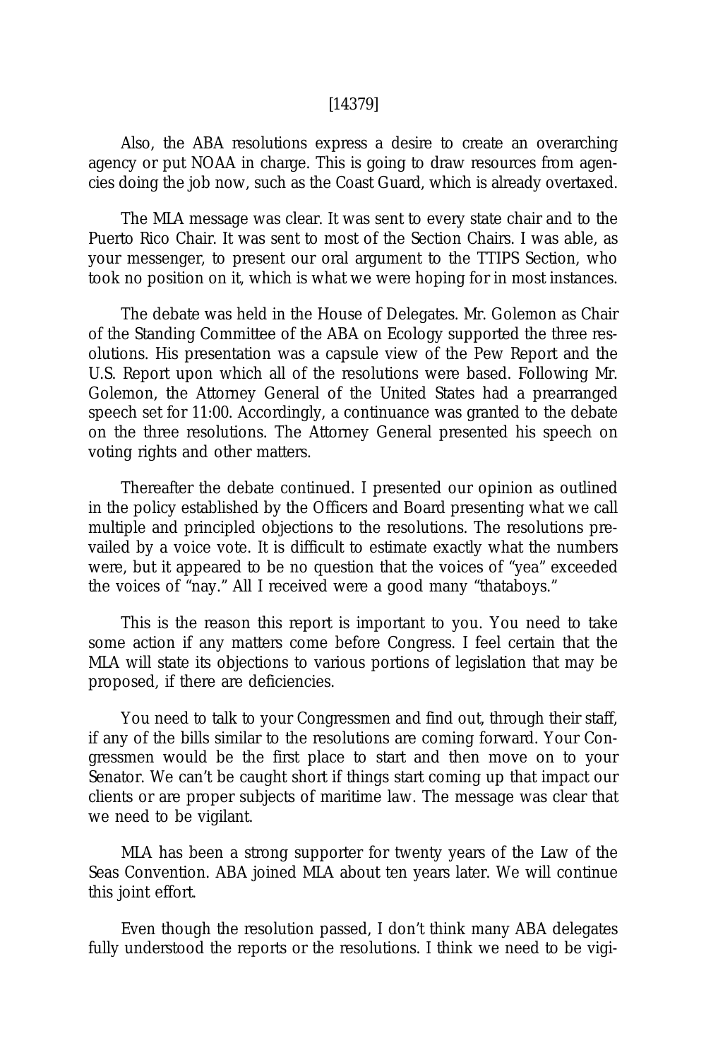Also, the ABA resolutions express a desire to create an overarching agency or put NOAA in charge. This is going to draw resources from agencies doing the job now, such as the Coast Guard, which is already overtaxed.

The MLA message was clear. It was sent to every state chair and to the Puerto Rico Chair. It was sent to most of the Section Chairs. I was able, as your messenger, to present our oral argument to the TTIPS Section, who took no position on it, which is what we were hoping for in most instances.

The debate was held in the House of Delegates. Mr. Golemon as Chair of the Standing Committee of the ABA on Ecology supported the three resolutions. His presentation was a capsule view of the Pew Report and the U.S. Report upon which all of the resolutions were based. Following Mr. Golemon, the Attorney General of the United States had a prearranged speech set for 11:00. Accordingly, a continuance was granted to the debate on the three resolutions. The Attorney General presented his speech on voting rights and other matters.

Thereafter the debate continued. I presented our opinion as outlined in the policy established by the Officers and Board presenting what we call multiple and principled objections to the resolutions. The resolutions prevailed by a voice vote. It is difficult to estimate exactly what the numbers were, but it appeared to be no question that the voices of "yea" exceeded the voices of "nay." All I received were a good many "thataboys."

This is the reason this report is important to you. You need to take some action if any matters come before Congress. I feel certain that the MLA will state its objections to various portions of legislation that may be proposed, if there are deficiencies.

You need to talk to your Congressmen and find out, through their staff, if any of the bills similar to the resolutions are coming forward. Your Congressmen would be the first place to start and then move on to your Senator. We can't be caught short if things start coming up that impact our clients or are proper subjects of maritime law. The message was clear that we need to be vigilant.

MLA has been a strong supporter for twenty years of the Law of the Seas Convention. ABA joined MLA about ten years later. We will continue this joint effort.

Even though the resolution passed, I don't think many ABA delegates fully understood the reports or the resolutions. I think we need to be vigi-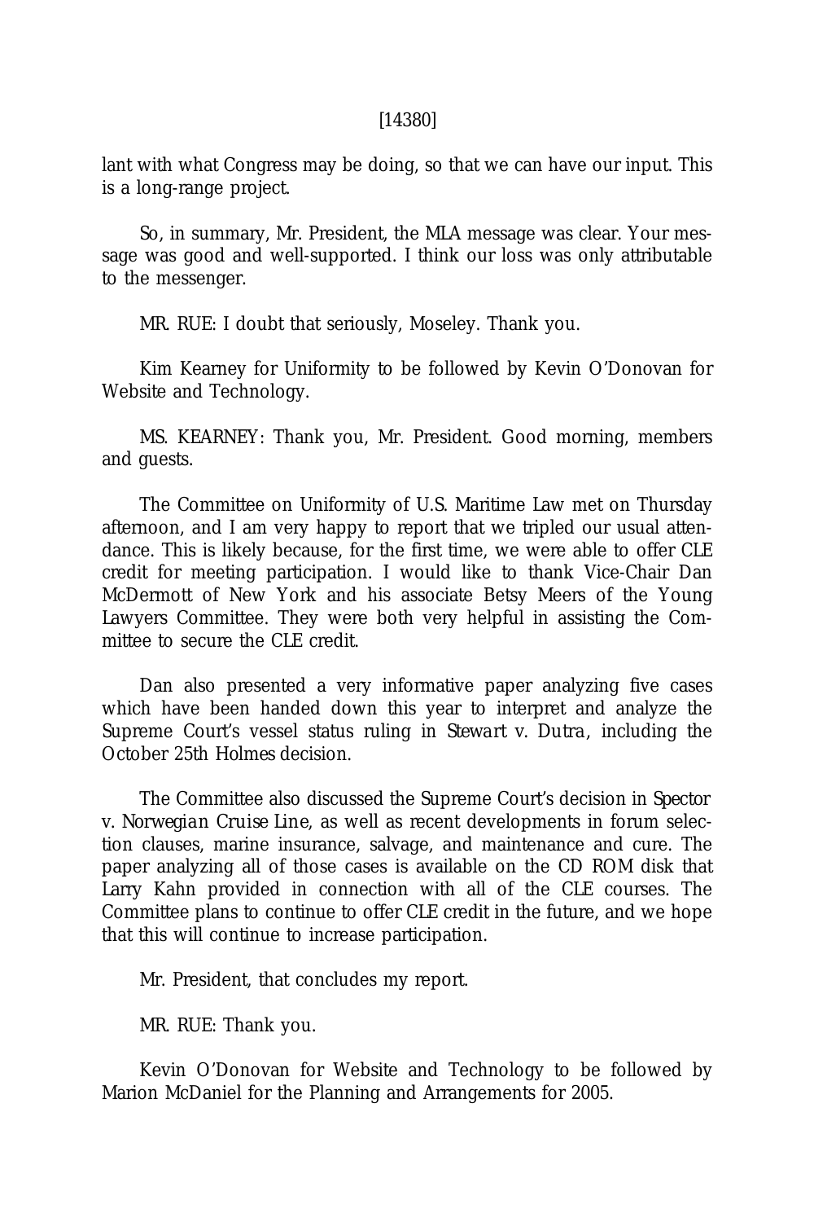lant with what Congress may be doing, so that we can have our input. This is a long-range project.

So, in summary, Mr. President, the MLA message was clear. Your message was good and well-supported. I think our loss was only attributable to the messenger.

MR. RUE: I doubt that seriously, Moseley. Thank you.

Kim Kearney for Uniformity to be followed by Kevin O'Donovan for Website and Technology.

MS. KEARNEY: Thank you, Mr. President. Good morning, members and guests.

The Committee on Uniformity of U.S. Maritime Law met on Thursday afternoon, and I am very happy to report that we tripled our usual attendance. This is likely because, for the first time, we were able to offer CLE credit for meeting participation. I would like to thank Vice-Chair Dan McDermott of New York and his associate Betsy Meers of the Young Lawyers Committee. They were both very helpful in assisting the Committee to secure the CLE credit.

Dan also presented a very informative paper analyzing five cases which have been handed down this year to interpret and analyze the Supreme Court's vessel status ruling in *Stewart v. Dutra*, including the October 25th *Holmes* decision.

The Committee also discussed the Supreme Court's decision in *Spector v. Norwegian Cruise Line*, as well as recent developments in forum selection clauses, marine insurance, salvage, and maintenance and cure. The paper analyzing all of those cases is available on the CD ROM disk that Larry Kahn provided in connection with all of the CLE courses. The Committee plans to continue to offer CLE credit in the future, and we hope that this will continue to increase participation.

Mr. President, that concludes my report.

MR. RUE: Thank you.

Kevin O'Donovan for Website and Technology to be followed by Marion McDaniel for the Planning and Arrangements for 2005.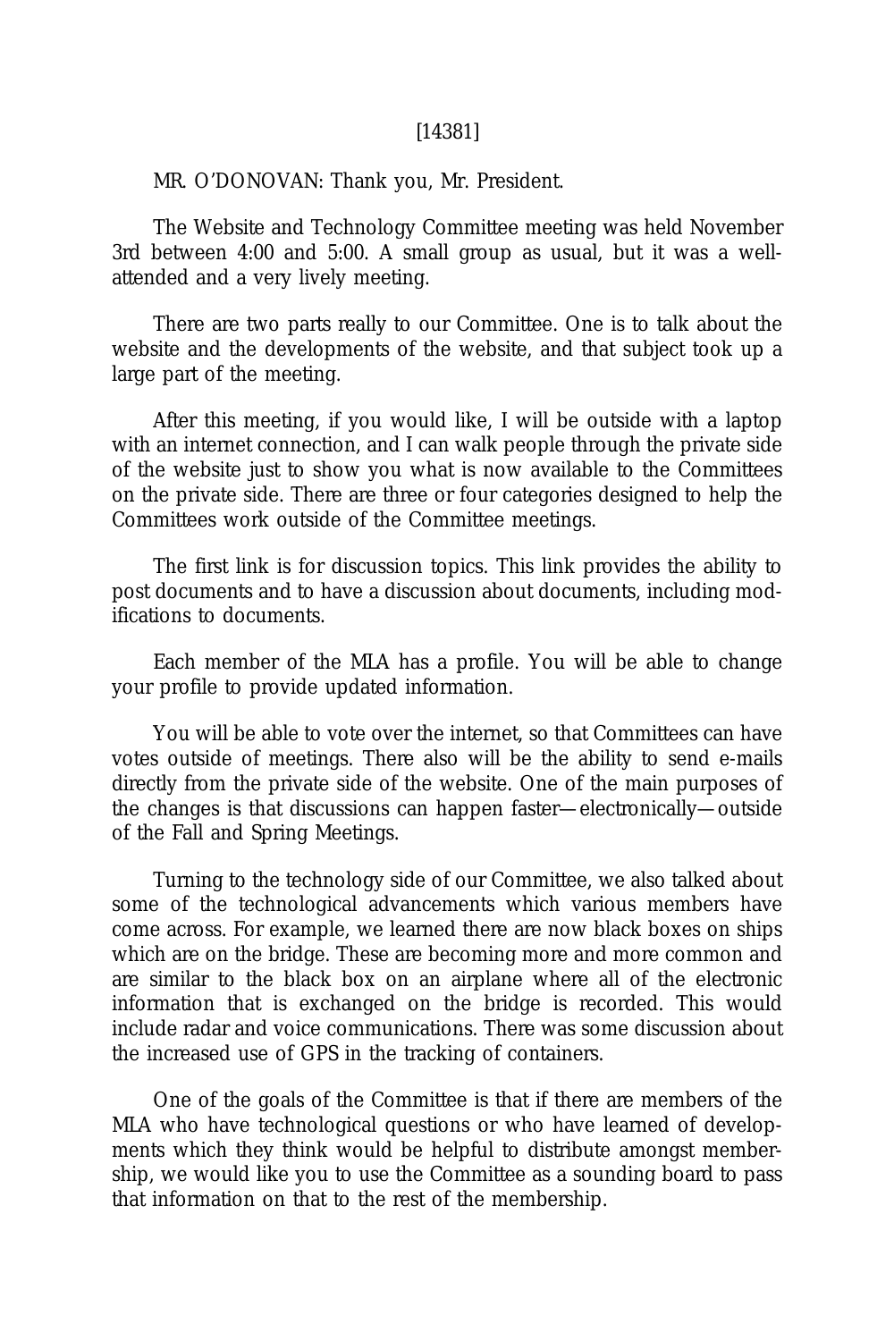[14381]

MR. O'DONOVAN: Thank you, Mr. President.

The Website and Technology Committee meeting was held November 3rd between 4:00 and 5:00. A small group as usual, but it was a well-attended and a very lively meeting.

There are two parts really to our Committee. One is to talk about the website and the developments of the website, and that subject took up a large part of the meeting.

After this meeting, if you would like, I will be outside with a laptop with an internet connection, and I can walk people through the private side of the website just to show you what is now available to the Committees on the private side. There are three or four categories designed to help the Committees work outside of the Committee meetings.

The first link is for discussion topics. This link provides the ability to post documents and to have a discussion about documents, including modifications to documents.

Each member of the MLA has a profile. You will be able to change your profile to provide updated information.

You will be able to vote over the internet, so that Committees can have votes outside of meetings. There also will be the ability to send e-mails directly from the private side of the website. One of the main purposes of the changes is that discussions can happen faster—electronically—outside of the Fall and Spring Meetings.

Turning to the technology side of our Committee, we also talked about some of the technological advancements which various members have come across. For example, we learned there are now black boxes on ships which are on the bridge. These are becoming more and more common and are similar to the black box on an airplane where all of the electronic information that is exchanged on the bridge is recorded. This would include radar and voice communications. There was some discussion about the increased use of GPS in the tracking of containers.

One of the goals of the Committee is that if there are members of the MLA who have technological questions or who have learned of developments which they think would be helpful to distribute amongst membership, we would like you to use the Committee as a sounding board to pass that information on that to the rest of the membership.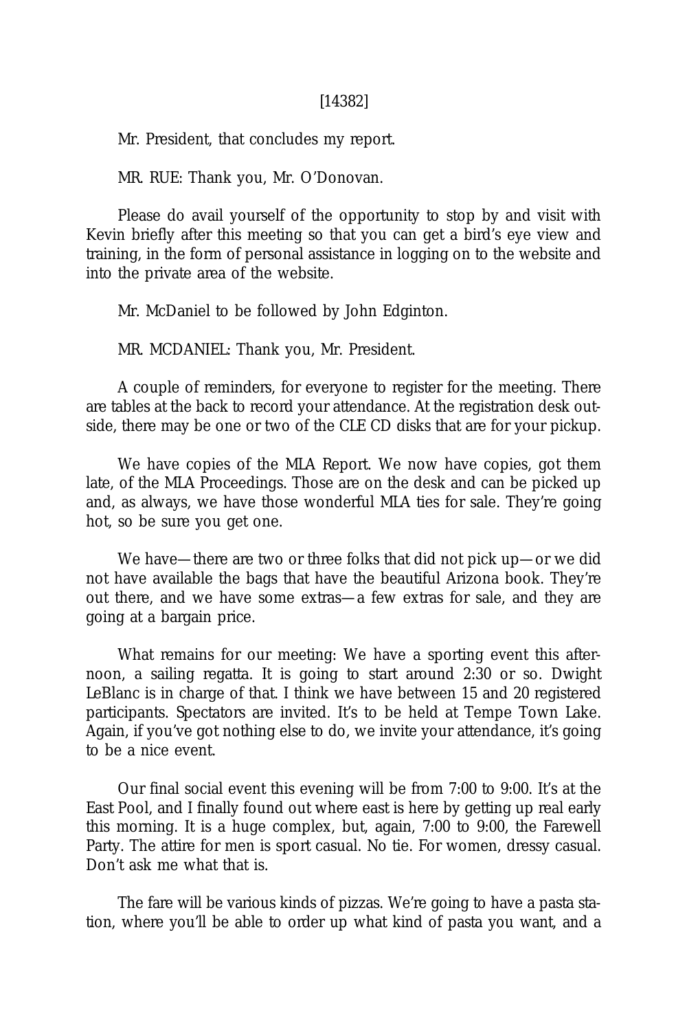[14382]

Mr. President, that concludes my report.

MR. RUE: Thank you, Mr. O'Donovan.

Please do avail yourself of the opportunity to stop by and visit with Kevin briefly after this meeting so that you can get a bird's eye view and training, in the form of personal assistance in logging on to the website and into the private area of the website.

Mr. McDaniel to be followed by John Edginton.

MR. MCDANIEL: Thank you, Mr. President.

A couple of reminders, for everyone to register for the meeting. There are tables at the back to record your attendance. At the registration desk outside, there may be one or two of the CLE CD disks that are for your pickup.

We have copies of the MLA Report. We now have copies, got them late, of the MLA Proceedings. Those are on the desk and can be picked up and, as always, we have those wonderful MLA ties for sale. They're going hot, so be sure you get one.

We have—there are two or three folks that did not pick up—or we did not have available the bags that have the beautiful Arizona book. They're out there, and we have some extras—a few extras for sale, and they are going at a bargain price.

What remains for our meeting: We have a sporting event this afternoon, a sailing regatta. It is going to start around 2:30 or so. Dwight LeBlanc is in charge of that. I think we have between 15 and 20 registered participants. Spectators are invited. It's to be held at Tempe Town Lake. Again, if you've got nothing else to do, we invite your attendance, it's going to be a nice event.

Our final social event this evening will be from 7:00 to 9:00. It's at the East Pool, and I finally found out where east is here by getting up real early this morning. It is a huge complex, but, again, 7:00 to 9:00, the Farewell Party. The attire for men is sport casual. No tie. For women, dressy casual. Don't ask me what that is.

The fare will be various kinds of pizzas. We're going to have a pasta station, where you'll be able to order up what kind of pasta you want, and a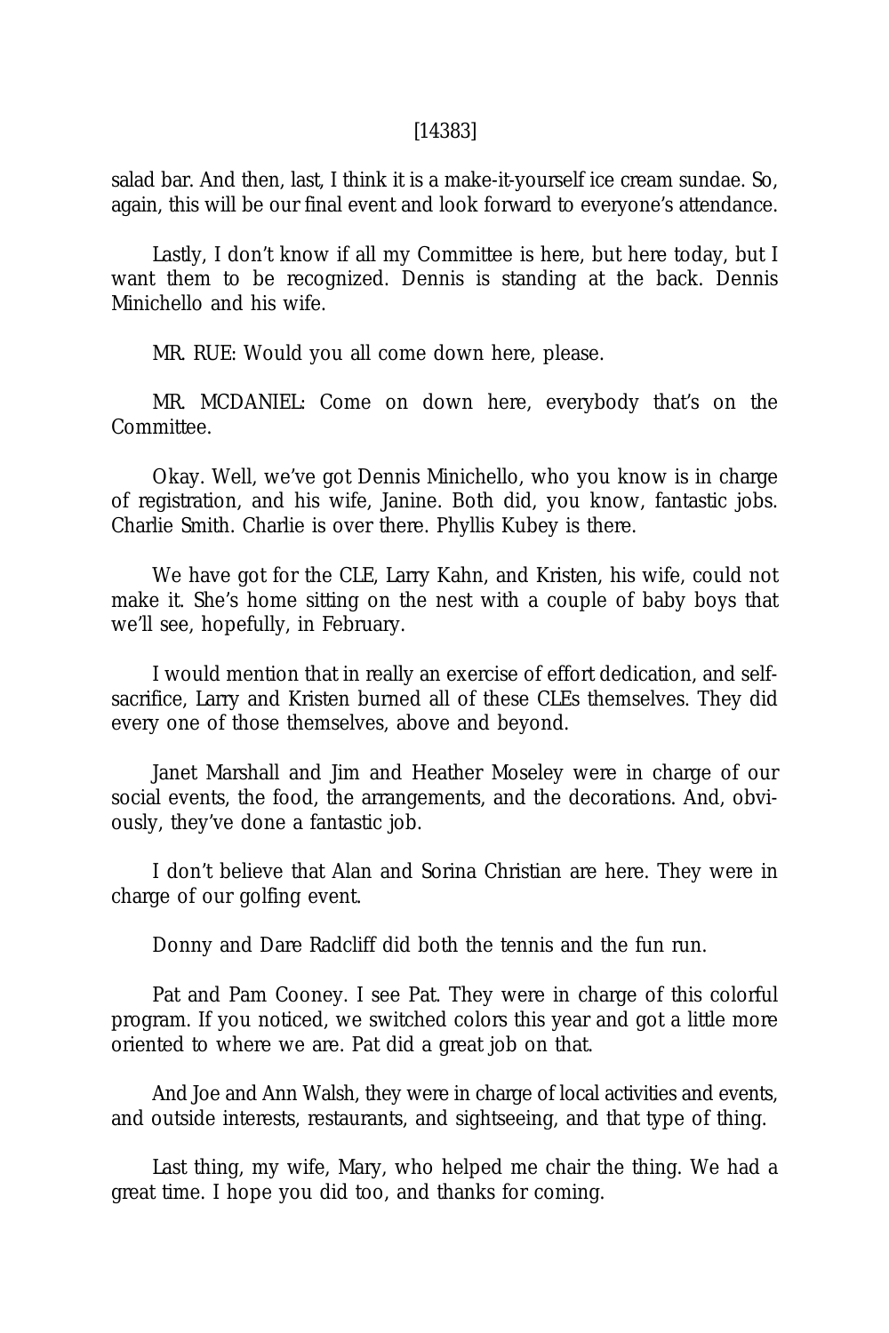salad bar. And then, last, I think it is a make-it-yourself ice cream sundae. So, again, this will be our final event and look forward to everyone's attendance.

Lastly, I don't know if all my Committee is here, but here today, but I want them to be recognized. Dennis is standing at the back. Dennis Minichello and his wife.

MR. RUE: Would you all come down here, please.

MR. MCDANIEL: Come on down here, everybody that's on the Committee.

Okay. Well, we've got Dennis Minichello, who you know is in charge of registration, and his wife, Janine. Both did, you know, fantastic jobs. Charlie Smith. Charlie is over there. Phyllis Kubey is there.

We have got for the CLE, Larry Kahn, and Kristen, his wife, could not make it. She's home sitting on the nest with a couple of baby boys that we'll see, hopefully, in February.

I would mention that in really an exercise of effort dedication, and self-sacrifice, Larry and Kristen burned all of these CLEs themselves. They did every one of those themselves, above and beyond.

Janet Marshall and Jim and Heather Moseley were in charge of our social events, the food, the arrangements, and the decorations. And, obviously, they've done a fantastic job.

I don't believe that Alan and Sorina Christian are here. They were in charge of our golfing event.

Donny and Dare Radcliff did both the tennis and the fun run.

Pat and Pam Cooney. I see Pat. They were in charge of this colorful program. If you noticed, we switched colors this year and got a little more oriented to where we are. Pat did a great job on that.

And Joe and Ann Walsh, they were in charge of local activities and events, and outside interests, restaurants, and sightseeing, and that type of thing.

Last thing, my wife, Mary, who helped me chair the thing. We had a great time. I hope you did too, and thanks for coming.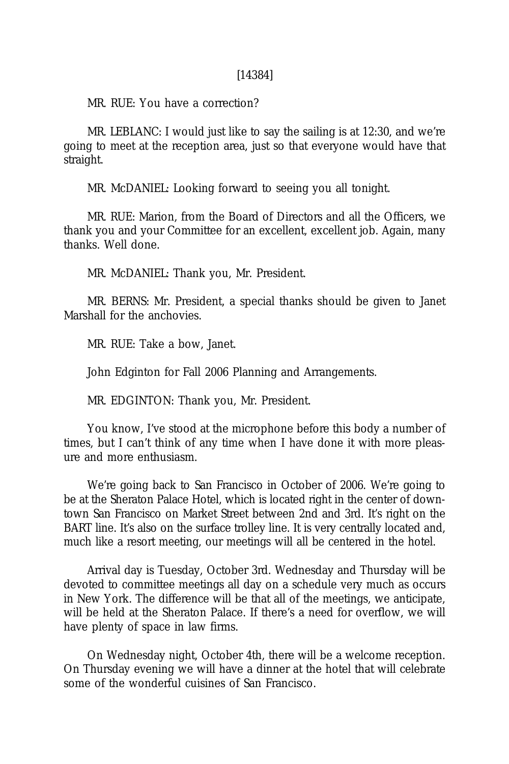[14384]

MR. RUE: You have a correction?

MR. LEBLANC: I would just like to say the sailing is at 12:30, and we're going to meet at the reception area, just so that everyone would have that straight.

MR. McDANIEL: Looking forward to seeing you all tonight.

MR. RUE: Marion, from the Board of Directors and all the Officers, we thank you and your Committee for an excellent, excellent job. Again, many thanks. Well done.

MR. McDANIEL: Thank you, Mr. President.

MR. BERNS: Mr. President, a special thanks should be given to Janet Marshall for the anchovies.

MR. RUE: Take a bow, Janet.

John Edginton for Fall 2006 Planning and Arrangements.

MR. EDGINTON: Thank you, Mr. President.

You know, I've stood at the microphone before this body a number of times, but I can't think of any time when I have done it with more pleasure and more enthusiasm.

We're going back to San Francisco in October of 2006. We're going to be at the Sheraton Palace Hotel, which is located right in the center of downtown San Francisco on Market Street between 2nd and 3rd. It's right on the BART line. It's also on the surface trolley line. It is very centrally located and, much like a resort meeting, our meetings will all be centered in the hotel.

Arrival day is Tuesday, October 3rd. Wednesday and Thursday will be devoted to committee meetings all day on a schedule very much as occurs in New York. The difference will be that all of the meetings, we anticipate, will be held at the Sheraton Palace. If there's a need for overflow, we will have plenty of space in law firms.

On Wednesday night, October 4th, there will be a welcome reception. On Thursday evening we will have a dinner at the hotel that will celebrate some of the wonderful cuisines of San Francisco.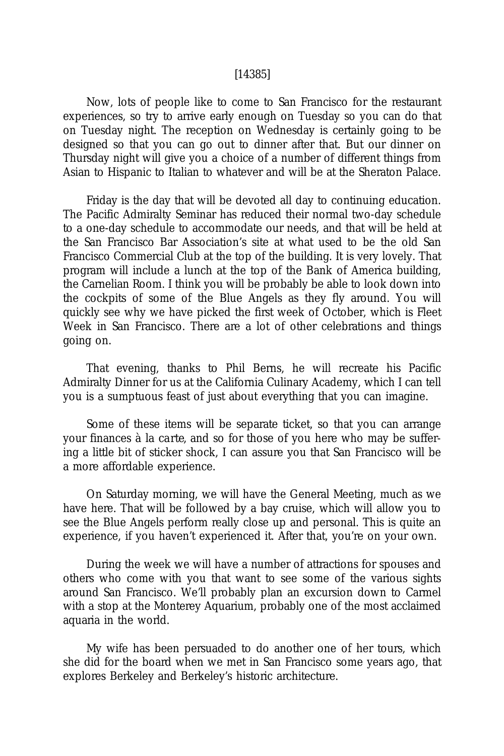[14385]

Now, lots of people like to come to San Francisco for the restaurant experiences, so try to arrive early enough on Tuesday so you can do that on Tuesday night. The reception on Wednesday is certainly going to be designed so that you can go out to dinner after that. But our dinner on Thursday night will give you a choice of a number of different things from Asian to Hispanic to Italian to whatever and will be at the Sheraton Palace.

Friday is the day that will be devoted all day to continuing education. The Pacific Admiralty Seminar has reduced their normal two-day schedule to a one-day schedule to accommodate our needs, and that will be held at the San Francisco Bar Association's site at what used to be the old San Francisco Commercial Club at the top of the building. It is very lovely. That program will include a lunch at the top of the Bank of America building, the Carnelian Room. I think you will be probably be able to look down into the cockpits of some of the Blue Angels as they fly around. You will quickly see why we have picked the first week of October, which is Fleet Week in San Francisco. There are a lot of other celebrations and things going on.

That evening, thanks to Phil Berns, he will recreate his Pacific Admiralty Dinner for us at the California Culinary Academy, which I can tell you is a sumptuous feast of just about everything that you can imagine.

Some of these items will be separate ticket, so that you can arrange your finances *à la carte*, and so for those of you here who may be suffering a little bit of sticker shock, I can assure you that San Francisco will be a more affordable experience.

On Saturday morning, we will have the General Meeting, much as we have here. That will be followed by a bay cruise, which will allow you to see the Blue Angels perform really close up and personal. This is quite an experience, if you haven't experienced it. After that, you're on your own.

During the week we will have a number of attractions for spouses and others who come with you that want to see some of the various sights around San Francisco. We'll probably plan an excursion down to Carmel with a stop at the Monterey Aquarium, probably one of the most acclaimed aquaria in the world.

My wife has been persuaded to do another one of her tours, which she did for the board when we met in San Francisco some years ago, that explores Berkeley and Berkeley's historic architecture.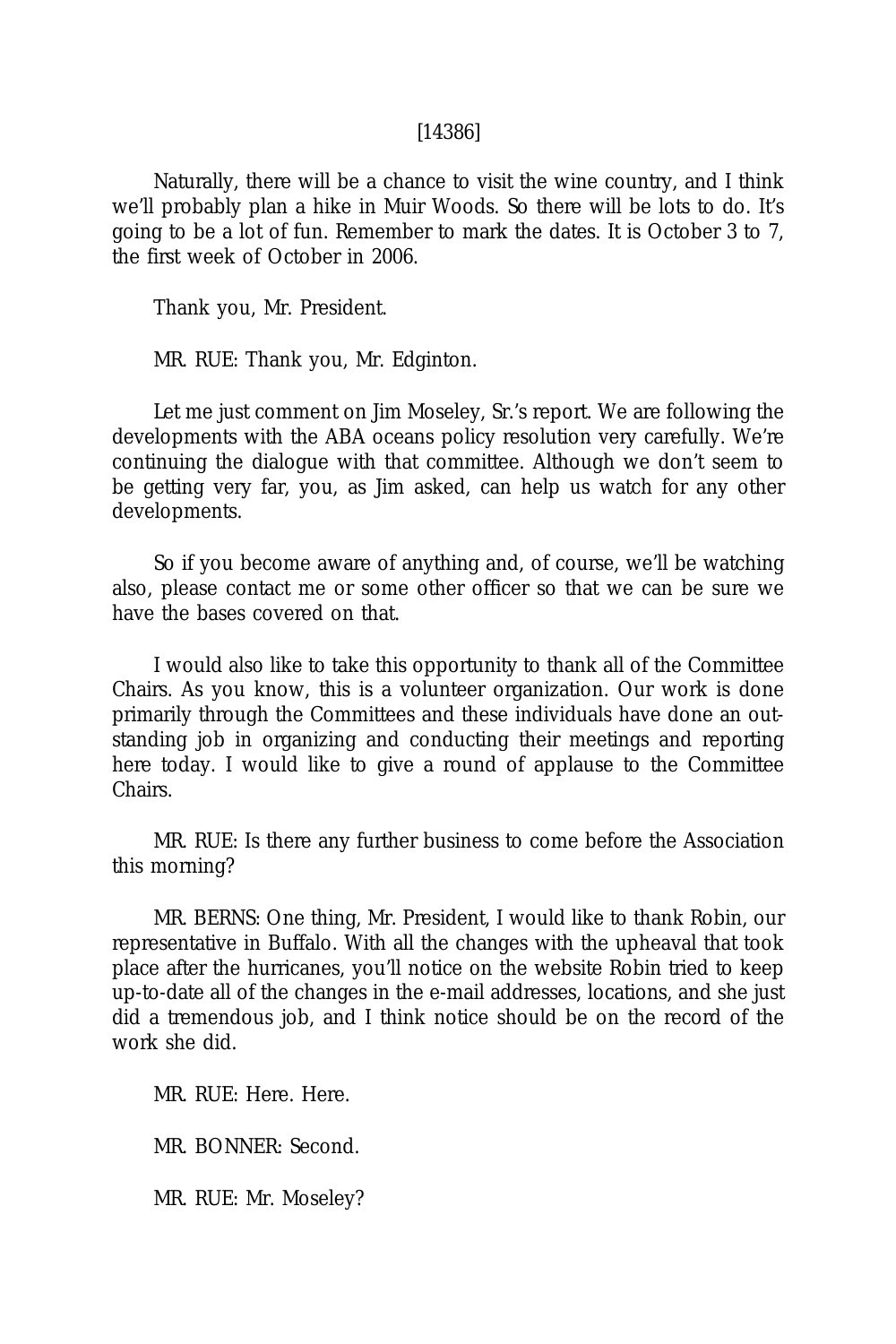Naturally, there will be a chance to visit the wine country, and I think we'll probably plan a hike in Muir Woods. So there will be lots to do. It's going to be a lot of fun. Remember to mark the dates. It is October 3 to 7, the first week of October in 2006.

Thank you, Mr. President.

MR. RUE: Thank you, Mr. Edginton.

Let me just comment on Jim Moseley, Sr.'s report. We are following the developments with the ABA oceans policy resolution very carefully. We're continuing the dialogue with that committee. Although we don't seem to be getting very far, you, as Jim asked, can help us watch for any other developments.

So if you become aware of anything and, of course, we'll be watching also, please contact me or some other officer so that we can be sure we have the bases covered on that.

I would also like to take this opportunity to thank all of the Committee Chairs. As you know, this is a volunteer organization. Our work is done primarily through the Committees and these individuals have done an outstanding job in organizing and conducting their meetings and reporting here today. I would like to give a round of applause to the Committee Chairs.

MR. RUE: Is there any further business to come before the Association this morning?

MR. BERNS: One thing, Mr. President, I would like to thank Robin, our representative in Buffalo. With all the changes with the upheaval that took place after the hurricanes, you'll notice on the website Robin tried to keep up-to-date all of the changes in the e-mail addresses, locations, and she just did a tremendous job, and I think notice should be on the record of the work she did.

MR. RUE: Here. Here.

MR. BONNER: Second.

MR. RUE: Mr. Moseley?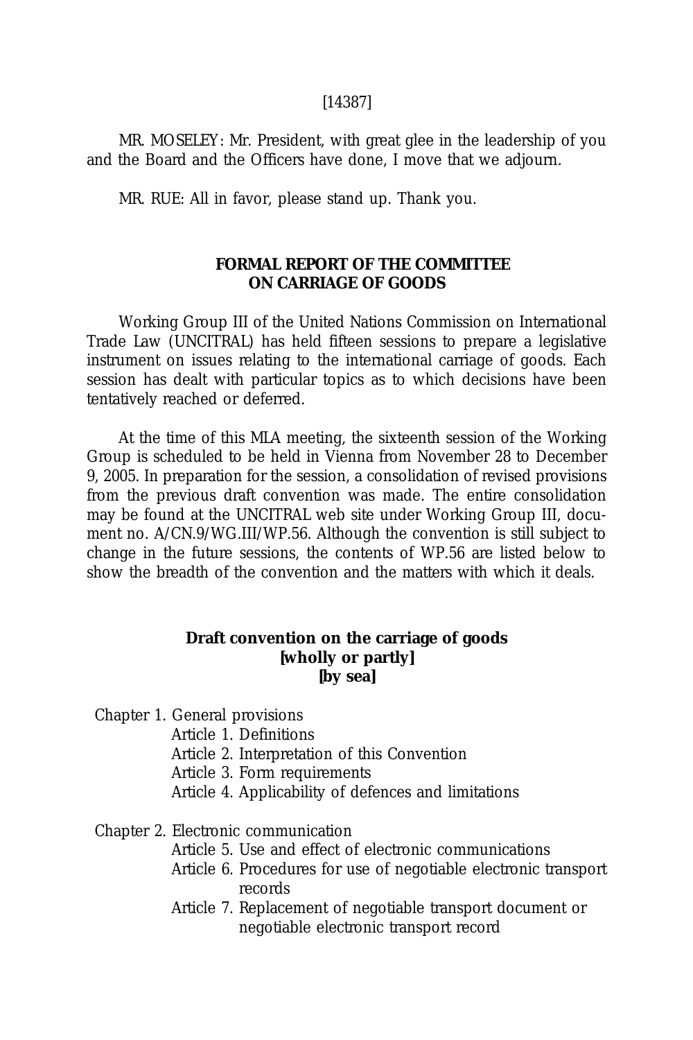[14387]

MR. MOSELEY: Mr. President, with great glee in the leadership of you and the Board and the Officers have done, I move that we adjourn.

MR. RUE: All in favor, please stand up. Thank you.

## FORMAL REPORT OF THE COMMITTEE ON CARRIAGE OF GOODS

Working Group III of the United Nations Commission on International Trade Law (UNCITRAL) has held fifteen sessions to prepare a legislative instrument on issues relating to the international carriage of goods. Each session has dealt with particular topics as to which decisions have been tentatively reached or deferred.

At the time of this MLA meeting, the sixteenth session of the Working Group is scheduled to be held in Vienna from November 28 to December 9, 2005. In preparation for the session, a consolidation of revised provisions from the previous draft convention was made. The entire consolidation may be found at the UNCITRAL web site under Working Group III, document no. A/CN.9/WG.III/WP.56. Although the convention is still subject to change in the future sessions, the contents of WP.56 are listed below to show the breadth of the convention and the matters with which it deals.

### Draft convention on the carriage of goods [wholly or partly] [by sea]

Chapter 1. General provisions
- Article 1. Definitions
- Article 2. Interpretation of this Convention
- Article 3. Form requirements
- Article 4. Applicability of defences and limitations

Chapter 2. Electronic communication
- Article 5. Use and effect of electronic communications
- Article 6. Procedures for use of negotiable electronic transport records
- Article 7. Replacement of negotiable transport document or negotiable electronic transport record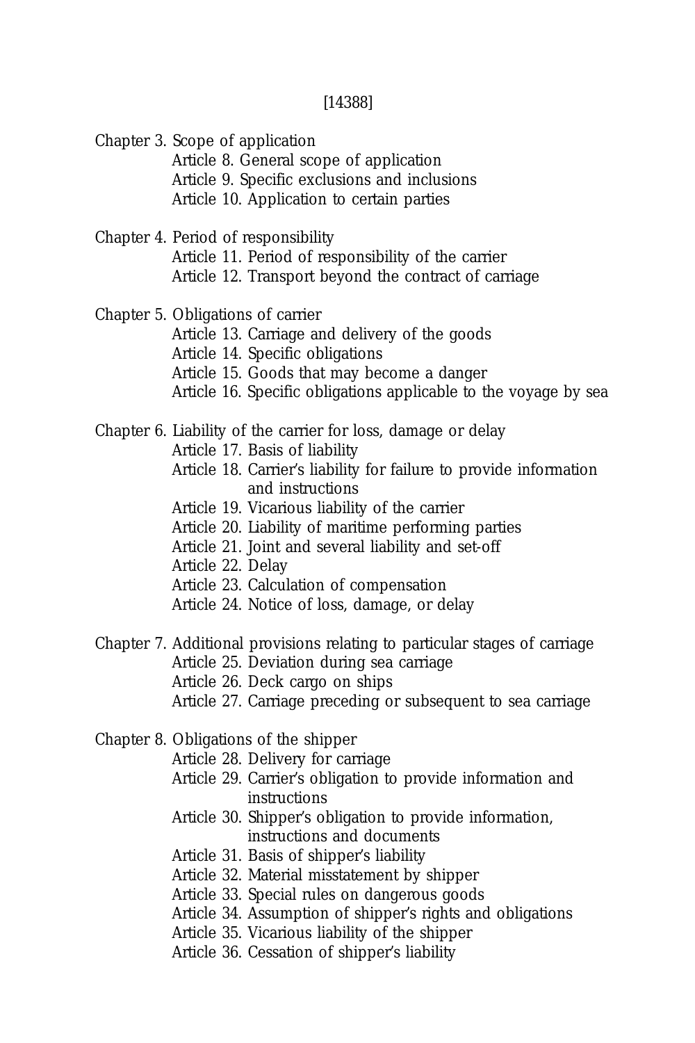[14388]

Chapter 3. Scope of application

- Article 8. General scope of application
- Article 9. Specific exclusions and inclusions
- Article 10. Application to certain parties

Chapter 4. Period of responsibility

- Article 11. Period of responsibility of the carrier
- Article 12. Transport beyond the contract of carriage

Chapter 5. Obligations of carrier

- Article 13. Carriage and delivery of the goods
- Article 14. Specific obligations
- Article 15. Goods that may become a danger
- Article 16. Specific obligations applicable to the voyage by sea

Chapter 6. Liability of the carrier for loss, damage or delay

- Article 17. Basis of liability
- Article 18. Carrier's liability for failure to provide information and instructions
- Article 19. Vicarious liability of the carrier
- Article 20. Liability of maritime performing parties
- Article 21. Joint and several liability and set-off
- Article 22. Delay
- Article 23. Calculation of compensation
- Article 24. Notice of loss, damage, or delay

Chapter 7. Additional provisions relating to particular stages of carriage

- Article 25. Deviation during sea carriage
- Article 26. Deck cargo on ships
- Article 27. Carriage preceding or subsequent to sea carriage

Chapter 8. Obligations of the shipper

- Article 28. Delivery for carriage
- Article 29. Carrier's obligation to provide information and instructions
- Article 30. Shipper's obligation to provide information, instructions and documents
- Article 31. Basis of shipper's liability
- Article 32. Material misstatement by shipper
- Article 33. Special rules on dangerous goods
- Article 34. Assumption of shipper's rights and obligations
- Article 35. Vicarious liability of the shipper
- Article 36. Cessation of shipper's liability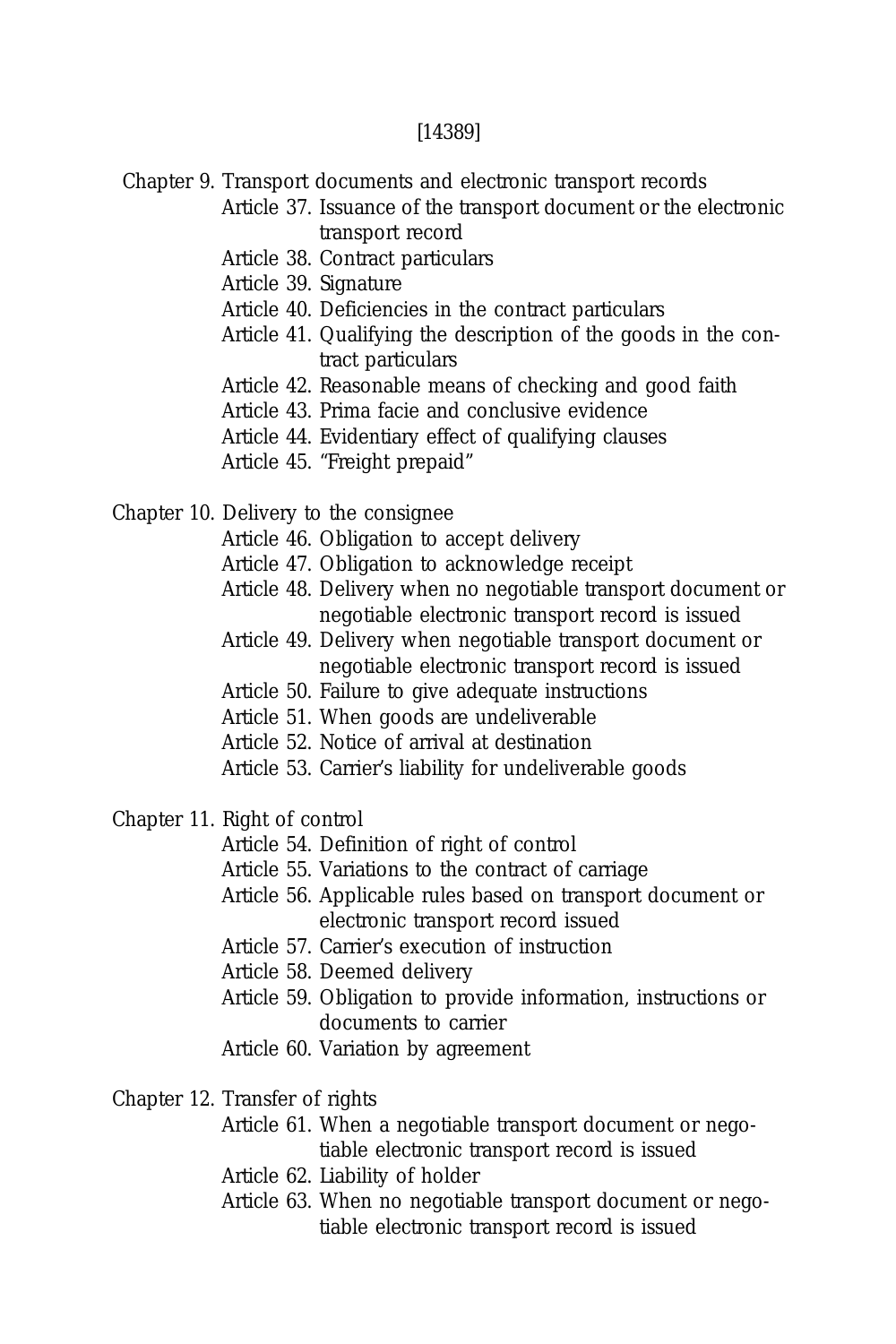Chapter 9. Transport documents and electronic transport records

- Article 37. Issuance of the transport document or the electronic transport record
- Article 38. Contract particulars
- Article 39. Signature
- Article 40. Deficiencies in the contract particulars
- Article 41. Qualifying the description of the goods in the contract particulars
- Article 42. Reasonable means of checking and good faith
- Article 43. Prima facie and conclusive evidence
- Article 44. Evidentiary effect of qualifying clauses
- Article 45. "Freight prepaid"

Chapter 10. Delivery to the consignee

- Article 46. Obligation to accept delivery
- Article 47. Obligation to acknowledge receipt
- Article 48. Delivery when no negotiable transport document or negotiable electronic transport record is issued
- Article 49. Delivery when negotiable transport document or negotiable electronic transport record is issued
- Article 50. Failure to give adequate instructions
- Article 51. When goods are undeliverable
- Article 52. Notice of arrival at destination
- Article 53. Carrier's liability for undeliverable goods

Chapter 11. Right of control

- Article 54. Definition of right of control
- Article 55. Variations to the contract of carriage
- Article 56. Applicable rules based on transport document or electronic transport record issued
- Article 57. Carrier's execution of instruction
- Article 58. Deemed delivery
- Article 59. Obligation to provide information, instructions or documents to carrier
- Article 60. Variation by agreement

Chapter 12. Transfer of rights

- Article 61. When a negotiable transport document or negotiable electronic transport record is issued
- Article 62. Liability of holder
- Article 63. When no negotiable transport document or negotiable electronic transport record is issued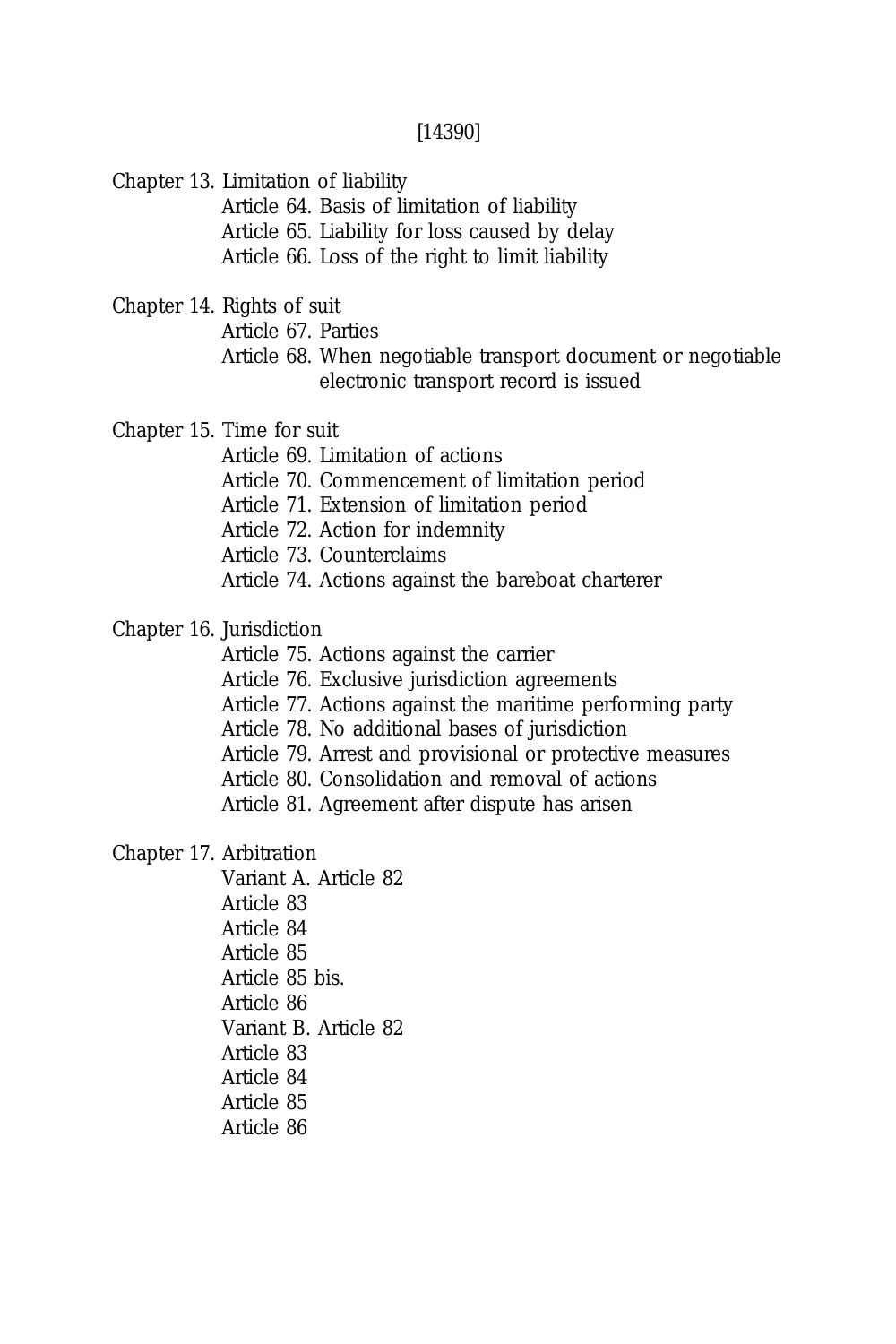[14390]

Chapter 13. Limitation of liability
- Article 64. Basis of limitation of liability
- Article 65. Liability for loss caused by delay
- Article 66. Loss of the right to limit liability

Chapter 14. Rights of suit
- Article 67. Parties
- Article 68. When negotiable transport document or negotiable electronic transport record is issued

Chapter 15. Time for suit
- Article 69. Limitation of actions
- Article 70. Commencement of limitation period
- Article 71. Extension of limitation period
- Article 72. Action for indemnity
- Article 73. Counterclaims
- Article 74. Actions against the bareboat charterer

Chapter 16. Jurisdiction
- Article 75. Actions against the carrier
- Article 76. Exclusive jurisdiction agreements
- Article 77. Actions against the maritime performing party
- Article 78. No additional bases of jurisdiction
- Article 79. Arrest and provisional or protective measures
- Article 80. Consolidation and removal of actions
- Article 81. Agreement after dispute has arisen

Chapter 17. Arbitration
- Variant A. Article 82
- Article 83
- Article 84
- Article 85
- Article 85 bis.
- Article 86
- Variant B. Article 82
- Article 83
- Article 84
- Article 85
- Article 86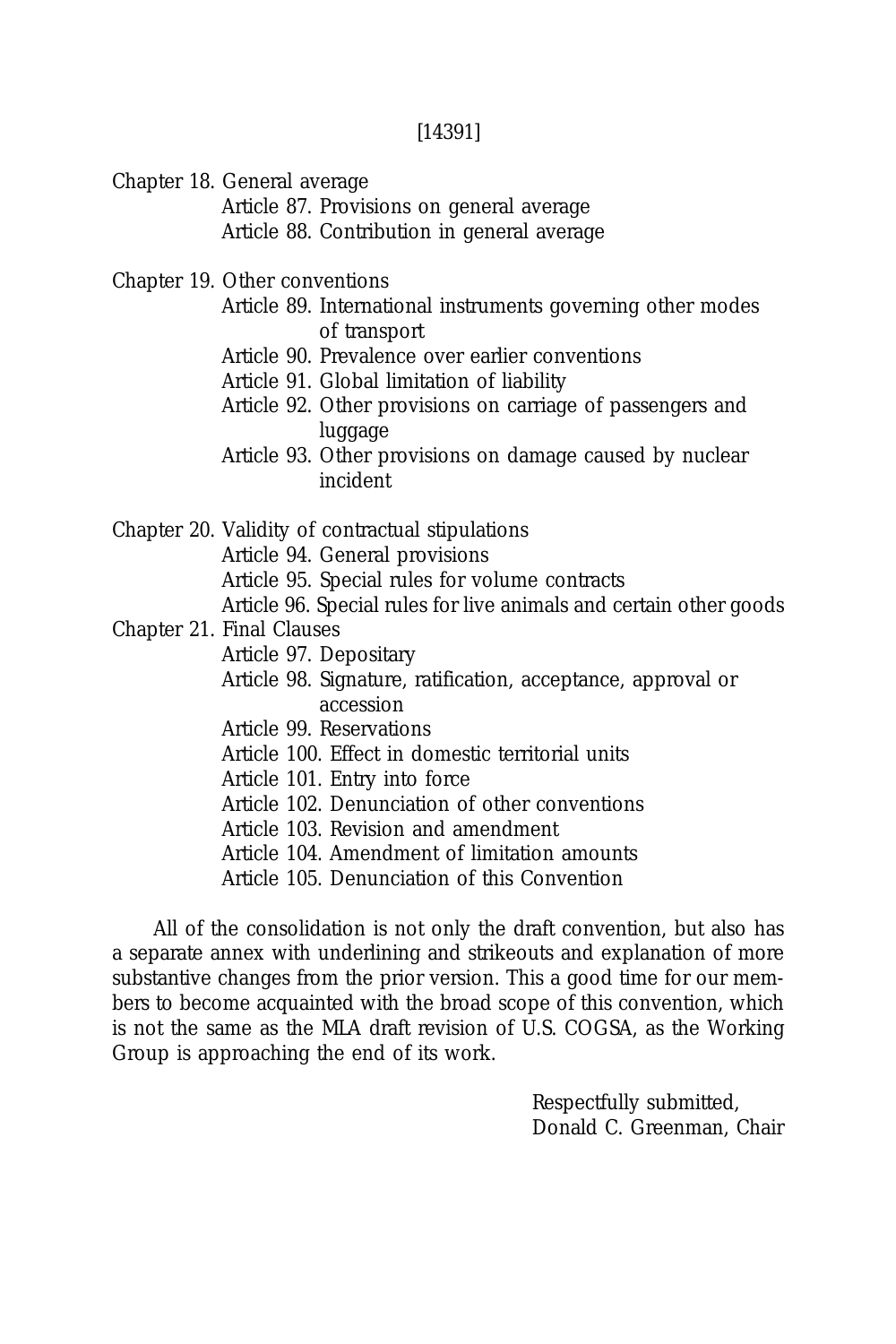[14391]

Chapter 18. General average
- Article 87. Provisions on general average
- Article 88. Contribution in general average

Chapter 19. Other conventions
- Article 89. International instruments governing other modes of transport
- Article 90. Prevalence over earlier conventions
- Article 91. Global limitation of liability
- Article 92. Other provisions on carriage of passengers and luggage
- Article 93. Other provisions on damage caused by nuclear incident

Chapter 20. Validity of contractual stipulations
- Article 94. General provisions
- Article 95. Special rules for volume contracts
- Article 96. Special rules for live animals and certain other goods

Chapter 21. Final Clauses
- Article 97. Depositary
- Article 98. Signature, ratification, acceptance, approval or accession
- Article 99. Reservations
- Article 100. Effect in domestic territorial units
- Article 101. Entry into force
- Article 102. Denunciation of other conventions
- Article 103. Revision and amendment
- Article 104. Amendment of limitation amounts
- Article 105. Denunciation of this Convention

All of the consolidation is not only the draft convention, but also has a separate annex with underlining and strikeouts and explanation of more substantive changes from the prior version. This a good time for our members to become acquainted with the broad scope of this convention, which is not the same as the MLA draft revision of U.S. COGSA, as the Working Group is approaching the end of its work.

Respectfully submitted,
Donald C. Greenman, Chair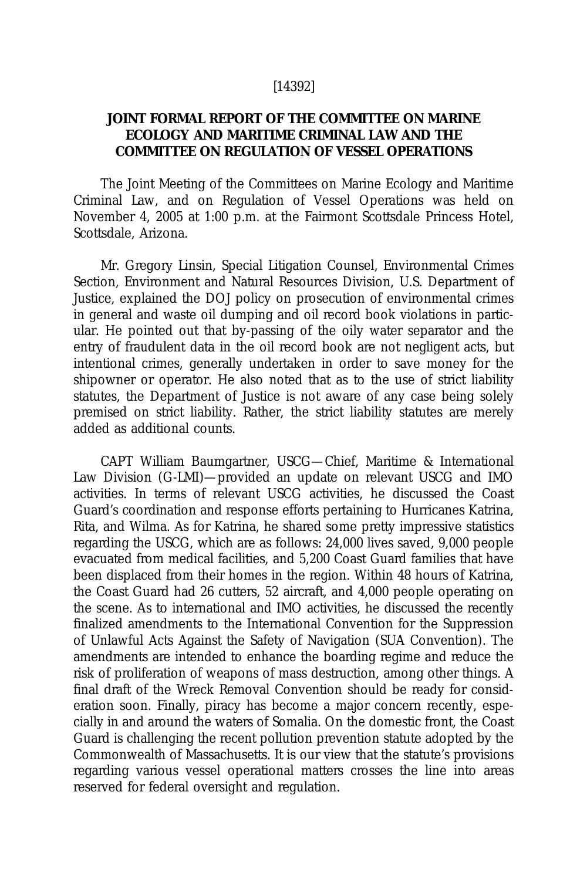[14392]

## JOINT FORMAL REPORT OF THE COMMITTEE ON MARINE ECOLOGY AND MARITIME CRIMINAL LAW AND THE COMMITTEE ON REGULATION OF VESSEL OPERATIONS

The Joint Meeting of the Committees on Marine Ecology and Maritime Criminal Law, and on Regulation of Vessel Operations was held on November 4, 2005 at 1:00 p.m. at the Fairmont Scottsdale Princess Hotel, Scottsdale, Arizona.

Mr. Gregory Linsin, Special Litigation Counsel, Environmental Crimes Section, Environment and Natural Resources Division, U.S. Department of Justice, explained the DOJ policy on prosecution of environmental crimes in general and waste oil dumping and oil record book violations in particular. He pointed out that by-passing of the oily water separator and the entry of fraudulent data in the oil record book are not negligent acts, but intentional crimes, generally undertaken in order to save money for the shipowner or operator. He also noted that as to the use of strict liability statutes, the Department of Justice is not aware of any case being solely premised on strict liability. Rather, the strict liability statutes are merely added as additional counts.

CAPT William Baumgartner, USCG—Chief, Maritime & International Law Division (G-LMI)—provided an update on relevant USCG and IMO activities. In terms of relevant USCG activities, he discussed the Coast Guard's coordination and response efforts pertaining to Hurricanes Katrina, Rita, and Wilma. As for Katrina, he shared some pretty impressive statistics regarding the USCG, which are as follows: 24,000 lives saved, 9,000 people evacuated from medical facilities, and 5,200 Coast Guard families that have been displaced from their homes in the region. Within 48 hours of Katrina, the Coast Guard had 26 cutters, 52 aircraft, and 4,000 people operating on the scene. As to international and IMO activities, he discussed the recently finalized amendments to the International Convention for the Suppression of Unlawful Acts Against the Safety of Navigation (SUA Convention). The amendments are intended to enhance the boarding regime and reduce the risk of proliferation of weapons of mass destruction, among other things. A final draft of the Wreck Removal Convention should be ready for consideration soon. Finally, piracy has become a major concern recently, especially in and around the waters of Somalia. On the domestic front, the Coast Guard is challenging the recent pollution prevention statute adopted by the Commonwealth of Massachusetts. It is our view that the statute's provisions regarding various vessel operational matters crosses the line into areas reserved for federal oversight and regulation.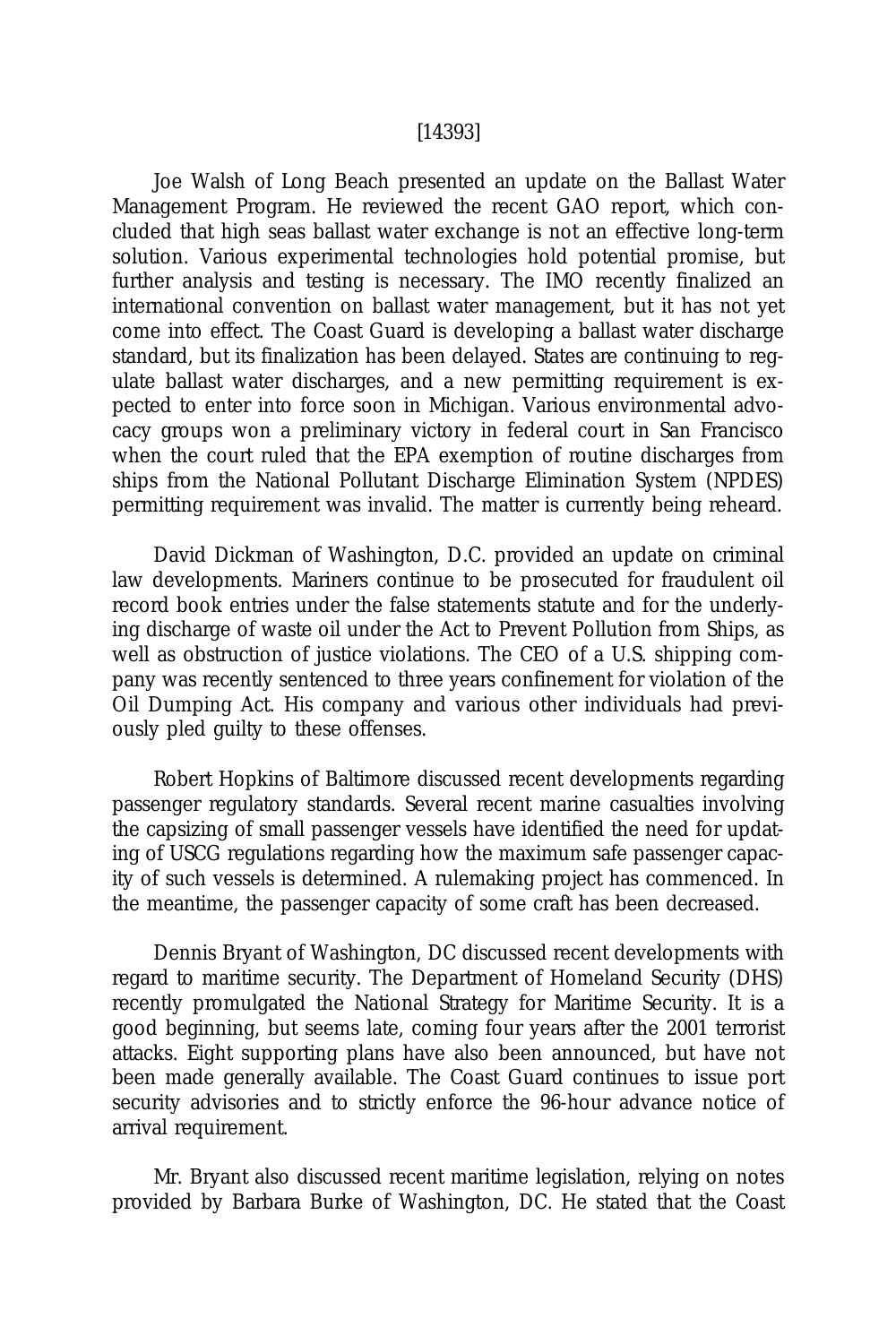[14393]

Joe Walsh of Long Beach presented an update on the Ballast Water Management Program. He reviewed the recent GAO report, which concluded that high seas ballast water exchange is not an effective long-term solution. Various experimental technologies hold potential promise, but further analysis and testing is necessary. The IMO recently finalized an international convention on ballast water management, but it has not yet come into effect. The Coast Guard is developing a ballast water discharge standard, but its finalization has been delayed. States are continuing to regulate ballast water discharges, and a new permitting requirement is expected to enter into force soon in Michigan. Various environmental advocacy groups won a preliminary victory in federal court in San Francisco when the court ruled that the EPA exemption of routine discharges from ships from the National Pollutant Discharge Elimination System (NPDES) permitting requirement was invalid. The matter is currently being reheard.

David Dickman of Washington, D.C. provided an update on criminal law developments. Mariners continue to be prosecuted for fraudulent oil record book entries under the false statements statute and for the underlying discharge of waste oil under the Act to Prevent Pollution from Ships, as well as obstruction of justice violations. The CEO of a U.S. shipping company was recently sentenced to three years confinement for violation of the Oil Dumping Act. His company and various other individuals had previously pled guilty to these offenses.

Robert Hopkins of Baltimore discussed recent developments regarding passenger regulatory standards. Several recent marine casualties involving the capsizing of small passenger vessels have identified the need for updating of USCG regulations regarding how the maximum safe passenger capacity of such vessels is determined. A rulemaking project has commenced. In the meantime, the passenger capacity of some craft has been decreased.

Dennis Bryant of Washington, DC discussed recent developments with regard to maritime security. The Department of Homeland Security (DHS) recently promulgated the National Strategy for Maritime Security. It is a good beginning, but seems late, coming four years after the 2001 terrorist attacks. Eight supporting plans have also been announced, but have not been made generally available. The Coast Guard continues to issue port security advisories and to strictly enforce the 96-hour advance notice of arrival requirement.

Mr. Bryant also discussed recent maritime legislation, relying on notes provided by Barbara Burke of Washington, DC. He stated that the Coast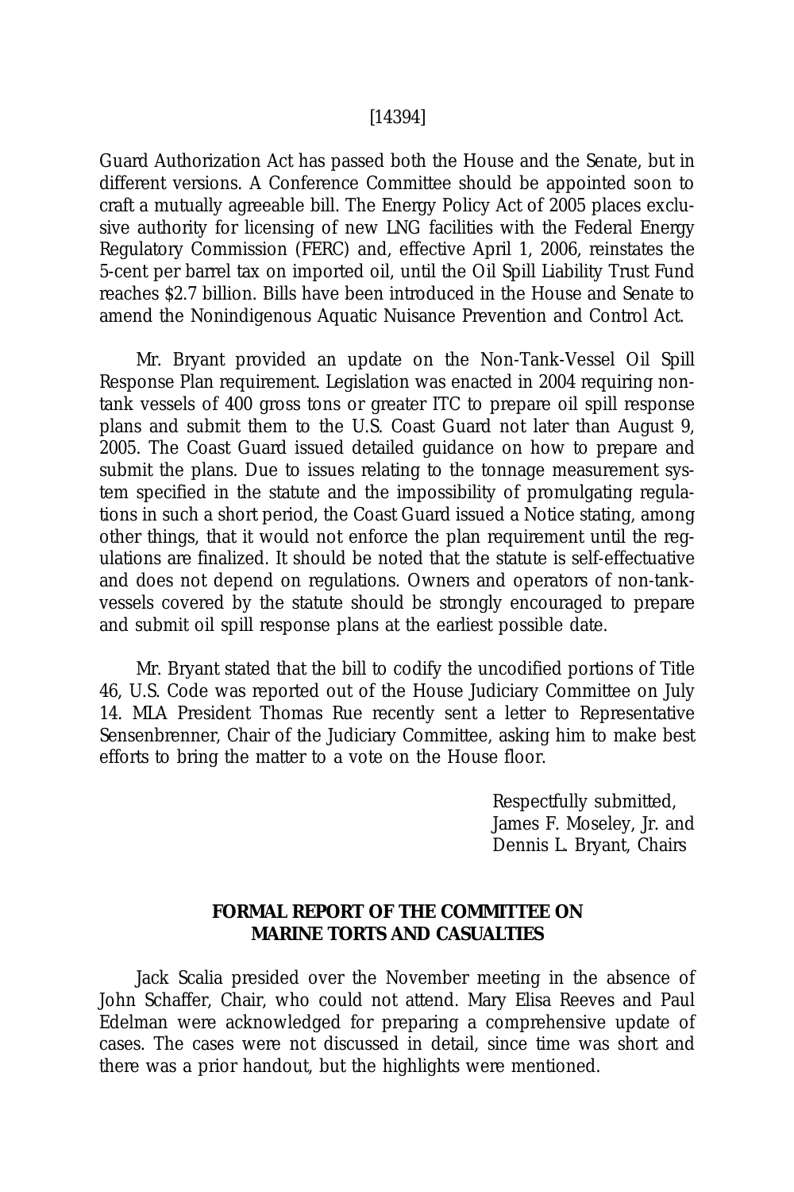Guard Authorization Act has passed both the House and the Senate, but in different versions. A Conference Committee should be appointed soon to craft a mutually agreeable bill. The Energy Policy Act of 2005 places exclusive authority for licensing of new LNG facilities with the Federal Energy Regulatory Commission (FERC) and, effective April 1, 2006, reinstates the 5-cent per barrel tax on imported oil, until the Oil Spill Liability Trust Fund reaches $2.7 billion. Bills have been introduced in the House and Senate to amend the Nonindigenous Aquatic Nuisance Prevention and Control Act.

Mr. Bryant provided an update on the Non-Tank-Vessel Oil Spill Response Plan requirement. Legislation was enacted in 2004 requiring non-tank vessels of 400 gross tons or greater ITC to prepare oil spill response plans and submit them to the U.S. Coast Guard not later than August 9, 2005. The Coast Guard issued detailed guidance on how to prepare and submit the plans. Due to issues relating to the tonnage measurement system specified in the statute and the impossibility of promulgating regulations in such a short period, the Coast Guard issued a Notice stating, among other things, that it would not enforce the plan requirement until the regulations are finalized. It should be noted that the statute is self-effectuative and does not depend on regulations. Owners and operators of non-tank-vessels covered by the statute should be strongly encouraged to prepare and submit oil spill response plans at the earliest possible date.

Mr. Bryant stated that the bill to codify the uncodified portions of Title 46, U.S. Code was reported out of the House Judiciary Committee on July 14. MLA President Thomas Rue recently sent a letter to Representative Sensenbrenner, Chair of the Judiciary Committee, asking him to make best efforts to bring the matter to a vote on the House floor.

Respectfully submitted,
James F. Moseley, Jr. and
Dennis L. Bryant, Chairs

## FORMAL REPORT OF THE COMMITTEE ON MARINE TORTS AND CASUALTIES

Jack Scalia presided over the November meeting in the absence of John Schaffer, Chair, who could not attend. Mary Elisa Reeves and Paul Edelman were acknowledged for preparing a comprehensive update of cases. The cases were not discussed in detail, since time was short and there was a prior handout, but the highlights were mentioned.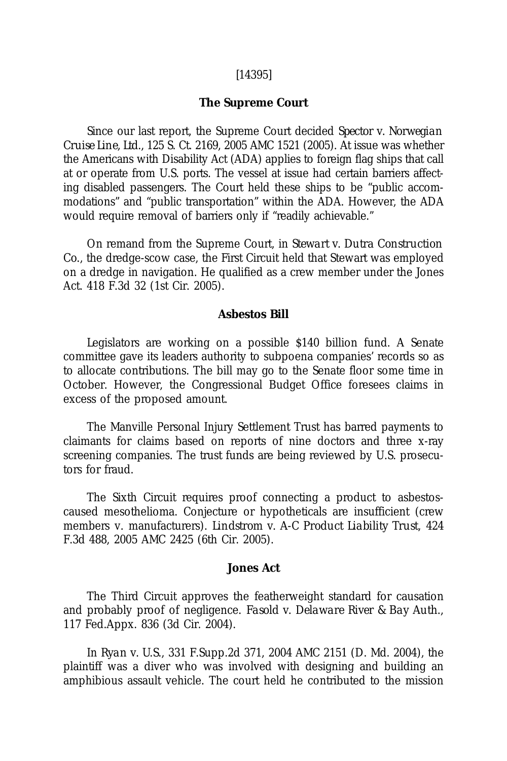[14395]

## The Supreme Court

Since our last report, the Supreme Court decided *Spector v. Norwegian Cruise Line, Ltd.*, 125 S. Ct. 2169, 2005 AMC 1521 (2005). At issue was whether the Americans with Disability Act (ADA) applies to foreign flag ships that call at or operate from U.S. ports. The vessel at issue had certain barriers affecting disabled passengers. The Court held these ships to be "public accommodations" and "public transportation" within the ADA. However, the ADA would require removal of barriers only if "readily achievable."

On remand from the Supreme Court, in *Stewart v. Dutra Construction Co.*, the dredge-scow case, the First Circuit held that Stewart was employed on a dredge in navigation. He qualified as a crew member under the Jones Act. 418 F.3d 32 (1st Cir. 2005).

## Asbestos Bill

Legislators are working on a possible $140 billion fund. A Senate committee gave its leaders authority to subpoena companies' records so as to allocate contributions. The bill may go to the Senate floor some time in October. However, the Congressional Budget Office foresees claims in excess of the proposed amount.

The Manville Personal Injury Settlement Trust has barred payments to claimants for claims based on reports of nine doctors and three x-ray screening companies. The trust funds are being reviewed by U.S. prosecutors for fraud.

The Sixth Circuit requires proof connecting a product to asbestos-caused mesothelioma. Conjecture or hypotheticals are insufficient (crew members v. manufacturers). *Lindstrom v. A-C Product Liability Trust*, 424 F.3d 488, 2005 AMC 2425 (6th Cir. 2005).

## Jones Act

The Third Circuit approves the featherweight standard for causation and probably proof of negligence. *Fasold v. Delaware River & Bay Auth.*, 117 Fed.Appx. 836 (3d Cir. 2004).

In *Ryan v. U.S.*, 331 F.Supp.2d 371, 2004 AMC 2151 (D. Md. 2004), the plaintiff was a diver who was involved with designing and building an amphibious assault vehicle. The court held he contributed to the mission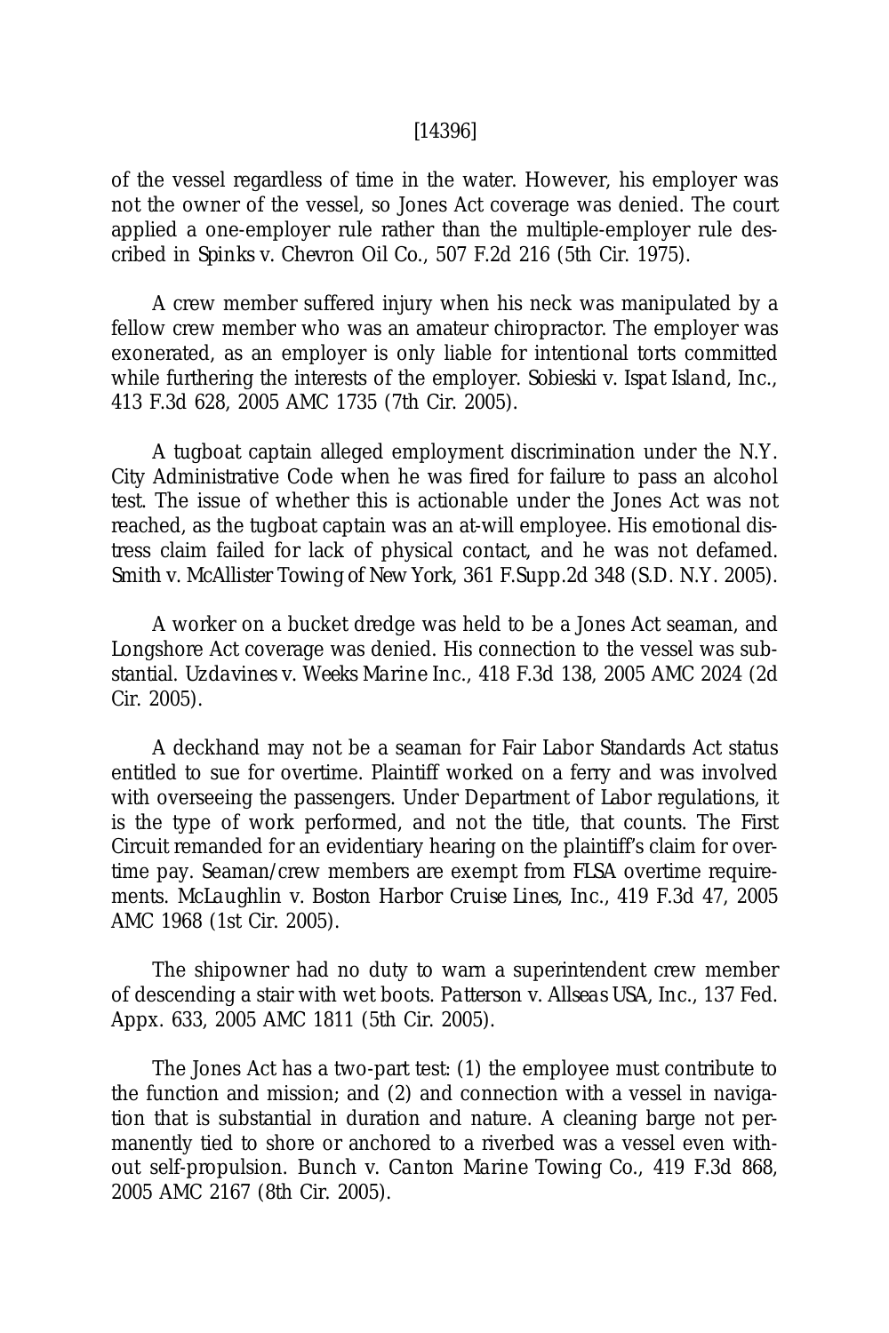of the vessel regardless of time in the water. However, his employer was not the owner of the vessel, so Jones Act coverage was denied. The court applied a one-employer rule rather than the multiple-employer rule described in *Spinks v. Chevron Oil Co.*, 507 F.2d 216 (5th Cir. 1975).

A crew member suffered injury when his neck was manipulated by a fellow crew member who was an amateur chiropractor. The employer was exonerated, as an employer is only liable for intentional torts committed while furthering the interests of the employer. *Sobieski v. Ispat Island, Inc.*, 413 F.3d 628, 2005 AMC 1735 (7th Cir. 2005).

A tugboat captain alleged employment discrimination under the N.Y. City Administrative Code when he was fired for failure to pass an alcohol test. The issue of whether this is actionable under the Jones Act was not reached, as the tugboat captain was an at-will employee. His emotional distress claim failed for lack of physical contact, and he was not defamed. *Smith v. McAllister Towing of New York*, 361 F.Supp.2d 348 (S.D. N.Y. 2005).

A worker on a bucket dredge was held to be a Jones Act seaman, and Longshore Act coverage was denied. His connection to the vessel was substantial. *Uzdavines v. Weeks Marine Inc.*, 418 F.3d 138, 2005 AMC 2024 (2d Cir. 2005).

A deckhand may not be a seaman for Fair Labor Standards Act status entitled to sue for overtime. Plaintiff worked on a ferry and was involved with overseeing the passengers. Under Department of Labor regulations, it is the type of work performed, and not the title, that counts. The First Circuit remanded for an evidentiary hearing on the plaintiff's claim for overtime pay. Seaman/crew members are exempt from FLSA overtime requirements. *McLaughlin v. Boston Harbor Cruise Lines, Inc.*, 419 F.3d 47, 2005 AMC 1968 (1st Cir. 2005).

The shipowner had no duty to warn a superintendent crew member of descending a stair with wet boots. *Patterson v. Allseas USA, Inc.*, 137 Fed. Appx. 633, 2005 AMC 1811 (5th Cir. 2005).

The Jones Act has a two-part test: (1) the employee must contribute to the function and mission; and (2) and connection with a vessel in navigation that is substantial in duration and nature. A cleaning barge not permanently tied to shore or anchored to a riverbed was a vessel even without self-propulsion. *Bunch v. Canton Marine Towing Co.*, 419 F.3d 868, 2005 AMC 2167 (8th Cir. 2005).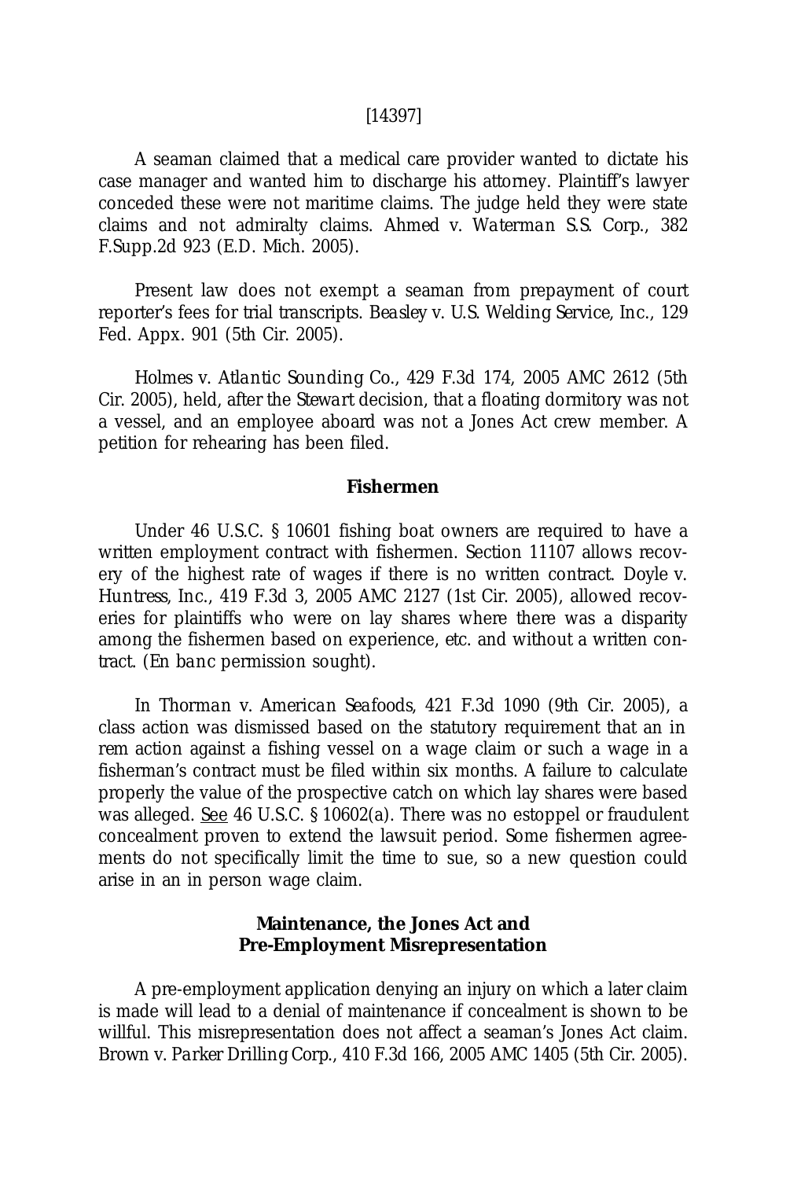[14397]

A seaman claimed that a medical care provider wanted to dictate his case manager and wanted him to discharge his attorney. Plaintiff's lawyer conceded these were not maritime claims. The judge held they were state claims and not admiralty claims. *Ahmed v. Waterman S.S. Corp.*, 382 F.Supp.2d 923 (E.D. Mich. 2005).

Present law does not exempt a seaman from prepayment of court reporter's fees for trial transcripts. *Beasley v. U.S. Welding Service, Inc.*, 129 Fed. Appx. 901 (5th Cir. 2005).

*Holmes v. Atlantic Sounding Co.*, 429 F.3d 174, 2005 AMC 2612 (5th Cir. 2005), held, after the *Stewart* decision, that a floating dormitory was not a vessel, and an employee aboard was not a Jones Act crew member. A petition for rehearing has been filed.

### Fishermen

Under 46 U.S.C. § 10601 fishing boat owners are required to have a written employment contract with fishermen. Section 11107 allows recovery of the highest rate of wages if there is no written contract. *Doyle v. Huntress, Inc.*, 419 F.3d 3, 2005 AMC 2127 (1st Cir. 2005), allowed recoveries for plaintiffs who were on lay shares where there was a disparity among the fishermen based on experience, etc. and without a written contract. (*En banc* permission sought).

In *Thorman v. American Seafoods*, 421 F.3d 1090 (9th Cir. 2005), a class action was dismissed based on the statutory requirement that an in rem action against a fishing vessel on a wage claim or such a wage in a fisherman's contract must be filed within six months. A failure to calculate properly the value of the prospective catch on which lay shares were based was alleged. See 46 U.S.C. § 10602(a). There was no estoppel or fraudulent concealment proven to extend the lawsuit period. Some fishermen agreements do not specifically limit the time to sue, so a new question could arise in an in person wage claim.

### Maintenance, the Jones Act and Pre-Employment Misrepresentation

A pre-employment application denying an injury on which a later claim is made will lead to a denial of maintenance if concealment is shown to be willful. This misrepresentation does not affect a seaman's Jones Act claim. *Brown v. Parker Drilling Corp.*, 410 F.3d 166, 2005 AMC 1405 (5th Cir. 2005).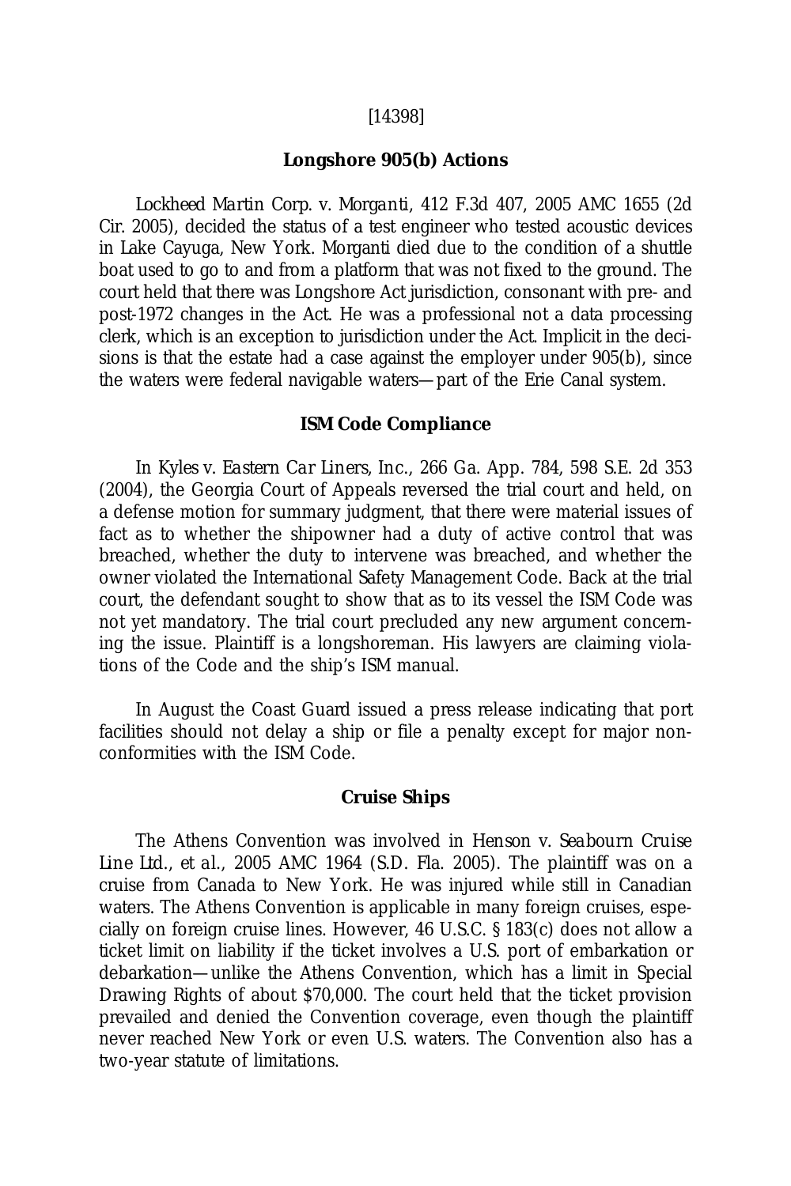[14398]

## Longshore 905(b) Actions

*Lockheed Martin Corp. v. Morganti*, 412 F.3d 407, 2005 AMC 1655 (2d Cir. 2005), decided the status of a test engineer who tested acoustic devices in Lake Cayuga, New York. Morganti died due to the condition of a shuttle boat used to go to and from a platform that was not fixed to the ground. The court held that there was Longshore Act jurisdiction, consonant with pre- and post-1972 changes in the Act. He was a professional not a data processing clerk, which is an exception to jurisdiction under the Act. Implicit in the decisions is that the estate had a case against the employer under 905(b), since the waters were federal navigable waters—part of the Erie Canal system.

## ISM Code Compliance

In *Kyles v. Eastern Car Liners, Inc.*, 266 Ga. App. 784, 598 S.E. 2d 353 (2004), the Georgia Court of Appeals reversed the trial court and held, on a defense motion for summary judgment, that there were material issues of fact as to whether the shipowner had a duty of active control that was breached, whether the duty to intervene was breached, and whether the owner violated the International Safety Management Code. Back at the trial court, the defendant sought to show that as to its vessel the ISM Code was not yet mandatory. The trial court precluded any new argument concerning the issue. Plaintiff is a longshoreman. His lawyers are claiming violations of the Code and the ship's ISM manual.

In August the Coast Guard issued a press release indicating that port facilities should not delay a ship or file a penalty except for major nonconformities with the ISM Code.

## Cruise Ships

The Athens Convention was involved in *Henson v. Seabourn Cruise Line Ltd., et al.*, 2005 AMC 1964 (S.D. Fla. 2005). The plaintiff was on a cruise from Canada to New York. He was injured while still in Canadian waters. The Athens Convention is applicable in many foreign cruises, especially on foreign cruise lines. However, 46 U.S.C. § 183(c) does not allow a ticket limit on liability if the ticket involves a U.S. port of embarkation or debarkation—unlike the Athens Convention, which has a limit in Special Drawing Rights of about $70,000. The court held that the ticket provision prevailed and denied the Convention coverage, even though the plaintiff never reached New York or even U.S. waters. The Convention also has a two-year statute of limitations.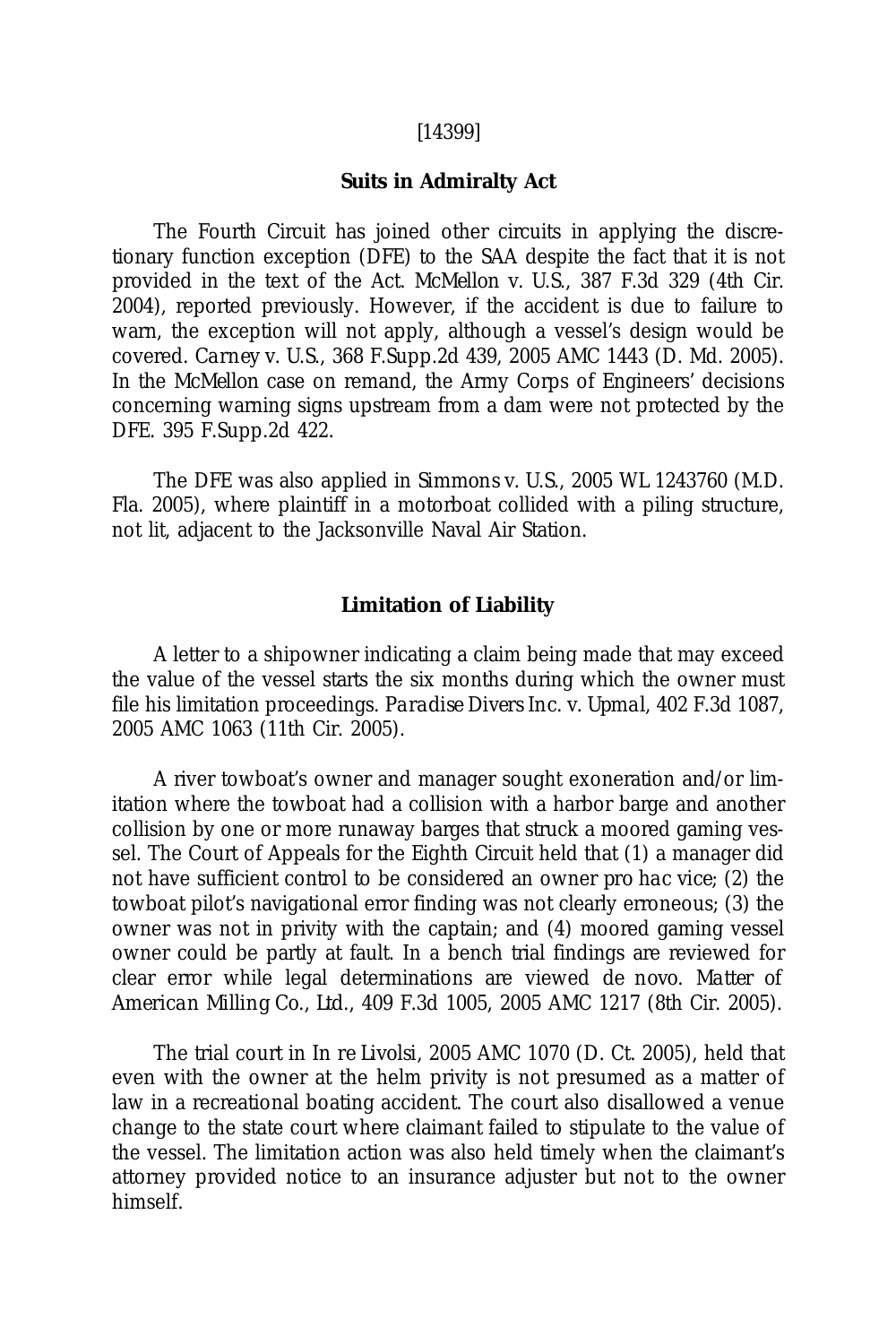[14399]

## Suits in Admiralty Act

The Fourth Circuit has joined other circuits in applying the discretionary function exception (DFE) to the SAA despite the fact that it is not provided in the text of the Act. McMellon v. U.S., 387 F.3d 329 (4th Cir. 2004), reported previously. However, if the accident is due to failure to warn, the exception will not apply, although a vessel's design would be covered. *Carney v. U.S.*, 368 F.Supp.2d 439, 2005 AMC 1443 (D. Md. 2005). In the McMellon case on remand, the Army Corps of Engineers' decisions concerning warning signs upstream from a dam were not protected by the DFE. 395 F.Supp.2d 422.

The DFE was also applied in *Simmons v. U.S.*, 2005 WL 1243760 (M.D. Fla. 2005), where plaintiff in a motorboat collided with a piling structure, not lit, adjacent to the Jacksonville Naval Air Station.

## Limitation of Liability

A letter to a shipowner indicating a claim being made that may exceed the value of the vessel starts the six months during which the owner must file his limitation proceedings. *Paradise Divers Inc. v. Upmal*, 402 F.3d 1087, 2005 AMC 1063 (11th Cir. 2005).

A river towboat's owner and manager sought exoneration and/or limitation where the towboat had a collision with a harbor barge and another collision by one or more runaway barges that struck a moored gaming vessel. The Court of Appeals for the Eighth Circuit held that (1) a manager did not have sufficient control to be considered an owner *pro hac vice*; (2) the towboat pilot's navigational error finding was not clearly erroneous; (3) the owner was not in privity with the captain; and (4) moored gaming vessel owner could be partly at fault. In a bench trial findings are reviewed for clear error while legal determinations are viewed de novo. *Matter of American Milling Co., Ltd.*, 409 F.3d 1005, 2005 AMC 1217 (8th Cir. 2005).

The trial court in *In re Livolsi*, 2005 AMC 1070 (D. Ct. 2005), held that even with the owner at the helm privity is not presumed as a matter of law in a recreational boating accident. The court also disallowed a venue change to the state court where claimant failed to stipulate to the value of the vessel. The limitation action was also held timely when the claimant's attorney provided notice to an insurance adjuster but not to the owner himself.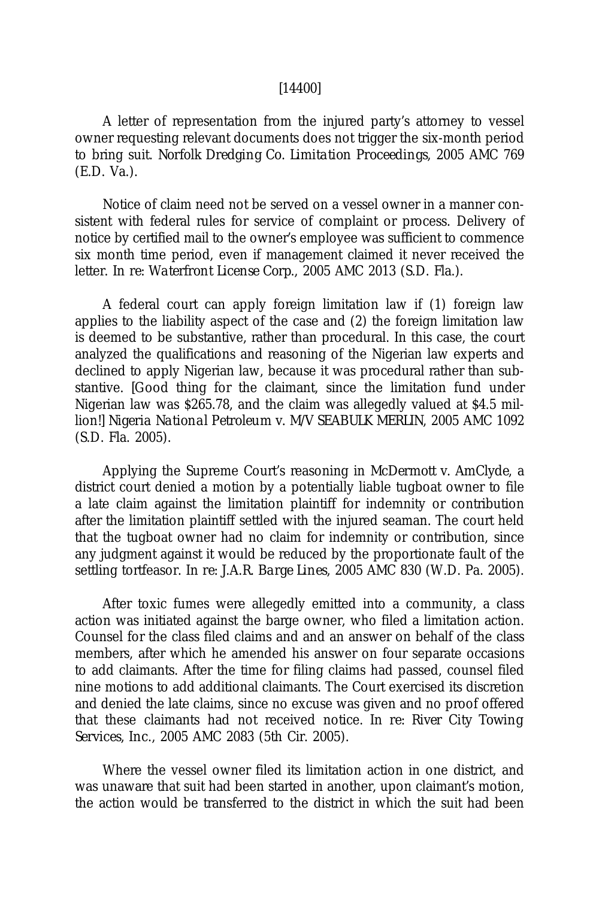[14400]

A letter of representation from the injured party's attorney to vessel owner requesting relevant documents does not trigger the six-month period to bring suit. *Norfolk Dredging Co. Limitation Proceedings*, 2005 AMC 769 (E.D. Va.).

Notice of claim need not be served on a vessel owner in a manner consistent with federal rules for service of complaint or process. Delivery of notice by certified mail to the owner's employee was sufficient to commence six month time period, even if management claimed it never received the letter. *In re: Waterfront License Corp.*, 2005 AMC 2013 (S.D. Fla.).

A federal court can apply foreign limitation law if (1) foreign law applies to the liability aspect of the case and (2) the foreign limitation law is deemed to be substantive, rather than procedural. In this case, the court analyzed the qualifications and reasoning of the Nigerian law experts and declined to apply Nigerian law, because it was procedural rather than substantive. [Good thing for the claimant, since the limitation fund under Nigerian law was $265.78, and the claim was allegedly valued at $4.5 million!] *Nigeria National Petroleum v. M/V SEABULK MERLIN*, 2005 AMC 1092 (S.D. Fla. 2005).

Applying the Supreme Court's reasoning in McDermott v. AmClyde, a district court denied a motion by a potentially liable tugboat owner to file a late claim against the limitation plaintiff for indemnity or contribution after the limitation plaintiff settled with the injured seaman. The court held that the tugboat owner had no claim for indemnity or contribution, since any judgment against it would be reduced by the proportionate fault of the settling tortfeasor. *In re: J.A.R. Barge Lines*, 2005 AMC 830 (W.D. Pa. 2005).

After toxic fumes were allegedly emitted into a community, a class action was initiated against the barge owner, who filed a limitation action. Counsel for the class filed claims and and an answer on behalf of the class members, after which he amended his answer on four separate occasions to add claimants. After the time for filing claims had passed, counsel filed nine motions to add additional claimants. The Court exercised its discretion and denied the late claims, since no excuse was given and no proof offered that these claimants had not received notice. *In re: River City Towing Services, Inc.*, 2005 AMC 2083 (5th Cir. 2005).

Where the vessel owner filed its limitation action in one district, and was unaware that suit had been started in another, upon claimant's motion, the action would be transferred to the district in which the suit had been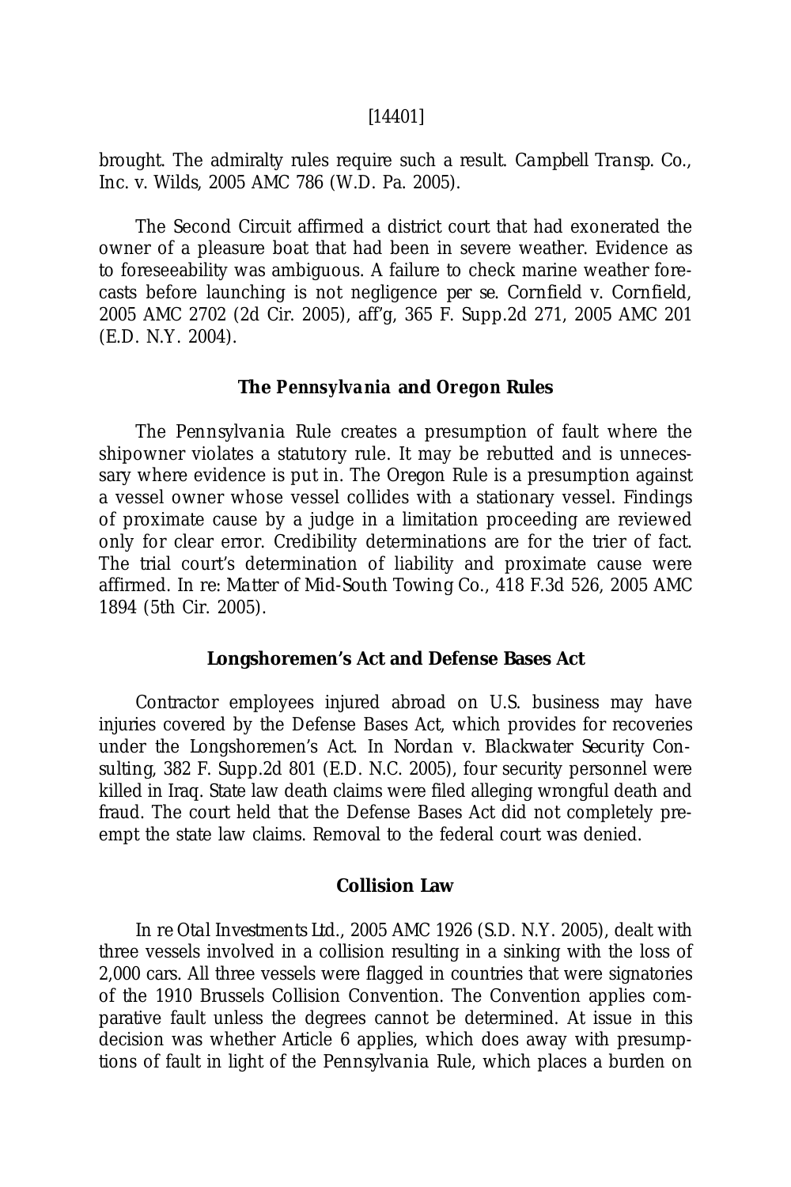brought. The admiralty rules require such a result. *Campbell Transp. Co., Inc. v. Wilds*, 2005 AMC 786 (W.D. Pa. 2005).

The Second Circuit affirmed a district court that had exonerated the owner of a pleasure boat that had been in severe weather. Evidence as to foreseeability was ambiguous. A failure to check marine weather forecasts before launching is not negligence per se. *Cornfield v. Cornfield*, 2005 AMC 2702 (2d Cir. 2005), *aff'g*, 365 F. Supp.2d 271, 2005 AMC 201 (E.D. N.Y. 2004).

### The *Pennsylvania* and *Oregon* Rules

The *Pennsylvania* Rule creates a presumption of fault where the shipowner violates a statutory rule. It may be rebutted and is unnecessary where evidence is put in. The *Oregon* Rule is a presumption against a vessel owner whose vessel collides with a stationary vessel. Findings of proximate cause by a judge in a limitation proceeding are reviewed only for clear error. Credibility determinations are for the trier of fact. The trial court's determination of liability and proximate cause were affirmed. *In re: Matter of Mid-South Towing Co.*, 418 F.3d 526, 2005 AMC 1894 (5th Cir. 2005).

### Longshoremen's Act and Defense Bases Act

Contractor employees injured abroad on U.S. business may have injuries covered by the Defense Bases Act, which provides for recoveries under the Longshoremen's Act. In *Nordan v. Blackwater Security Consulting*, 382 F. Supp.2d 801 (E.D. N.C. 2005), four security personnel were killed in Iraq. State law death claims were filed alleging wrongful death and fraud. The court held that the Defense Bases Act did not completely preempt the state law claims. Removal to the federal court was denied.

### Collision Law

*In re Otal Investments Ltd.*, 2005 AMC 1926 (S.D. N.Y. 2005), dealt with three vessels involved in a collision resulting in a sinking with the loss of 2,000 cars. All three vessels were flagged in countries that were signatories of the 1910 Brussels Collision Convention. The Convention applies comparative fault unless the degrees cannot be determined. At issue in this decision was whether Article 6 applies, which does away with presumptions of fault in light of the *Pennsylvania* Rule, which places a burden on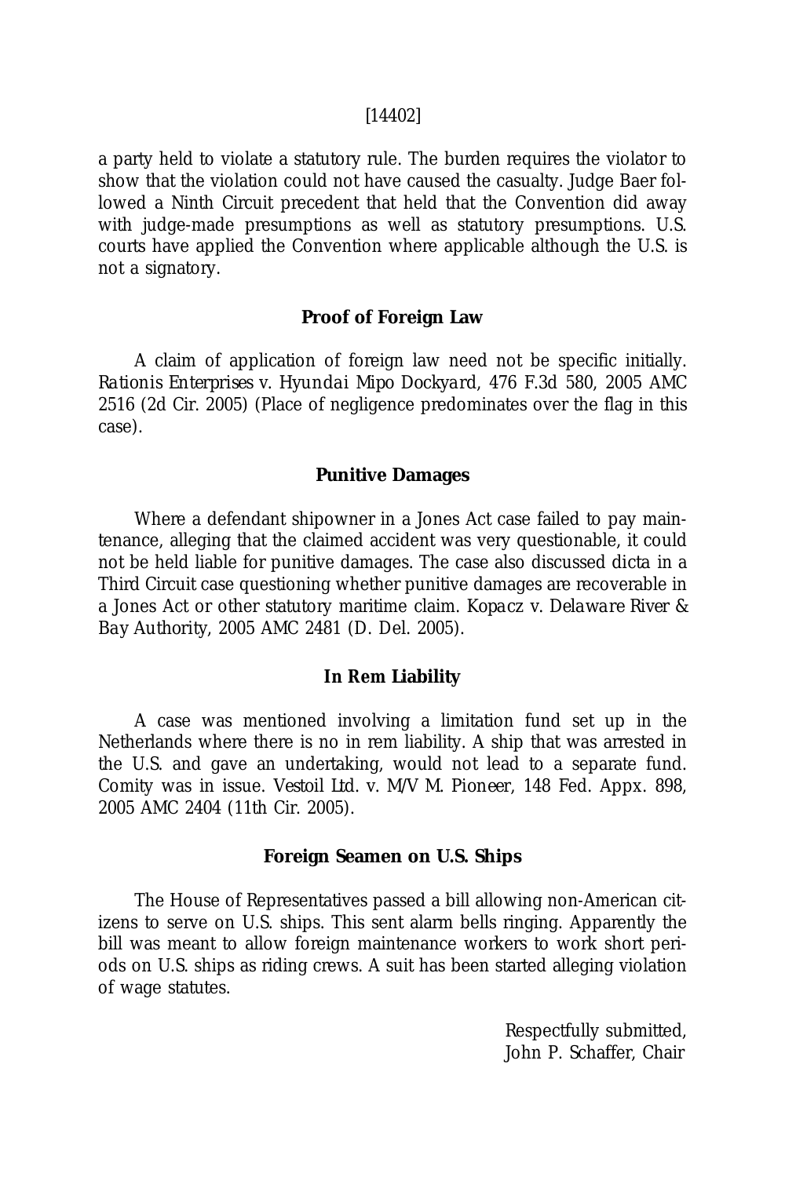a party held to violate a statutory rule. The burden requires the violator to show that the violation could not have caused the casualty. Judge Baer followed a Ninth Circuit precedent that held that the Convention did away with judge-made presumptions as well as statutory presumptions. U.S. courts have applied the Convention where applicable although the U.S. is not a signatory.

### Proof of Foreign Law

A claim of application of foreign law need not be specific initially. *Rationis Enterprises v. Hyundai Mipo Dockyard*, 476 F.3d 580, 2005 AMC 2516 (2d Cir. 2005) (Place of negligence predominates over the flag in this case).

### Punitive Damages

Where a defendant shipowner in a Jones Act case failed to pay maintenance, alleging that the claimed accident was very questionable, it could not be held liable for punitive damages. The case also discussed dicta in a Third Circuit case questioning whether punitive damages are recoverable in a Jones Act or other statutory maritime claim. *Kopacz v. Delaware River & Bay Authority*, 2005 AMC 2481 (D. Del. 2005).

### In Rem Liability

A case was mentioned involving a limitation fund set up in the Netherlands where there is no in rem liability. A ship that was arrested in the U.S. and gave an undertaking, would not lead to a separate fund. Comity was in issue. Vestoil Ltd. v. M/V M. Pioneer, 148 Fed. Appx. 898, 2005 AMC 2404 (11th Cir. 2005).

### Foreign Seamen on U.S. Ships

The House of Representatives passed a bill allowing non-American citizens to serve on U.S. ships. This sent alarm bells ringing. Apparently the bill was meant to allow foreign maintenance workers to work short periods on U.S. ships as riding crews. A suit has been started alleging violation of wage statutes.

Respectfully submitted,
John P. Schaffer, Chair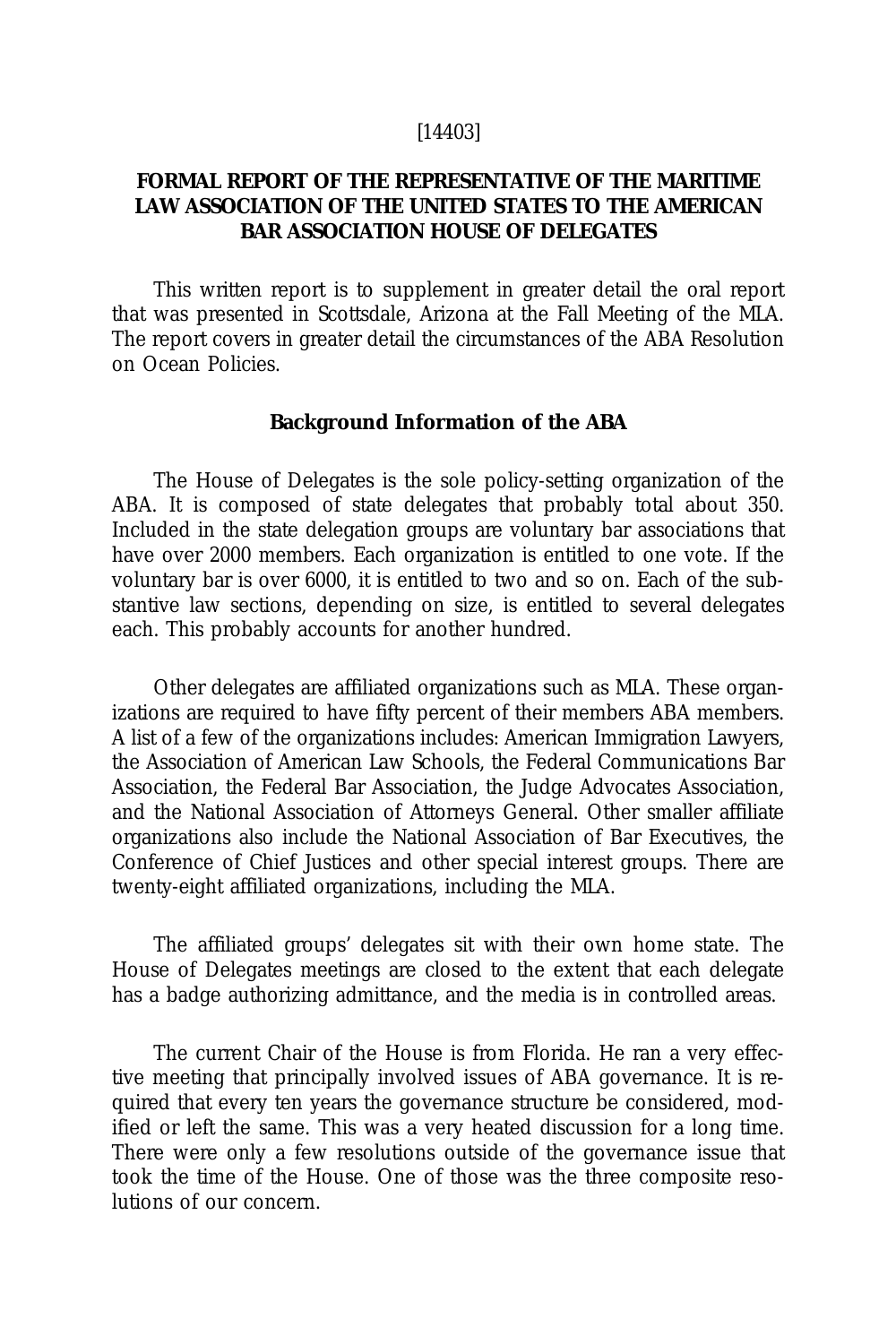[14403]

## FORMAL REPORT OF THE REPRESENTATIVE OF THE MARITIME LAW ASSOCIATION OF THE UNITED STATES TO THE AMERICAN BAR ASSOCIATION HOUSE OF DELEGATES

This written report is to supplement in greater detail the oral report that was presented in Scottsdale, Arizona at the Fall Meeting of the MLA. The report covers in greater detail the circumstances of the ABA Resolution on Ocean Policies.

### Background Information of the ABA

The House of Delegates is the sole policy-setting organization of the ABA. It is composed of state delegates that probably total about 350. Included in the state delegation groups are voluntary bar associations that have over 2000 members. Each organization is entitled to one vote. If the voluntary bar is over 6000, it is entitled to two and so on. Each of the substantive law sections, depending on size, is entitled to several delegates each. This probably accounts for another hundred.

Other delegates are affiliated organizations such as MLA. These organizations are required to have fifty percent of their members ABA members. A list of a few of the organizations includes: American Immigration Lawyers, the Association of American Law Schools, the Federal Communications Bar Association, the Federal Bar Association, the Judge Advocates Association, and the National Association of Attorneys General. Other smaller affiliate organizations also include the National Association of Bar Executives, the Conference of Chief Justices and other special interest groups. There are twenty-eight affiliated organizations, including the MLA.

The affiliated groups' delegates sit with their own home state. The House of Delegates meetings are closed to the extent that each delegate has a badge authorizing admittance, and the media is in controlled areas.

The current Chair of the House is from Florida. He ran a very effective meeting that principally involved issues of ABA governance. It is required that every ten years the governance structure be considered, modified or left the same. This was a very heated discussion for a long time. There were only a few resolutions outside of the governance issue that took the time of the House. One of those was the three composite resolutions of our concern.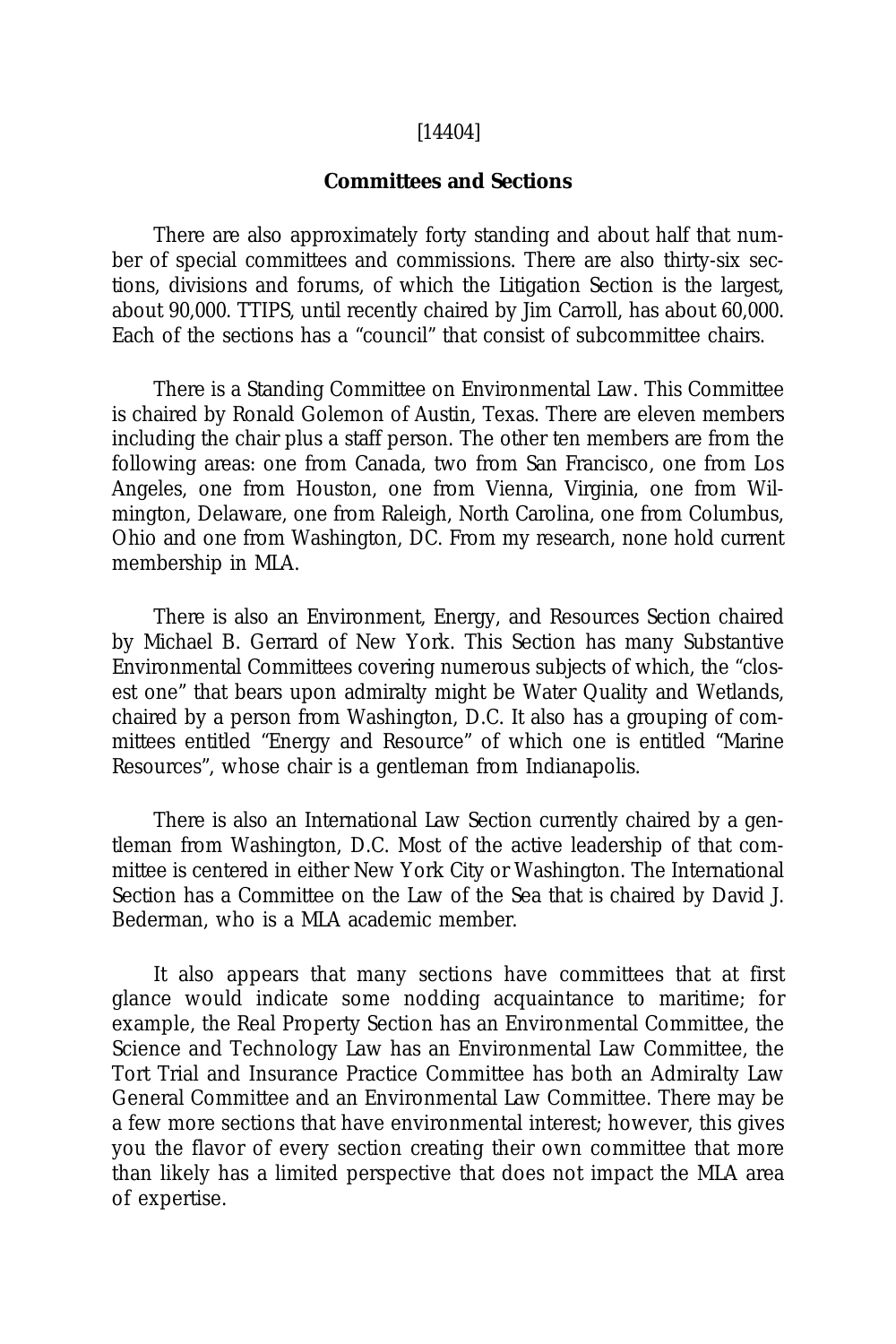[14404]

**Committees and Sections**

There are also approximately forty standing and about half that number of special committees and commissions. There are also thirty-six sections, divisions and forums, of which the Litigation Section is the largest, about 90,000. TTIPS, until recently chaired by Jim Carroll, has about 60,000. Each of the sections has a "council" that consist of subcommittee chairs.

There is a Standing Committee on Environmental Law. This Committee is chaired by Ronald Golemon of Austin, Texas. There are eleven members including the chair plus a staff person. The other ten members are from the following areas: one from Canada, two from San Francisco, one from Los Angeles, one from Houston, one from Vienna, Virginia, one from Wilmington, Delaware, one from Raleigh, North Carolina, one from Columbus, Ohio and one from Washington, DC. From my research, none hold current membership in MLA.

There is also an Environment, Energy, and Resources Section chaired by Michael B. Gerrard of New York. This Section has many Substantive Environmental Committees covering numerous subjects of which, the "closest one" that bears upon admiralty might be Water Quality and Wetlands, chaired by a person from Washington, D.C. It also has a grouping of committees entitled "Energy and Resource" of which one is entitled "Marine Resources", whose chair is a gentleman from Indianapolis.

There is also an International Law Section currently chaired by a gentleman from Washington, D.C. Most of the active leadership of that committee is centered in either New York City or Washington. The International Section has a Committee on the Law of the Sea that is chaired by David J. Bederman, who is a MLA academic member.

It also appears that many sections have committees that at first glance would indicate some nodding acquaintance to maritime; for example, the Real Property Section has an Environmental Committee, the Science and Technology Law has an Environmental Law Committee, the Tort Trial and Insurance Practice Committee has both an Admiralty Law General Committee and an Environmental Law Committee. There may be a few more sections that have environmental interest; however, this gives you the flavor of every section creating their own committee that more than likely has a limited perspective that does not impact the MLA area of expertise.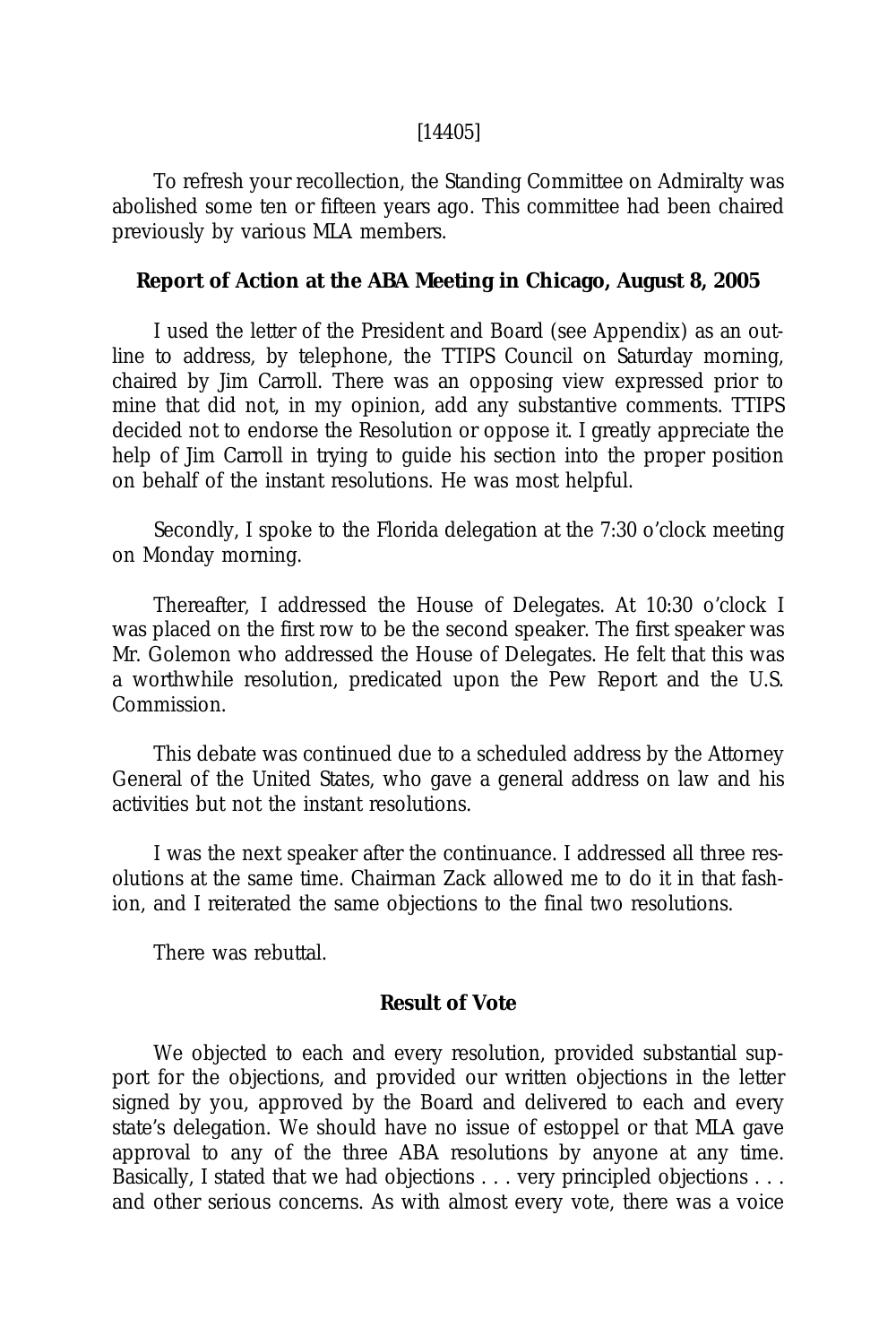[14405]

To refresh your recollection, the Standing Committee on Admiralty was abolished some ten or fifteen years ago. This committee had been chaired previously by various MLA members.

**Report of Action at the ABA Meeting in Chicago, August 8, 2005**

I used the letter of the President and Board (see Appendix) as an outline to address, by telephone, the TTIPS Council on Saturday morning, chaired by Jim Carroll. There was an opposing view expressed prior to mine that did not, in my opinion, add any substantive comments. TTIPS decided not to endorse the Resolution or oppose it. I greatly appreciate the help of Jim Carroll in trying to guide his section into the proper position on behalf of the instant resolutions. He was most helpful.

Secondly, I spoke to the Florida delegation at the 7:30 o'clock meeting on Monday morning.

Thereafter, I addressed the House of Delegates. At 10:30 o'clock I was placed on the first row to be the second speaker. The first speaker was Mr. Golemon who addressed the House of Delegates. He felt that this was a worthwhile resolution, predicated upon the Pew Report and the U.S. Commission.

This debate was continued due to a scheduled address by the Attorney General of the United States, who gave a general address on law and his activities but not the instant resolutions.

I was the next speaker after the continuance. I addressed all three resolutions at the same time. Chairman Zack allowed me to do it in that fashion, and I reiterated the same objections to the final two resolutions.

There was rebuttal.

**Result of Vote**

We objected to each and every resolution, provided substantial support for the objections, and provided our written objections in the letter signed by you, approved by the Board and delivered to each and every state's delegation. We should have no issue of estoppel or that MLA gave approval to any of the three ABA resolutions by anyone at any time. Basically, I stated that we had objections . . . very principled objections . . . and other serious concerns. As with almost every vote, there was a voice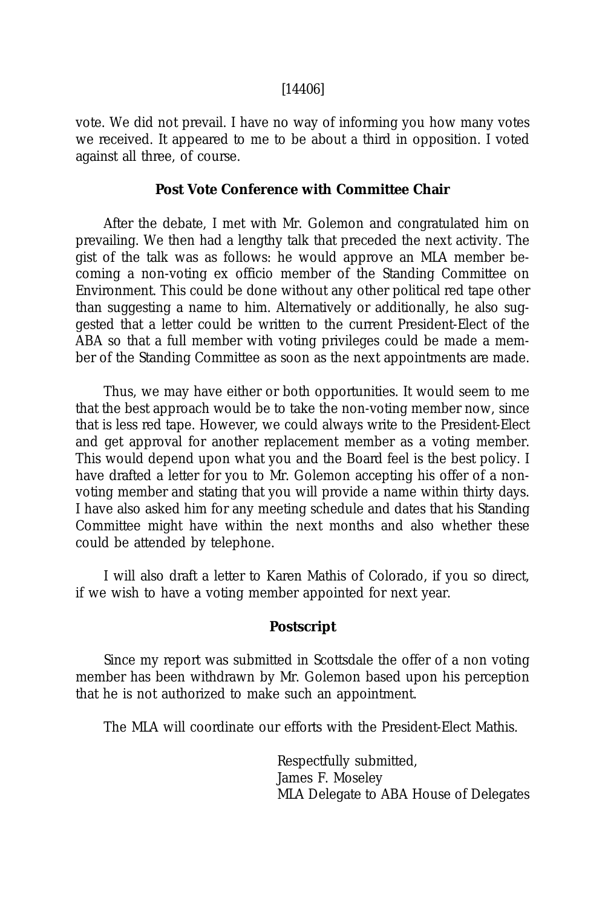vote. We did not prevail. I have no way of informing you how many votes we received. It appeared to me to be about a third in opposition. I voted against all three, of course.

**Post Vote Conference with Committee Chair**

After the debate, I met with Mr. Golemon and congratulated him on prevailing. We then had a lengthy talk that preceded the next activity. The gist of the talk was as follows: he would approve an MLA member becoming a non-voting ex officio member of the Standing Committee on Environment. This could be done without any other political red tape other than suggesting a name to him. Alternatively or additionally, he also suggested that a letter could be written to the current President-Elect of the ABA so that a full member with voting privileges could be made a member of the Standing Committee as soon as the next appointments are made.

Thus, we may have either or both opportunities. It would seem to me that the best approach would be to take the non-voting member now, since that is less red tape. However, we could always write to the President-Elect and get approval for another replacement member as a voting member. This would depend upon what you and the Board feel is the best policy. I have drafted a letter for you to Mr. Golemon accepting his offer of a non-voting member and stating that you will provide a name within thirty days. I have also asked him for any meeting schedule and dates that his Standing Committee might have within the next months and also whether these could be attended by telephone.

I will also draft a letter to Karen Mathis of Colorado, if you so direct, if we wish to have a voting member appointed for next year.

**Postscript**

Since my report was submitted in Scottsdale the offer of a non voting member has been withdrawn by Mr. Golemon based upon his perception that he is not authorized to make such an appointment.

The MLA will coordinate our efforts with the President-Elect Mathis.

Respectfully submitted,
James F. Moseley
MLA Delegate to ABA House of Delegates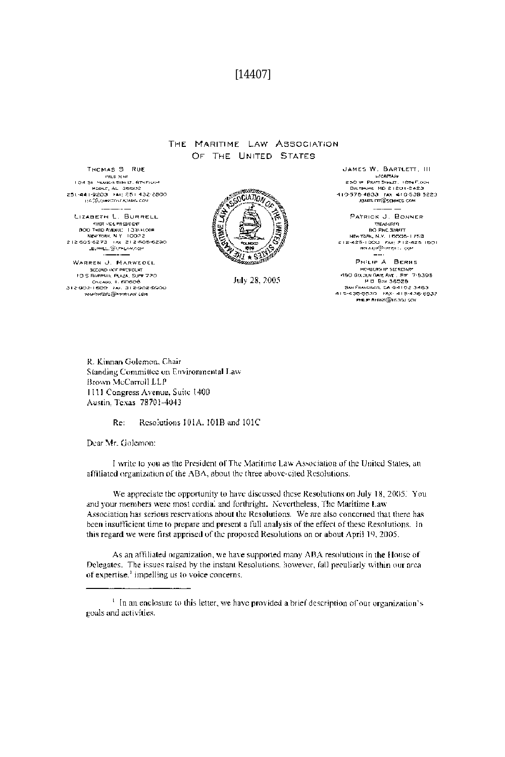[14407]

THE MARITIME LAW ASSOCIATION
OF THE UNITED STATES

THOMAS S. RUE
PRESIDENT
104 ST. FRANCIS STREET, 8TH FLOOR
MOBILE, AL 36602
251-441-9200 FAX: 251-432-2800
TSR@JOHNSTONEADAMS.COM

LIZABETH L. BURRELL
FIRST VICE PRESIDENT
800 THIRD AVENUE, 13TH FLOOR
NEW YORK, N.Y. 10022
212-605-6273 FAX: 212-605-6290
LBURRELL@LPKLAW.COM

WARREN J. MARWEDEL
SECOND VICE PRESIDENT
10 S RIVERSIDE PLAZA, SUITE 720
CHICAGO, IL 60606
312-902-1600 FAX: 312-902-9900
WMARWEDEL@MMRLAW.COM

JAMES W. BARTLETT, III
SECRETARY
250 W. PRATT STREET, 16TH FLOOR
BALTIMORE, MD 21201-2423
410-576-4800 FAX: 410-539-5223
JBARTLETT@SEMMES.COM

PATRICK J. BONNER
TREASURER
80 PINE STREET
NEW YORK, N.Y. 10005-1759
212-425-1900 FAX: 212-425-1901
BONNER@FREEHILL.COM

PHILIP A. BERNS
MEMBERSHIP SECRETARY
450 GOLDEN GATE AVE., STE. 7-5395
P.O. BOX 36028
SAN FRANCISCO, CA 94102-3463
415-436-6630 FAX: 415-436-6632
PHILIP.BERNS@USDOJ.GOV

July 28, 2005

R. Kinnan Golemon, Chair
Standing Committee on Environmental Law
Brown McCarroll LLP
1111 Congress Avenue, Suite 1400
Austin, Texas 78701-4043

Re: Resolutions 101A, 101B and 101C

Dear Mr. Golemon:

I write to you as the President of The Maritime Law Association of the United States, an affiliated organization of the ABA, about the three above-cited Resolutions.

We appreciate the opportunity to have discussed these Resolutions on July 18, 2005. You and your members were most cordial and forthright. Nevertheless, The Maritime Law Association has serious reservations about the Resolutions. We are also concerned that there has been insufficient time to prepare and present a full analysis of the effect of these Resolutions. In this regard we were first apprised of the proposed Resolutions on or about April 19, 2005.

As an affiliated organization, we have supported many ABA resolutions in the House of Delegates. The issues raised by the instant Resolutions, however, fall peculiarly within our area of expertise,[1] impelling us to voice concerns.

[1] In an enclosure to this letter, we have provided a brief description of our organization's goals and activities.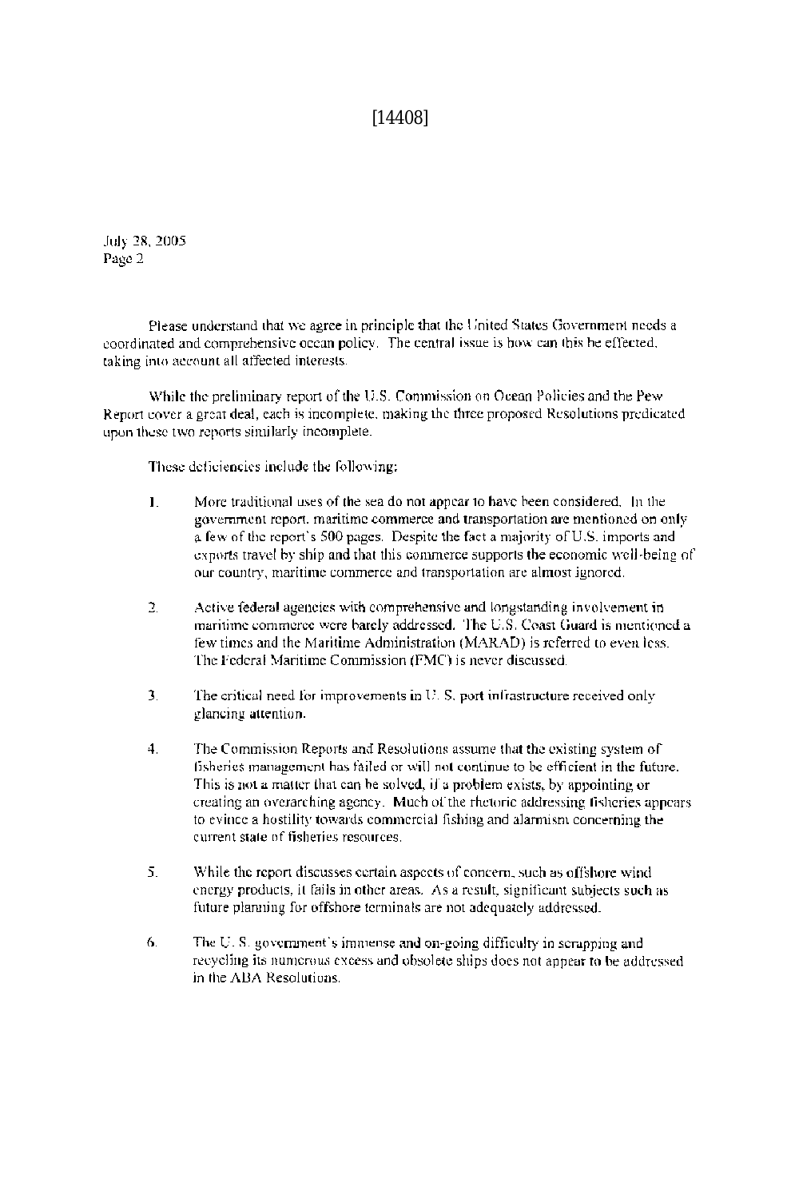[14408]

July 28, 2005
Page 2

Please understand that we agree in principle that the United States Government needs a coordinated and comprehensive ocean policy. The central issue is how can this be effected, taking into account all affected interests.

While the preliminary report of the U.S. Commission on Ocean Policies and the Pew Report cover a great deal, each is incomplete, making the three proposed Resolutions predicated upon these two reports similarly incomplete.

These deficiencies include the following:

1. More traditional uses of the sea do not appear to have been considered. In the government report, maritime commerce and transportation are mentioned on only a few of the report's 500 pages. Despite the fact a majority of U.S. imports and exports travel by ship and that this commerce supports the economic well-being of our country, maritime commerce and transportation are almost ignored.

2. Active federal agencies with comprehensive and longstanding involvement in maritime commerce were barely addressed. The U.S. Coast Guard is mentioned a few times and the Maritime Administration (MARAD) is referred to even less. The Federal Maritime Commission (FMC) is never discussed.

3. The critical need for improvements in U. S. port infrastructure received only glancing attention.

4. The Commission Reports and Resolutions assume that the existing system of fisheries management has failed or will not continue to be efficient in the future. This is not a matter that can be solved, if a problem exists, by appointing or creating an overarching agency. Much of the rhetoric addressing fisheries appears to evince a hostility towards commercial fishing and alarmism concerning the current state of fisheries resources.

5. While the report discusses certain aspects of concern, such as offshore wind energy products, it fails in other areas. As a result, significant subjects such as future planning for offshore terminals are not adequately addressed.

6. The U. S. government's immense and on-going difficulty in scrapping and recycling its numerous excess and obsolete ships does not appear to be addressed in the ABA Resolutions.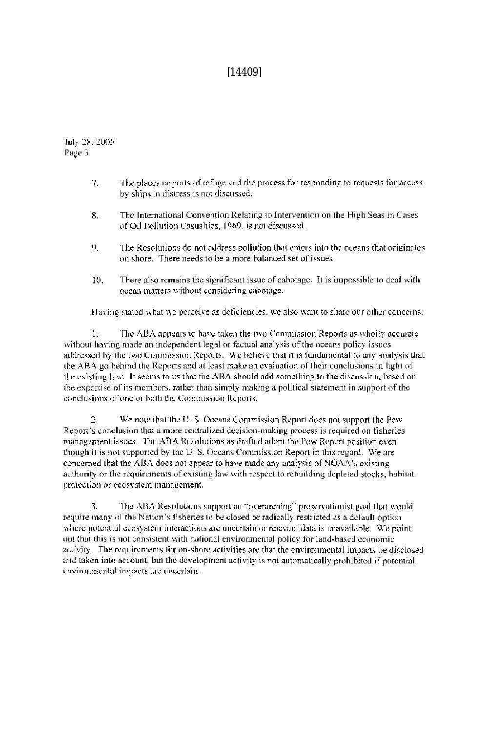July 28, 2005
Page 3

7. The places or ports of refuge and the process for responding to requests for access by ships in distress is not discussed.

8. The International Convention Relating to Intervention on the High Seas in Cases of Oil Pollution Casualties, 1969, is not discussed.

9. The Resolutions do not address pollution that enters into the oceans that originates on shore. There needs to be a more balanced set of issues.

10. There also remains the significant issue of cabotage. It is impossible to deal with ocean matters without considering cabotage.

Having stated what we perceive as deficiencies, we also want to share our other concerns:

1. The ABA appears to have taken the two Commission Reports as wholly accurate without having made an independent legal or factual analysis of the oceans policy issues addressed by the two Commission Reports. We believe that it is fundamental to any analysis that the ABA go behind the Reports and at least make an evaluation of their conclusions in light of the existing law. It seems to us that the ABA should add something to the discussion, based on the expertise of its members, rather than simply making a political statement in support of the conclusions of one or both the Commission Reports.

2. We note that the U. S. Oceans Commission Report does not support the Pew Report's conclusion that a more centralized decision-making process is required on fisheries management issues. The ABA Resolutions as drafted adopt the Pew Report position even though it is not supported by the U. S. Oceans Commission Report in this regard. We are concerned that the ABA does not appear to have made any analysis of NOAA's existing authority or the requirements of existing law with respect to rebuilding depleted stocks, habitat protection or ecosystem management.

3. The ABA Resolutions support an "overarching" preservationist goal that would require many of the Nation's fisheries to be closed or radically restricted as a default option where potential ecosystem interactions are uncertain or relevant data is unavailable. We point out that this is not consistent with national environmental policy for land-based economic activity. The requirements for on-shore activities are that the environmental impacts be disclosed and taken into account, but the development activity is not automatically prohibited if potential environmental impacts are uncertain.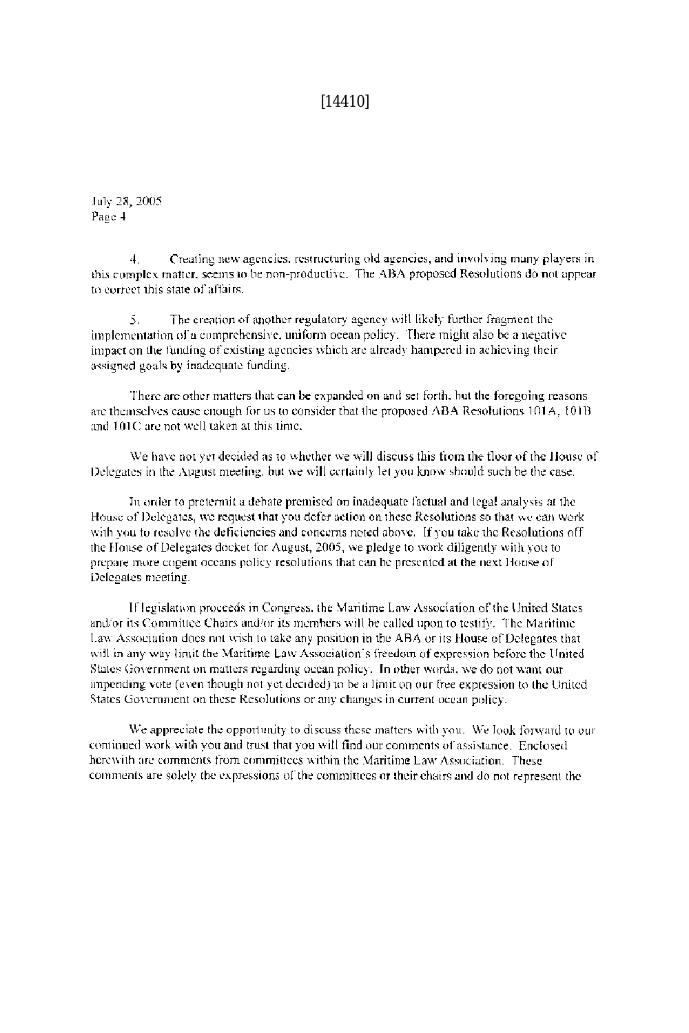[14410]

July 28, 2005
Page 4

4. Creating new agencies, restructuring old agencies, and involving many players in this complex matter, seems to be non-productive. The ABA proposed Resolutions do not appear to correct this state of affairs.

5. The creation of another regulatory agency will likely further fragment the implementation of a comprehensive, uniform ocean policy. There might also be a negative impact on the funding of existing agencies which are already hampered in achieving their assigned goals by inadequate funding.

There are other matters that can be expanded on and set forth, but the foregoing reasons are themselves cause enough for us to consider that the proposed ABA Resolutions 101A, 101B and 101C are not well taken at this time.

We have not yet decided as to whether we will discuss this from the floor of the House of Delegates in the August meeting, but we will certainly let you know should such be the case.

In order to pretermit a debate premised on inadequate factual and legal analysis at the House of Delegates, we request that you defer action on these Resolutions so that we can work with you to resolve the deficiencies and concerns noted above. If you take the Resolutions off the House of Delegates docket for August, 2005, we pledge to work diligently with you to prepare more cogent oceans policy resolutions that can be presented at the next House of Delegates meeting.

If legislation proceeds in Congress, the Maritime Law Association of the United States and/or its Committee Chairs and/or its members will be called upon to testify. The Maritime Law Association does not wish to take any position in the ABA or its House of Delegates that will in any way limit the Maritime Law Association's freedom of expression before the United States Government on matters regarding ocean policy. In other words, we do not want our impending vote (even though not yet decided) to be a limit on our free expression to the United States Government on these Resolutions or any changes in current ocean policy.

We appreciate the opportunity to discuss these matters with you. We look forward to our continued work with you and trust that you will find our comments of assistance. Enclosed herewith are comments from committees within the Maritime Law Association. These comments are solely the expressions of the committees or their chairs and do not represent the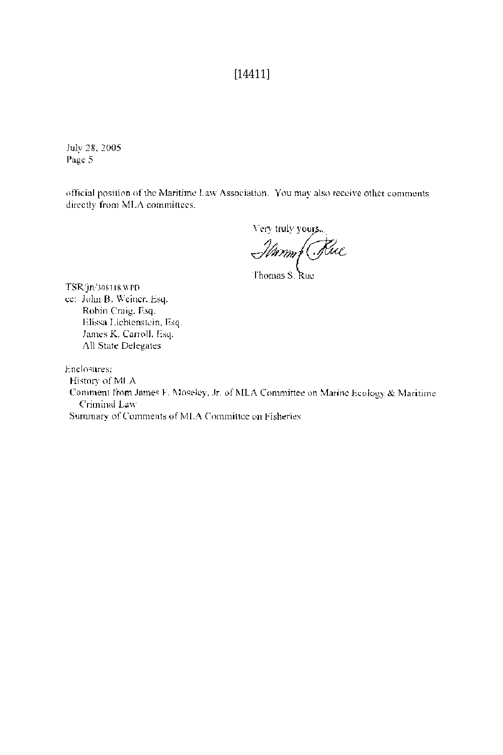[14411]

July 28, 2005
Page 5

official position of the Maritime Law Association. You may also receive other comments directly from MLA committees.

Very truly yours,

Thomas S. Rue

TSR/jn/308118.WPD

cc: John B. Weiner, Esq.
Robin Craig, Esq.
Elissa Lichtenstein, Esq.
James K. Carroll, Esq.
All State Delegates

Enclosures:
History of MLA
Comment from James F. Moseley, Jr. of MLA Committee on Marine Ecology & Maritime Criminal Law
Summary of Comments of MLA Committee on Fisheries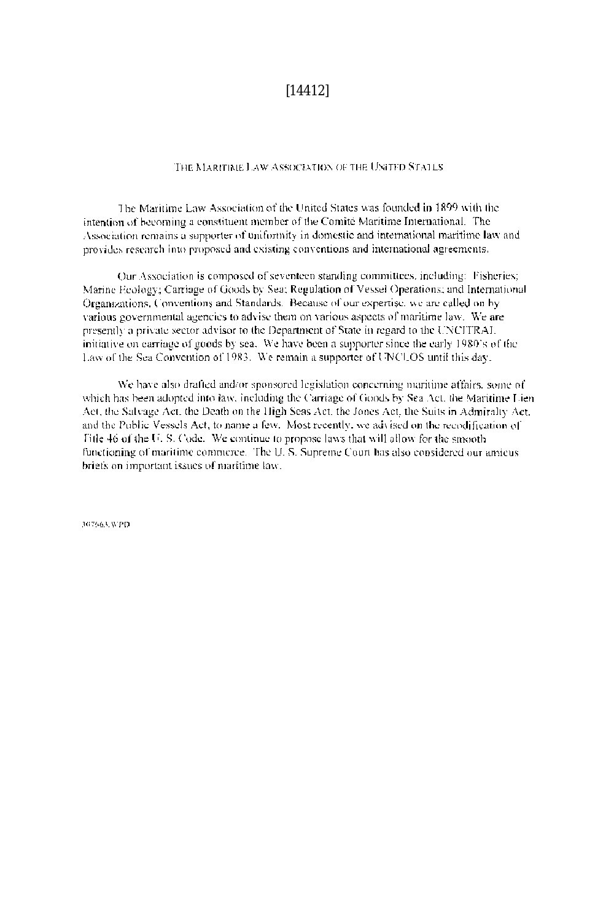[14412]

THE MARITIME LAW ASSOCIATION OF THE UNITED STATES

The Maritime Law Association of the United States was founded in 1899 with the intention of becoming a constituent member of the Comité Maritime International. The Association remains a supporter of uniformity in domestic and international maritime law and provides research into proposed and existing conventions and international agreements.

Our Association is composed of seventeen standing committees, including: Fisheries; Marine Ecology; Carriage of Goods by Sea; Regulation of Vessel Operations; and International Organizations, Conventions and Standards. Because of our expertise, we are called on by various governmental agencies to advise them on various aspects of maritime law. We are presently a private sector advisor to the Department of State in regard to the UNCITRAL initiative on carriage of goods by sea. We have been a supporter since the early 1980's of the Law of the Sea Convention of 1983. We remain a supporter of UNCLOS until this day.

We have also drafted and/or sponsored legislation concerning maritime affairs, some of which has been adopted into law, including the Carriage of Goods by Sea Act, the Maritime Lien Act, the Salvage Act, the Death on the High Seas Act, the Jones Act, the Suits in Admiralty Act, and the Public Vessels Act, to name a few. Most recently, we advised on the recodification of Title 46 of the U. S. Code. We continue to propose laws that will allow for the smooth functioning of maritime commerce. The U. S. Supreme Court has also considered our amicus briefs on important issues of maritime law.

307663.WPD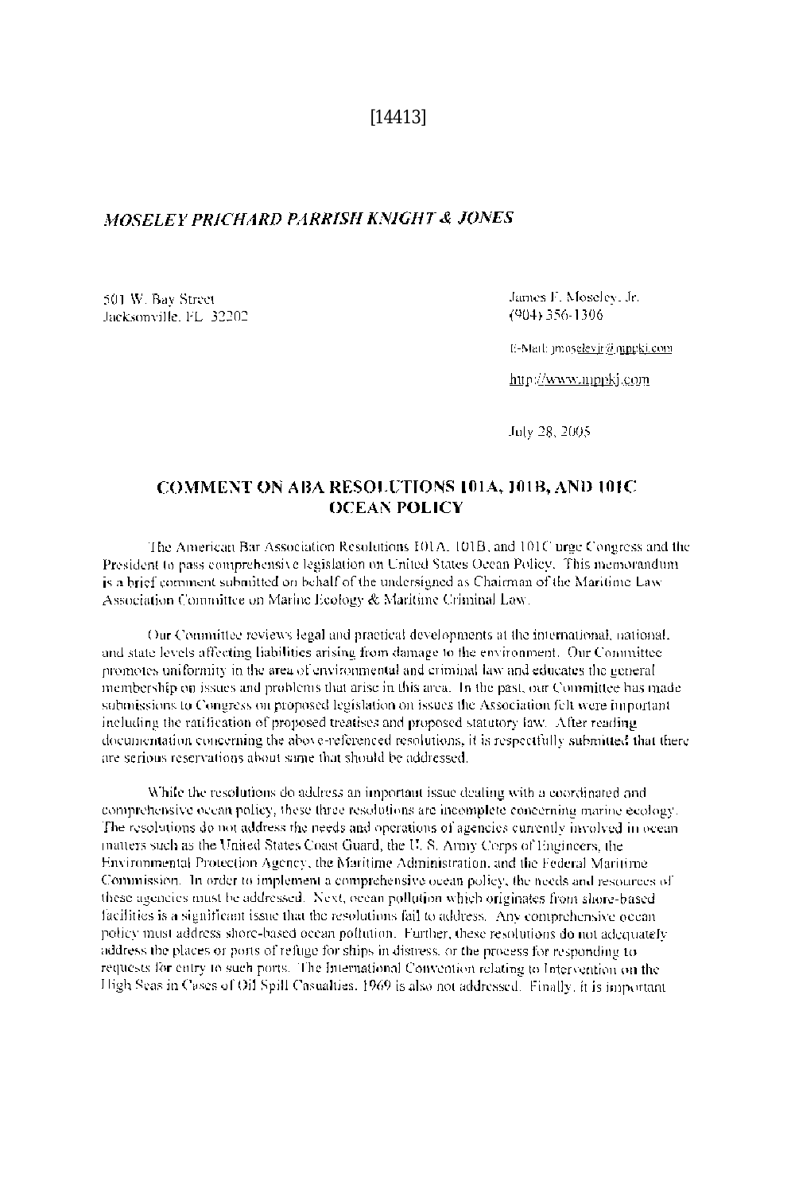[14413]

*MOSELEY PRICHARD PARRISH KNIGHT & JONES*

501 W. Bay Street
Jacksonville, FL 32202

James F. Moseley, Jr.
(904) 356-1306

E-Mail: jmoseleyjr@mppkj.com

http://www.mppkj.com

July 28, 2005

## COMMENT ON ABA RESOLUTIONS 101A, 101B, AND 101C OCEAN POLICY

The American Bar Association Resolutions 101A, 101B, and 101C urge Congress and the President to pass comprehensive legislation on United States Ocean Policy. This memorandum is a brief comment submitted on behalf of the undersigned as Chairman of the Maritime Law Association Committee on Marine Ecology & Maritime Criminal Law.

Our Committee reviews legal and practical developments at the international, national, and state levels affecting liabilities arising from damage to the environment. Our Committee promotes uniformity in the area of environmental and criminal law and educates the general membership on issues and problems that arise in this area. In the past, our Committee has made submissions to Congress on proposed legislation on issues the Association felt were important including the ratification of proposed treatises and proposed statutory law. After reading documentation concerning the above-referenced resolutions, it is respectfully submitted that there are serious reservations about same that should be addressed.

While the resolutions do address an important issue dealing with a coordinated and comprehensive ocean policy, these three resolutions are incomplete concerning marine ecology. The resolutions do not address the needs and operations of agencies currently involved in ocean matters such as the United States Coast Guard, the U. S. Army Corps of Engineers, the Environmental Protection Agency, the Maritime Administration, and the Federal Maritime Commission. In order to implement a comprehensive ocean policy, the needs and resources of these agencies must be addressed. Next, ocean pollution which originates from shore-based facilities is a significant issue that the resolutions fail to address. Any comprehensive ocean policy must address shore-based ocean pollution. Further, these resolutions do not adequately address the places or ports of refuge for ships in distress, or the process for responding to requests for entry to such ports. The International Convention relating to Intervention on the High Seas in Cases of Oil Spill Casualties, 1969 is also not addressed. Finally, it is important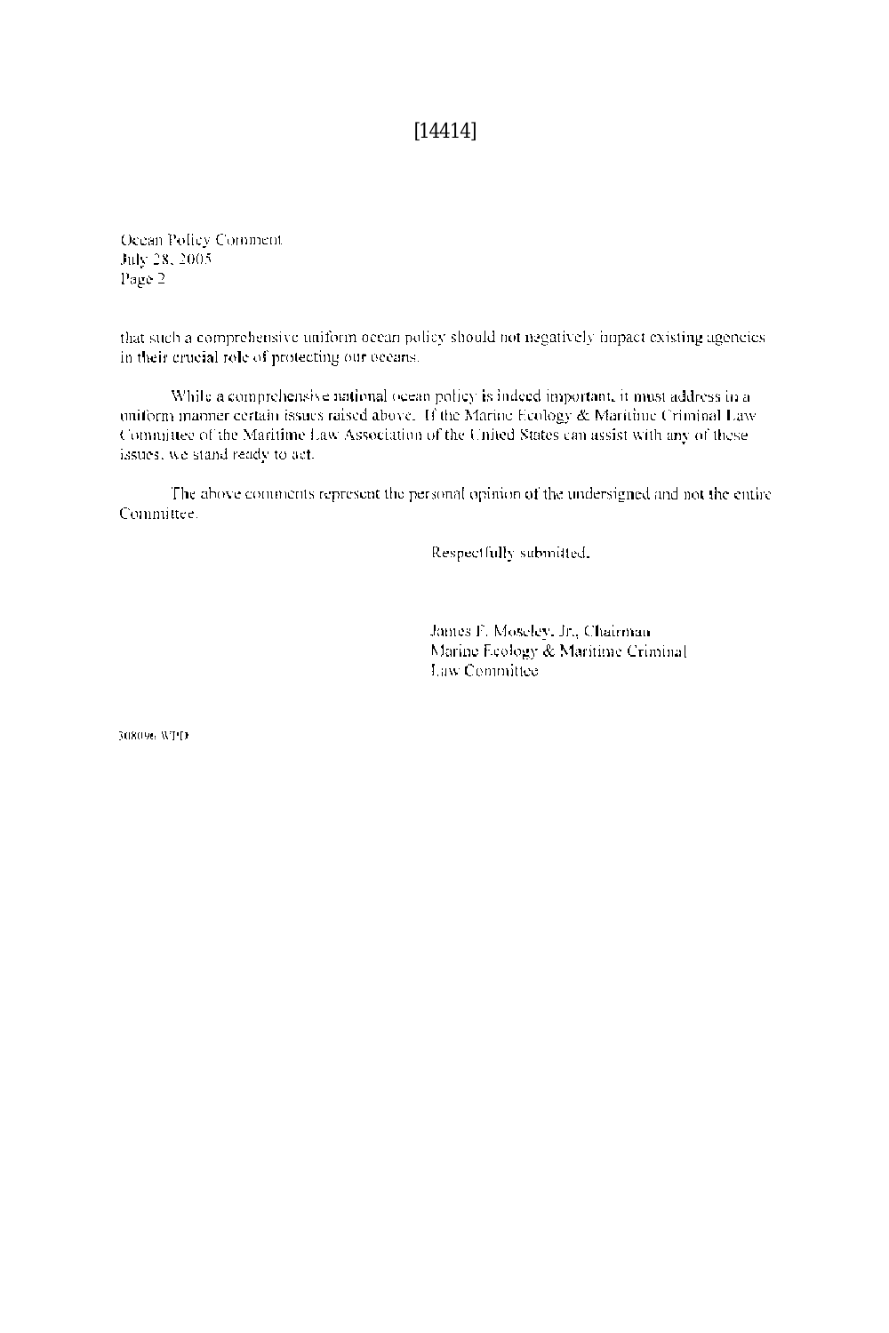[14414]

Ocean Policy Comment
July 28, 2005
Page 2

that such a comprehensive uniform ocean policy should not negatively impact existing agencies in their crucial role of protecting our oceans.

While a comprehensive national ocean policy is indeed important, it must address in a uniform manner certain issues raised above. If the Marine Ecology & Maritime Criminal Law Committee of the Maritime Law Association of the United States can assist with any of these issues, we stand ready to act.

The above comments represent the personal opinion of the undersigned and not the entire Committee.

Respectfully submitted,

James F. Moseley, Jr., Chairman
Marine Ecology & Maritime Criminal
Law Committee

308096.WPD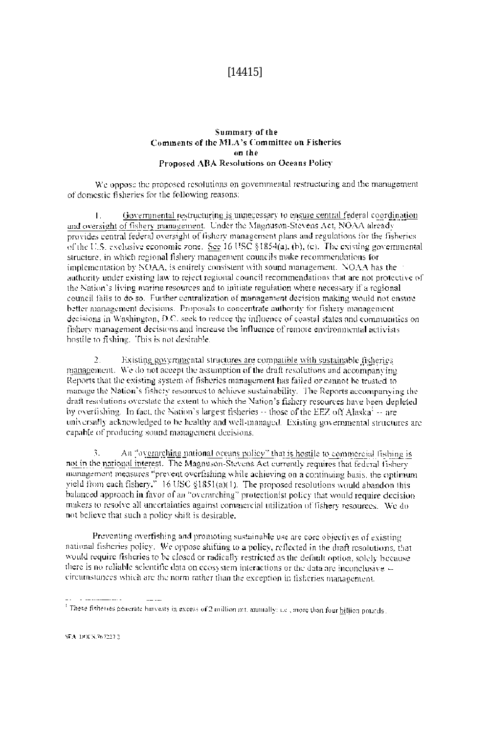[14415]

**Summary of the**
**Comments of the MLA's Committee on Fisheries**
**on the**
**Proposed ABA Resolutions on Oceans Policy**

We oppose the proposed resolutions on governmental restructuring and the management of domestic fisheries for the following reasons:

1. Governmental restructuring is unnecessary to ensure central federal coordination and oversight of fishery management. Under the Magnuson-Stevens Act, NOAA already provides central federal oversight of fishery management plans and regulations for the fisheries of the U.S. exclusive economic zone. See 16 USC §1854(a), (b), (c). The existing governmental structure, in which regional fishery management councils make recommendations for implementation by NOAA, is entirely consistent with sound management. NOAA has the authority under existing law to reject regional council recommendations that are not protective of the Nation's living marine resources and to initiate regulation where necessary if a regional council fails to do so. Further centralization of management decision making would not ensure better management decisions. Proposals to concentrate authority for fishery management decisions in Washington, D.C. seek to reduce the influence of coastal states and communities on fishery management decisions and increase the influence of remote environmental activists hostile to fishing. This is not desirable.

2. Existing governmental structures are compatible with sustainable fisheries management. We do not accept the assumption of the draft resolutions and accompanying Reports that the existing system of fisheries management has failed or cannot be trusted to manage the Nation's fishery resources to achieve sustainability. The Reports accompanying the draft resolutions overstate the extent to which the Nation's fishery resources have been depleted by overfishing. In fact, the Nation's largest fisheries -- those of the EEZ off Alaska[1] -- are universally acknowledged to be healthy and well-managed. Existing governmental structures are capable of producing sound management decisions.

3. An "overarching national oceans policy" that is hostile to commercial fishing is not in the national interest. The Magnuson-Stevens Act currently requires that federal fishery management measures "prevent overfishing while achieving on a continuing basis, the optimum yield from each fishery." 16 USC §1851(a)(1). The proposed resolutions would abandon this balanced approach in favor of an "overarching" protectionist policy that would require decision makers to resolve all uncertainties against commercial utilization of fishery resources. We do not believe that such a policy shift is desirable.

Preventing overfishing and promoting sustainable use are core objectives of existing national fisheries policy. We oppose shifting to a policy, reflected in the draft resolutions, that would require fisheries to be closed or radically restricted as the default option, solely because there is no reliable scientific data on ecosystem interactions or the data are inconclusive -- circumstances which are the norm rather than the exception in fisheries management.

---

[1] These fisheries generate harvests in excess of 2 million mt. annually; i.e., more than four billion pounds.

SEA_DOCS:767227.2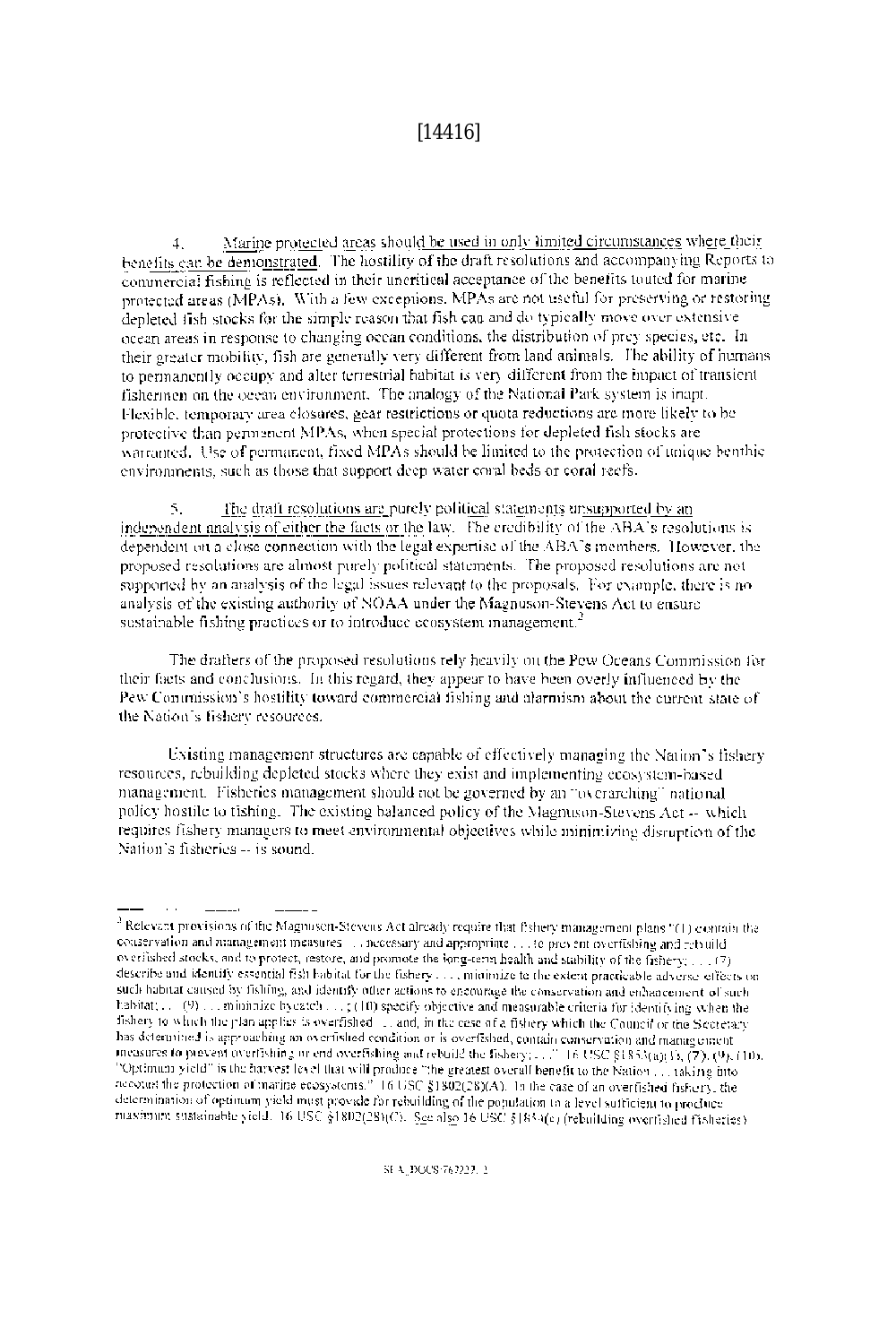[14416]

4. Marine protected areas should be used in only limited circumstances where their benefits can be demonstrated. The hostility of the draft resolutions and accompanying Reports to commercial fishing is reflected in their uncritical acceptance of the benefits touted for marine protected areas (MPAs). With a few exceptions, MPAs are not useful for preserving or restoring depleted fish stocks for the simple reason that fish can and do typically move over extensive ocean areas in response to changing ocean conditions, the distribution of prey species, etc. In their greater mobility, fish are generally very different from land animals. The ability of humans to permanently occupy and alter terrestrial habitat is very different from the impact of transient fishermen on the ocean environment. The analogy of the National Park system is inapt. Flexible, temporary area closures, gear restrictions or quota reductions are more likely to be protective than permanent MPAs, when special protections for depleted fish stocks are warranted. Use of permanent, fixed MPAs should be limited to the protection of unique benthic environments, such as those that support deep water coral beds or coral reefs.

5. The draft resolutions are purely political statements unsupported by an independent analysis of either the facts or the law. The credibility of the ABA's resolutions is dependent on a close connection with the legal expertise of the ABA's members. However, the proposed resolutions are almost purely political statements. The proposed resolutions are not supported by an analysis of the legal issues relevant to the proposals. For example, there is no analysis of the existing authority of NOAA under the Magnuson-Stevens Act to ensure sustainable fishing practices or to introduce ecosystem management.[3]

The drafters of the proposed resolutions rely heavily on the Pew Oceans Commission for their facts and conclusions. In this regard, they appear to have been overly influenced by the Pew Commission's hostility toward commercial fishing and alarmism about the current state of the Nation's fishery resources.

Existing management structures are capable of effectively managing the Nation's fishery resources, rebuilding depleted stocks where they exist and implementing ecosystem-based management. Fisheries management should not be governed by an "overarching" national policy hostile to fishing. The existing balanced policy of the Magnuson-Stevens Act -- which requires fishery managers to meet environmental objectives while minimizing disruption of the Nation's fisheries -- is sound.

---

[3] Relevant provisions of the Magnuson-Stevens Act already require that fishery management plans "(1) contain the conservation and management measures . . . necessary and appropriate . . . to prevent overfishing and rebuild overfished stocks, and to protect, restore, and promote the long-term health and stability of the fishery; . . . (7) describe and identify essential fish habitat for the fishery . . . . minimize to the extent practicable adverse effects on such habitat caused by fishing, and identify other actions to encourage the conservation and enhancement of such habitat; . . . (9) . . . minimize bycatch . . . ; (10) specify objective and measurable criteria for identifying when the fishery to which the plan applies is overfished . . . and, in the case of a fishery which the Council or the Secretary has determined is approaching an overfished condition or is overfished, contain conservation and management measures to prevent overfishing or end overfishing and rebuild the fishery; . . ." 16 USC §1853(a)(1), (7), (9), (10). "Optimum yield" is the harvest level that will produce "the greatest overall benefit to the Nation . . . taking into account the protection of marine ecosystems." 16 USC §1802(28)(A). In the case of an overfished fishery, the determination of optimum yield must provide for rebuilding of the population to a level sufficient to produce maximum sustainable yield. 16 USC §1802(28)(C). See also 16 USC §1854(e) (rebuilding overfished fisheries).

SEA_DOCS:763223.2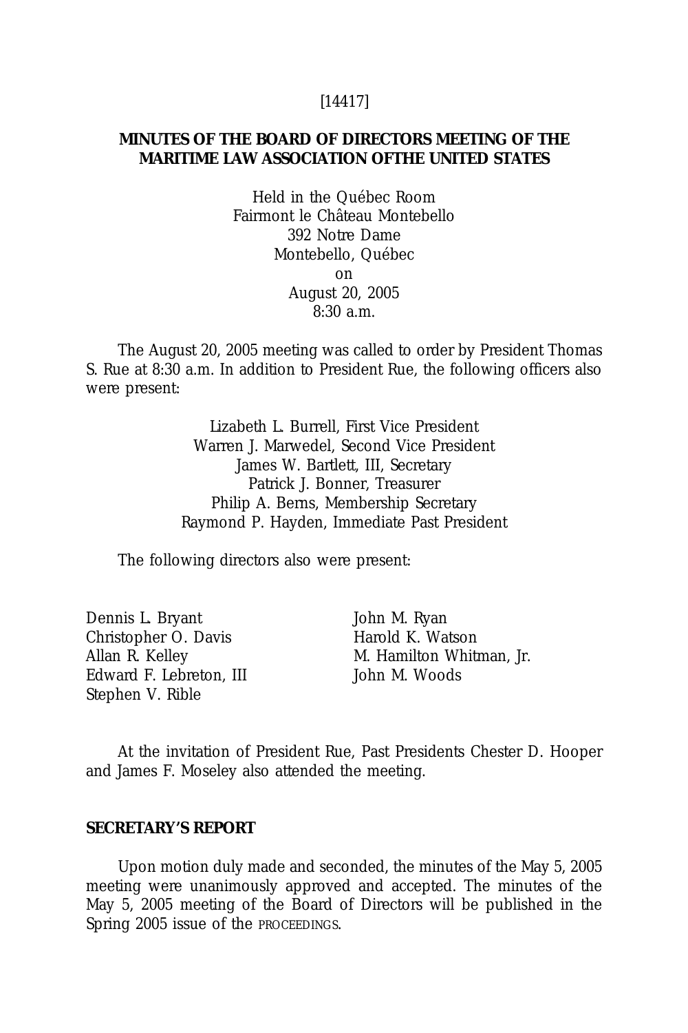[14417]

## MINUTES OF THE BOARD OF DIRECTORS MEETING OF THE MARITIME LAW ASSOCIATION OFTHE UNITED STATES

Held in the Québec Room
Fairmont le Château Montebello
392 Notre Dame
Montebello, Québec
on
August 20, 2005
8:30 a.m.

The August 20, 2005 meeting was called to order by President Thomas S. Rue at 8:30 a.m. In addition to President Rue, the following officers also were present:

Lizabeth L. Burrell, First Vice President
Warren J. Marwedel, Second Vice President
James W. Bartlett, III, Secretary
Patrick J. Bonner, Treasurer
Philip A. Berns, Membership Secretary
Raymond P. Hayden, Immediate Past President

The following directors also were present:

Dennis L. Bryant
Christopher O. Davis
Allan R. Kelley
Edward F. Lebreton, III
Stephen V. Rible
John M. Ryan
Harold K. Watson
M. Hamilton Whitman, Jr.
John M. Woods

At the invitation of President Rue, Past Presidents Chester D. Hooper and James F. Moseley also attended the meeting.

**SECRETARY'S REPORT**

Upon motion duly made and seconded, the minutes of the May 5, 2005 meeting were unanimously approved and accepted. The minutes of the May 5, 2005 meeting of the Board of Directors will be published in the Spring 2005 issue of the PROCEEDINGS.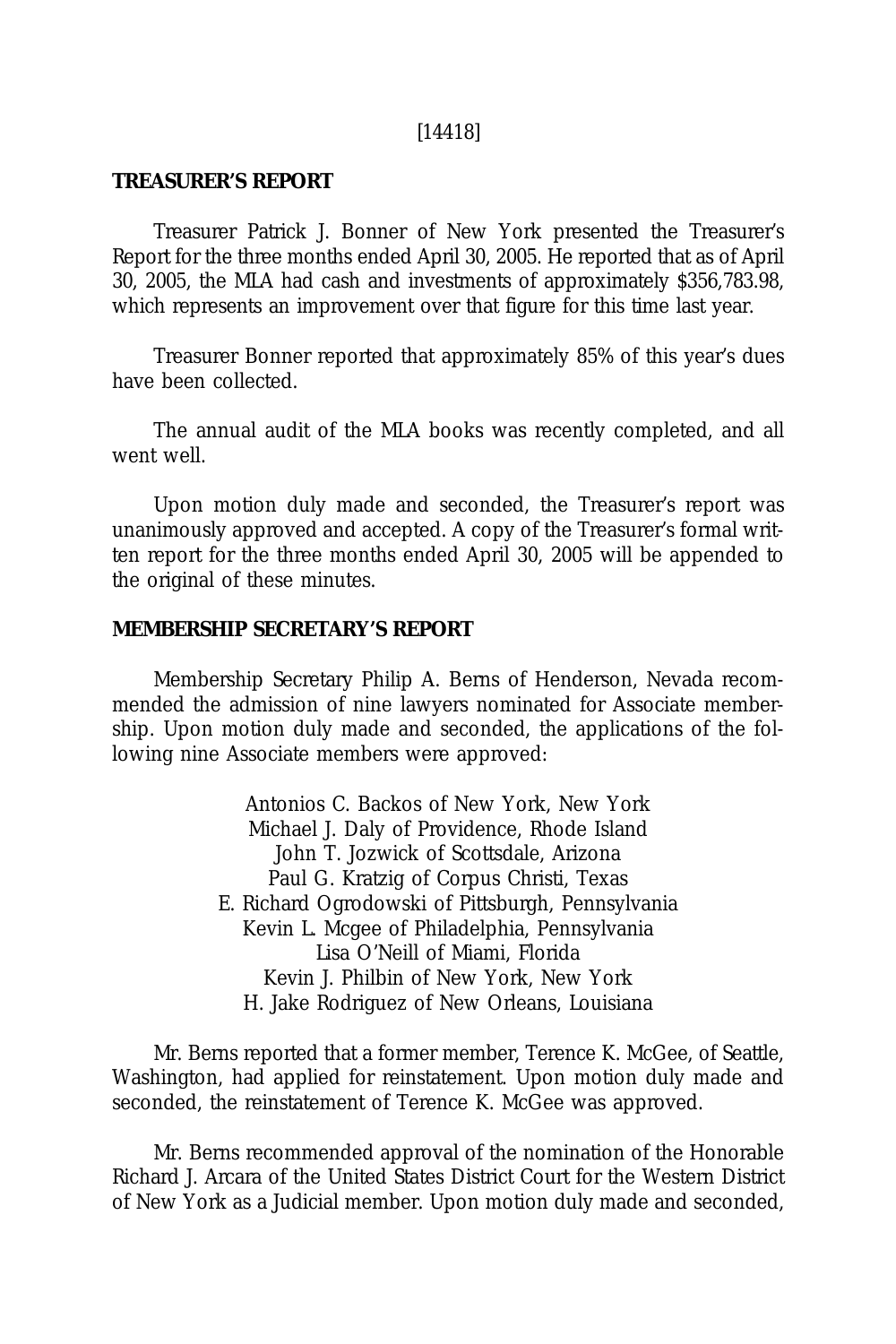[14418]

**TREASURER'S REPORT**

Treasurer Patrick J. Bonner of New York presented the Treasurer's Report for the three months ended April 30, 2005. He reported that as of April 30, 2005, the MLA had cash and investments of approximately $356,783.98, which represents an improvement over that figure for this time last year.

Treasurer Bonner reported that approximately 85% of this year's dues have been collected.

The annual audit of the MLA books was recently completed, and all went well.

Upon motion duly made and seconded, the Treasurer's report was unanimously approved and accepted. A copy of the Treasurer's formal written report for the three months ended April 30, 2005 will be appended to the original of these minutes.

**MEMBERSHIP SECRETARY'S REPORT**

Membership Secretary Philip A. Berns of Henderson, Nevada recommended the admission of nine lawyers nominated for Associate membership. Upon motion duly made and seconded, the applications of the following nine Associate members were approved:

Antonios C. Backos of New York, New York
Michael J. Daly of Providence, Rhode Island
John T. Jozwick of Scottsdale, Arizona
Paul G. Kratzig of Corpus Christi, Texas
E. Richard Ogrodowski of Pittsburgh, Pennsylvania
Kevin L. Mcgee of Philadelphia, Pennsylvania
Lisa O'Neill of Miami, Florida
Kevin J. Philbin of New York, New York
H. Jake Rodriguez of New Orleans, Louisiana

Mr. Berns reported that a former member, Terence K. McGee, of Seattle, Washington, had applied for reinstatement. Upon motion duly made and seconded, the reinstatement of Terence K. McGee was approved.

Mr. Berns recommended approval of the nomination of the Honorable Richard J. Arcara of the United States District Court for the Western District of New York as a Judicial member. Upon motion duly made and seconded,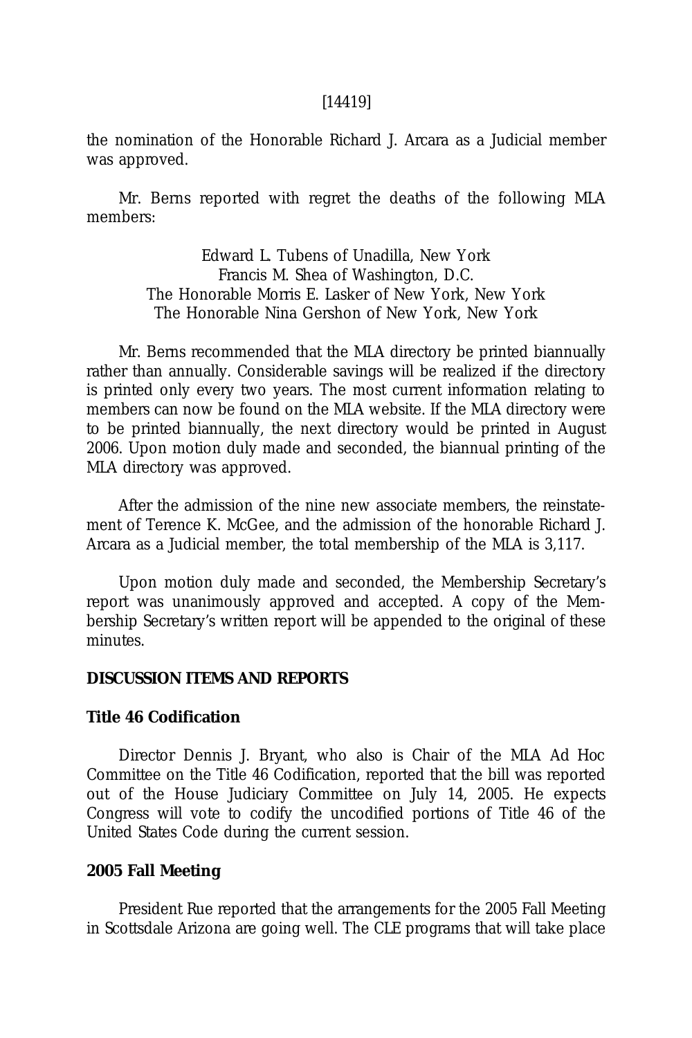the nomination of the Honorable Richard J. Arcara as a Judicial member was approved.

Mr. Berns reported with regret the deaths of the following MLA members:

Edward L. Tubens of Unadilla, New York
Francis M. Shea of Washington, D.C.
The Honorable Morris E. Lasker of New York, New York
The Honorable Nina Gershon of New York, New York

Mr. Berns recommended that the MLA directory be printed biannually rather than annually. Considerable savings will be realized if the directory is printed only every two years. The most current information relating to members can now be found on the MLA website. If the MLA directory were to be printed biannually, the next directory would be printed in August 2006. Upon motion duly made and seconded, the biannual printing of the MLA directory was approved.

After the admission of the nine new associate members, the reinstatement of Terence K. McGee, and the admission of the honorable Richard J. Arcara as a Judicial member, the total membership of the MLA is 3,117.

Upon motion duly made and seconded, the Membership Secretary's report was unanimously approved and accepted. A copy of the Membership Secretary's written report will be appended to the original of these minutes.

**DISCUSSION ITEMS AND REPORTS**

**Title 46 Codification**

Director Dennis J. Bryant, who also is Chair of the MLA Ad Hoc Committee on the Title 46 Codification, reported that the bill was reported out of the House Judiciary Committee on July 14, 2005. He expects Congress will vote to codify the uncodified portions of Title 46 of the United States Code during the current session.

**2005 Fall Meeting**

President Rue reported that the arrangements for the 2005 Fall Meeting in Scottsdale Arizona are going well. The CLE programs that will take place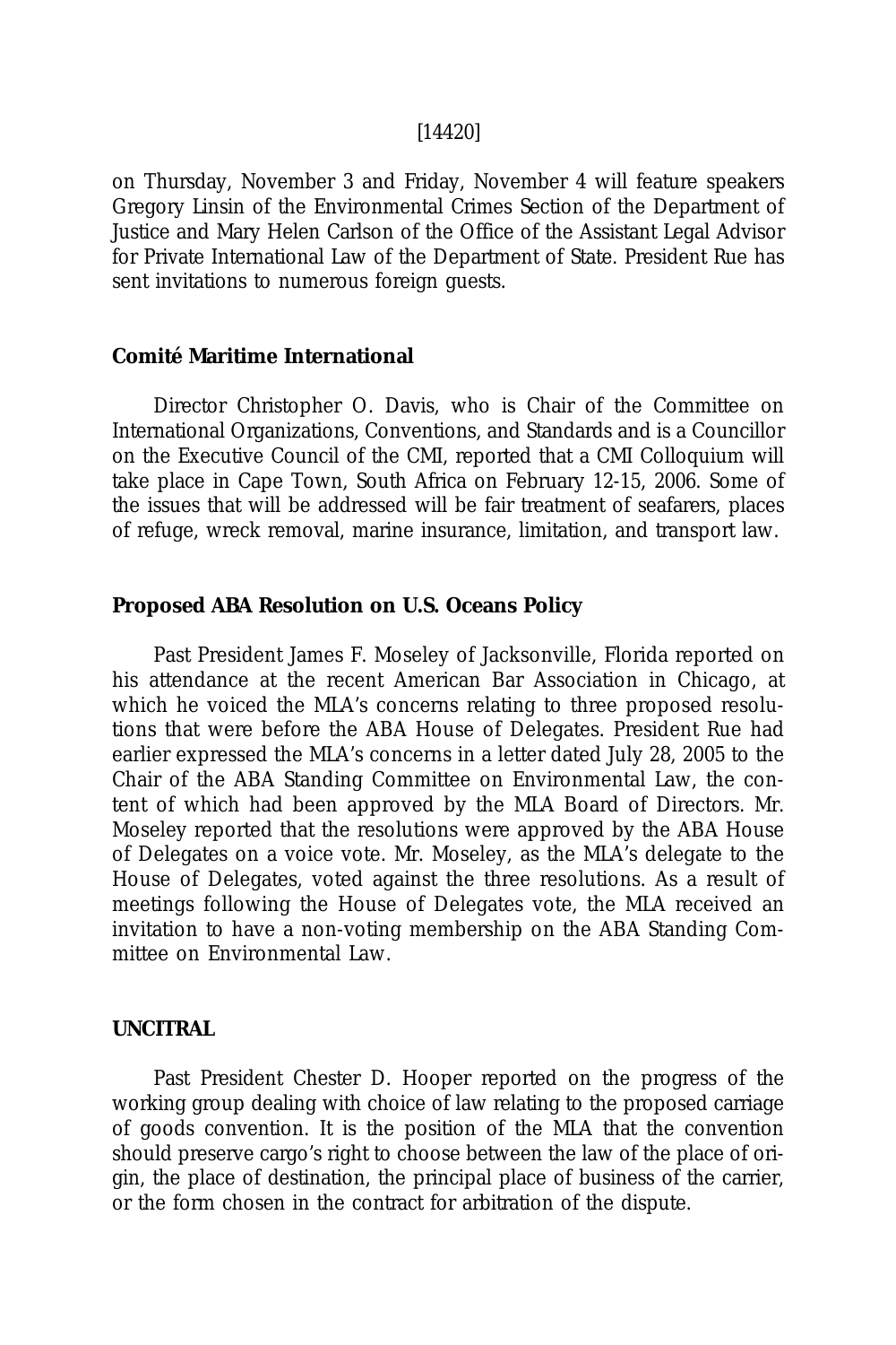on Thursday, November 3 and Friday, November 4 will feature speakers Gregory Linsin of the Environmental Crimes Section of the Department of Justice and Mary Helen Carlson of the Office of the Assistant Legal Advisor for Private International Law of the Department of State. President Rue has sent invitations to numerous foreign guests.

**Comité Maritime International**

Director Christopher O. Davis, who is Chair of the Committee on International Organizations, Conventions, and Standards and is a Councillor on the Executive Council of the CMI, reported that a CMI Colloquium will take place in Cape Town, South Africa on February 12-15, 2006. Some of the issues that will be addressed will be fair treatment of seafarers, places of refuge, wreck removal, marine insurance, limitation, and transport law.

**Proposed ABA Resolution on U.S. Oceans Policy**

Past President James F. Moseley of Jacksonville, Florida reported on his attendance at the recent American Bar Association in Chicago, at which he voiced the MLA's concerns relating to three proposed resolutions that were before the ABA House of Delegates. President Rue had earlier expressed the MLA's concerns in a letter dated July 28, 2005 to the Chair of the ABA Standing Committee on Environmental Law, the content of which had been approved by the MLA Board of Directors. Mr. Moseley reported that the resolutions were approved by the ABA House of Delegates on a voice vote. Mr. Moseley, as the MLA's delegate to the House of Delegates, voted against the three resolutions. As a result of meetings following the House of Delegates vote, the MLA received an invitation to have a non-voting membership on the ABA Standing Committee on Environmental Law.

**UNCITRAL**

Past President Chester D. Hooper reported on the progress of the working group dealing with choice of law relating to the proposed carriage of goods convention. It is the position of the MLA that the convention should preserve cargo's right to choose between the law of the place of origin, the place of destination, the principal place of business of the carrier, or the form chosen in the contract for arbitration of the dispute.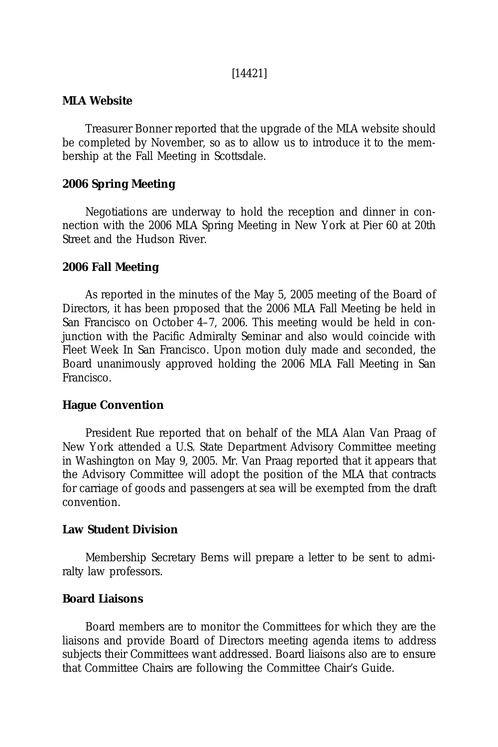[14421]

**MLA Website**

Treasurer Bonner reported that the upgrade of the MLA website should be completed by November, so as to allow us to introduce it to the membership at the Fall Meeting in Scottsdale.

**2006 Spring Meeting**

Negotiations are underway to hold the reception and dinner in connection with the 2006 MLA Spring Meeting in New York at Pier 60 at 20th Street and the Hudson River.

**2006 Fall Meeting**

As reported in the minutes of the May 5, 2005 meeting of the Board of Directors, it has been proposed that the 2006 MLA Fall Meeting be held in San Francisco on October 4–7, 2006. This meeting would be held in conjunction with the Pacific Admiralty Seminar and also would coincide with Fleet Week In San Francisco. Upon motion duly made and seconded, the Board unanimously approved holding the 2006 MLA Fall Meeting in San Francisco.

**Hague Convention**

President Rue reported that on behalf of the MLA Alan Van Praag of New York attended a U.S. State Department Advisory Committee meeting in Washington on May 9, 2005. Mr. Van Praag reported that it appears that the Advisory Committee will adopt the position of the MLA that contracts for carriage of goods and passengers at sea will be exempted from the draft convention.

**Law Student Division**

Membership Secretary Berns will prepare a letter to be sent to admiralty law professors.

**Board Liaisons**

Board members are to monitor the Committees for which they are the liaisons and provide Board of Directors meeting agenda items to address subjects their Committees want addressed. Board liaisons also are to ensure that Committee Chairs are following the Committee Chair's Guide.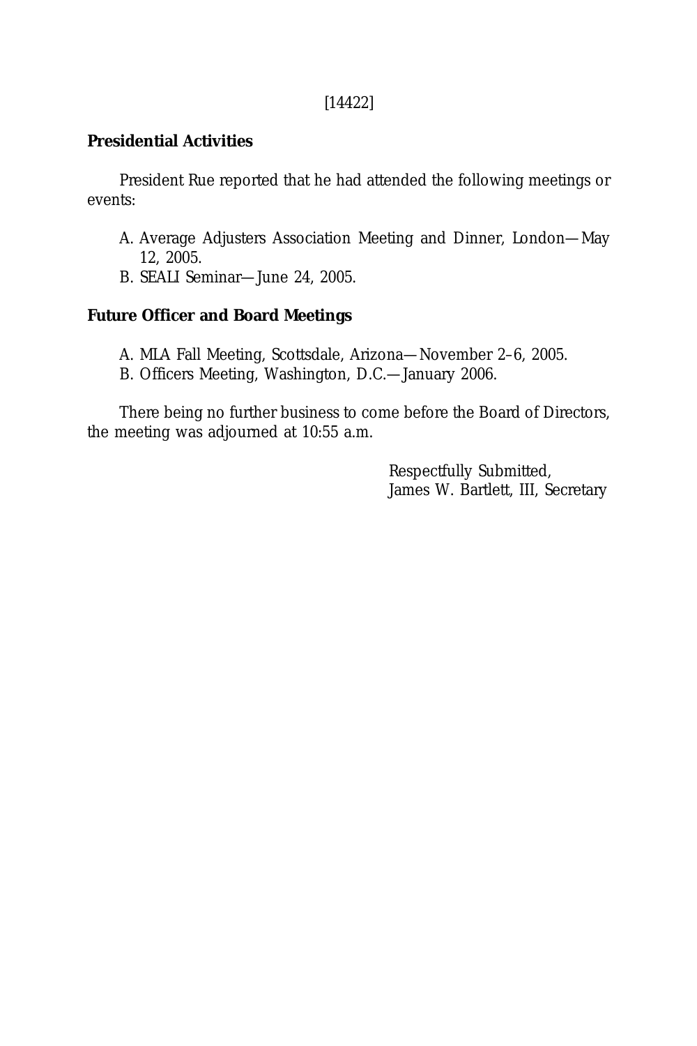[14422]

**Presidential Activities**

President Rue reported that he had attended the following meetings or events:

A. Average Adjusters Association Meeting and Dinner, London—May 12, 2005.
B. SEALI Seminar—June 24, 2005.

**Future Officer and Board Meetings**

A. MLA Fall Meeting, Scottsdale, Arizona—November 2–6, 2005.
B. Officers Meeting, Washington, D.C.—January 2006.

There being no further business to come before the Board of Directors, the meeting was adjourned at 10:55 a.m.

Respectfully Submitted,
James W. Bartlett, III, Secretary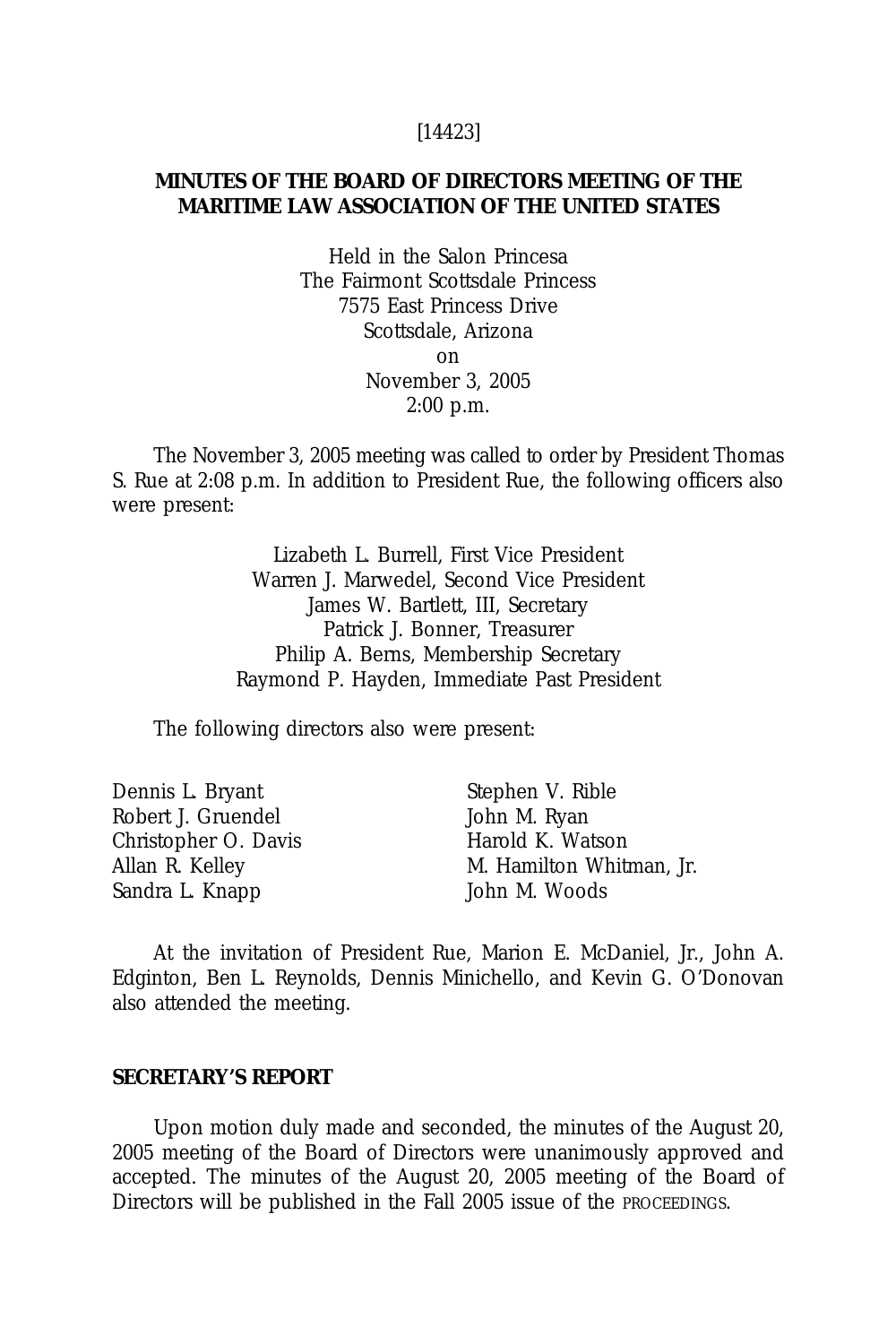[14423]

## MINUTES OF THE BOARD OF DIRECTORS MEETING OF THE MARITIME LAW ASSOCIATION OF THE UNITED STATES

Held in the Salon Princesa
The Fairmont Scottsdale Princess
7575 East Princess Drive
Scottsdale, Arizona
on
November 3, 2005
2:00 p.m.

The November 3, 2005 meeting was called to order by President Thomas S. Rue at 2:08 p.m. In addition to President Rue, the following officers also were present:

Lizabeth L. Burrell, First Vice President
Warren J. Marwedel, Second Vice President
James W. Bartlett, III, Secretary
Patrick J. Bonner, Treasurer
Philip A. Berns, Membership Secretary
Raymond P. Hayden, Immediate Past President

The following directors also were present:

Dennis L. Bryant
Robert J. Gruendel
Christopher O. Davis
Allan R. Kelley
Sandra L. Knapp
Stephen V. Rible
John M. Ryan
Harold K. Watson
M. Hamilton Whitman, Jr.
John M. Woods

At the invitation of President Rue, Marion E. McDaniel, Jr., John A. Edginton, Ben L. Reynolds, Dennis Minichello, and Kevin G. O'Donovan also attended the meeting.

### SECRETARY'S REPORT

Upon motion duly made and seconded, the minutes of the August 20, 2005 meeting of the Board of Directors were unanimously approved and accepted. The minutes of the August 20, 2005 meeting of the Board of Directors will be published in the Fall 2005 issue of the PROCEEDINGS.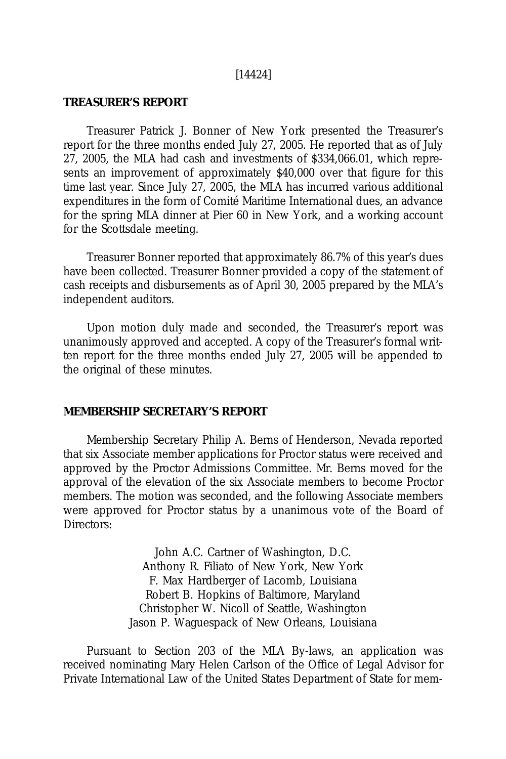[14424]

**TREASURER'S REPORT**

Treasurer Patrick J. Bonner of New York presented the Treasurer's report for the three months ended July 27, 2005. He reported that as of July 27, 2005, the MLA had cash and investments of $334,066.01, which represents an improvement of approximately $40,000 over that figure for this time last year. Since July 27, 2005, the MLA has incurred various additional expenditures in the form of Comité Maritime International dues, an advance for the spring MLA dinner at Pier 60 in New York, and a working account for the Scottsdale meeting.

Treasurer Bonner reported that approximately 86.7% of this year's dues have been collected. Treasurer Bonner provided a copy of the statement of cash receipts and disbursements as of April 30, 2005 prepared by the MLA's independent auditors.

Upon motion duly made and seconded, the Treasurer's report was unanimously approved and accepted. A copy of the Treasurer's formal written report for the three months ended July 27, 2005 will be appended to the original of these minutes.

**MEMBERSHIP SECRETARY'S REPORT**

Membership Secretary Philip A. Berns of Henderson, Nevada reported that six Associate member applications for Proctor status were received and approved by the Proctor Admissions Committee. Mr. Berns moved for the approval of the elevation of the six Associate members to become Proctor members. The motion was seconded, and the following Associate members were approved for Proctor status by a unanimous vote of the Board of Directors:

John A.C. Cartner of Washington, D.C.
Anthony R. Filiato of New York, New York
F. Max Hardberger of Lacomb, Louisiana
Robert B. Hopkins of Baltimore, Maryland
Christopher W. Nicoll of Seattle, Washington
Jason P. Waguespack of New Orleans, Louisiana

Pursuant to Section 203 of the MLA By-laws, an application was received nominating Mary Helen Carlson of the Office of Legal Advisor for Private International Law of the United States Department of State for mem-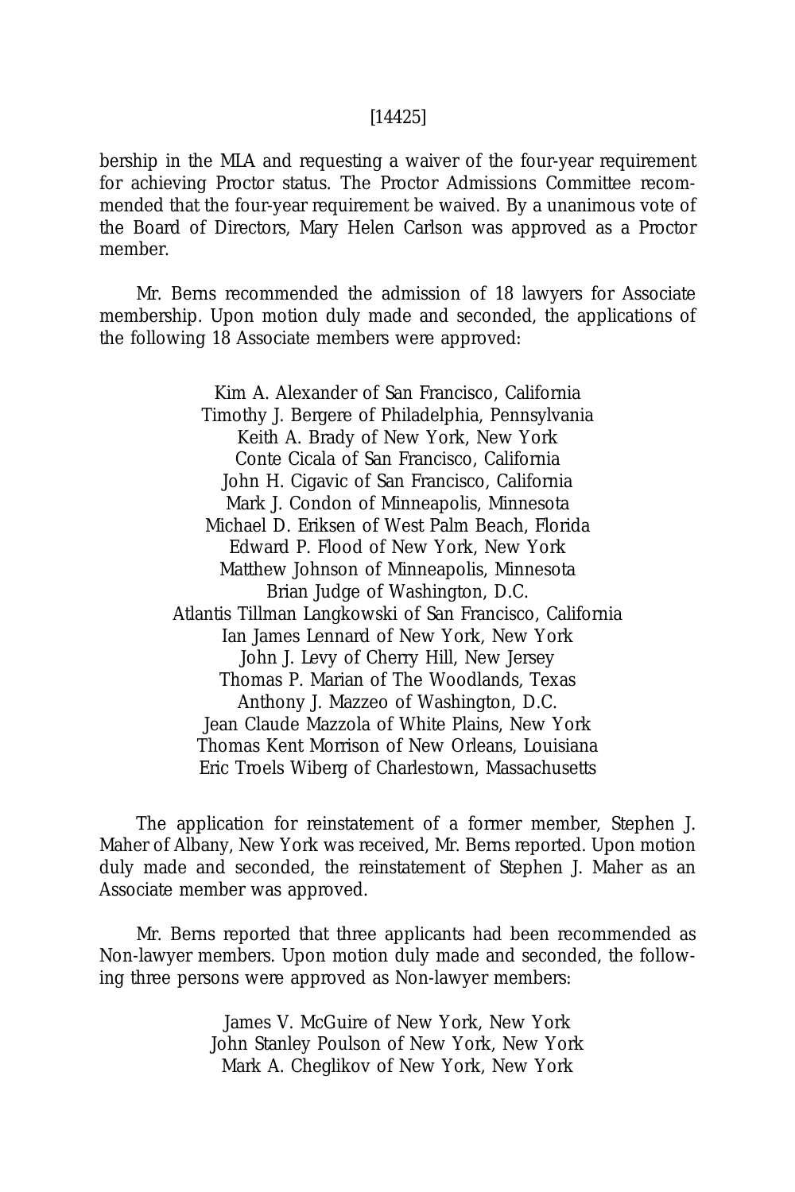bership in the MLA and requesting a waiver of the four-year requirement for achieving Proctor status. The Proctor Admissions Committee recommended that the four-year requirement be waived. By a unanimous vote of the Board of Directors, Mary Helen Carlson was approved as a Proctor member.

Mr. Berns recommended the admission of 18 lawyers for Associate membership. Upon motion duly made and seconded, the applications of the following 18 Associate members were approved:

Kim A. Alexander of San Francisco, California
Timothy J. Bergere of Philadelphia, Pennsylvania
Keith A. Brady of New York, New York
Conte Cicala of San Francisco, California
John H. Cigavic of San Francisco, California
Mark J. Condon of Minneapolis, Minnesota
Michael D. Eriksen of West Palm Beach, Florida
Edward P. Flood of New York, New York
Matthew Johnson of Minneapolis, Minnesota
Brian Judge of Washington, D.C.
Atlantis Tillman Langkowski of San Francisco, California
Ian James Lennard of New York, New York
John J. Levy of Cherry Hill, New Jersey
Thomas P. Marian of The Woodlands, Texas
Anthony J. Mazzeo of Washington, D.C.
Jean Claude Mazzola of White Plains, New York
Thomas Kent Morrison of New Orleans, Louisiana
Eric Troels Wiberg of Charlestown, Massachusetts

The application for reinstatement of a former member, Stephen J. Maher of Albany, New York was received, Mr. Berns reported. Upon motion duly made and seconded, the reinstatement of Stephen J. Maher as an Associate member was approved.

Mr. Berns reported that three applicants had been recommended as Non-lawyer members. Upon motion duly made and seconded, the following three persons were approved as Non-lawyer members:

James V. McGuire of New York, New York
John Stanley Poulson of New York, New York
Mark A. Cheglikov of New York, New York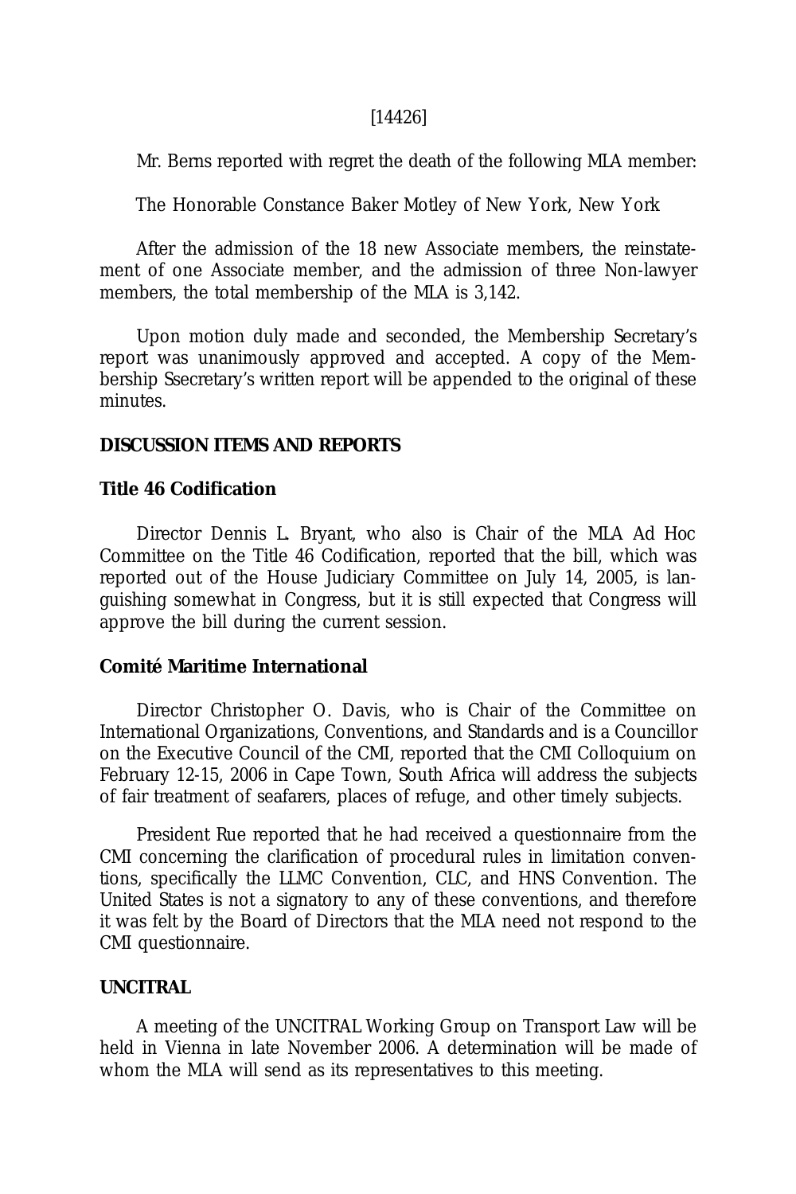[14426]

Mr. Berns reported with regret the death of the following MLA member:

The Honorable Constance Baker Motley of New York, New York

After the admission of the 18 new Associate members, the reinstatement of one Associate member, and the admission of three Non-lawyer members, the total membership of the MLA is 3,142.

Upon motion duly made and seconded, the Membership Secretary's report was unanimously approved and accepted. A copy of the Membership Ssecretary's written report will be appended to the original of these minutes.

**DISCUSSION ITEMS AND REPORTS**

**Title 46 Codification**

Director Dennis L. Bryant, who also is Chair of the MLA Ad Hoc Committee on the Title 46 Codification, reported that the bill, which was reported out of the House Judiciary Committee on July 14, 2005, is languishing somewhat in Congress, but it is still expected that Congress will approve the bill during the current session.

**Comité Maritime International**

Director Christopher O. Davis, who is Chair of the Committee on International Organizations, Conventions, and Standards and is a Councillor on the Executive Council of the CMI, reported that the CMI Colloquium on February 12-15, 2006 in Cape Town, South Africa will address the subjects of fair treatment of seafarers, places of refuge, and other timely subjects.

President Rue reported that he had received a questionnaire from the CMI concerning the clarification of procedural rules in limitation conventions, specifically the LLMC Convention, CLC, and HNS Convention. The United States is not a signatory to any of these conventions, and therefore it was felt by the Board of Directors that the MLA need not respond to the CMI questionnaire.

**UNCITRAL**

A meeting of the UNCITRAL Working Group on Transport Law will be held in Vienna in late November 2006. A determination will be made of whom the MLA will send as its representatives to this meeting.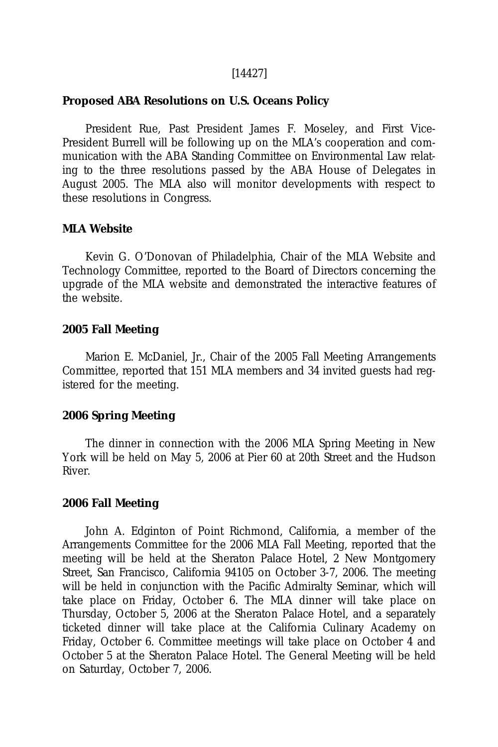[14427]

**Proposed ABA Resolutions on U.S. Oceans Policy**

President Rue, Past President James F. Moseley, and First Vice-President Burrell will be following up on the MLA's cooperation and communication with the ABA Standing Committee on Environmental Law relating to the three resolutions passed by the ABA House of Delegates in August 2005. The MLA also will monitor developments with respect to these resolutions in Congress.

**MLA Website**

Kevin G. O'Donovan of Philadelphia, Chair of the MLA Website and Technology Committee, reported to the Board of Directors concerning the upgrade of the MLA website and demonstrated the interactive features of the website.

**2005 Fall Meeting**

Marion E. McDaniel, Jr., Chair of the 2005 Fall Meeting Arrangements Committee, reported that 151 MLA members and 34 invited guests had registered for the meeting.

**2006 Spring Meeting**

The dinner in connection with the 2006 MLA Spring Meeting in New York will be held on May 5, 2006 at Pier 60 at 20th Street and the Hudson River.

**2006 Fall Meeting**

John A. Edginton of Point Richmond, California, a member of the Arrangements Committee for the 2006 MLA Fall Meeting, reported that the meeting will be held at the Sheraton Palace Hotel, 2 New Montgomery Street, San Francisco, California 94105 on October 3-7, 2006. The meeting will be held in conjunction with the Pacific Admiralty Seminar, which will take place on Friday, October 6. The MLA dinner will take place on Thursday, October 5, 2006 at the Sheraton Palace Hotel, and a separately ticketed dinner will take place at the California Culinary Academy on Friday, October 6. Committee meetings will take place on October 4 and October 5 at the Sheraton Palace Hotel. The General Meeting will be held on Saturday, October 7, 2006.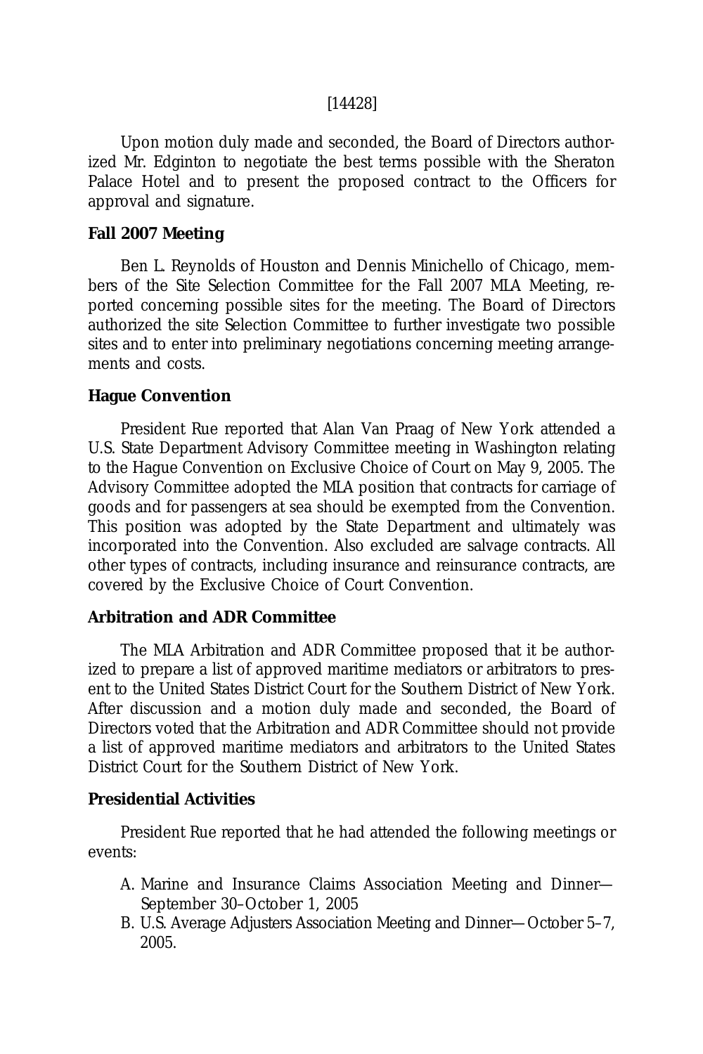[14428]

Upon motion duly made and seconded, the Board of Directors authorized Mr. Edginton to negotiate the best terms possible with the Sheraton Palace Hotel and to present the proposed contract to the Officers for approval and signature.

**Fall 2007 Meeting**

Ben L. Reynolds of Houston and Dennis Minichello of Chicago, members of the Site Selection Committee for the Fall 2007 MLA Meeting, reported concerning possible sites for the meeting. The Board of Directors authorized the site Selection Committee to further investigate two possible sites and to enter into preliminary negotiations concerning meeting arrangements and costs.

**Hague Convention**

President Rue reported that Alan Van Praag of New York attended a U.S. State Department Advisory Committee meeting in Washington relating to the Hague Convention on Exclusive Choice of Court on May 9, 2005. The Advisory Committee adopted the MLA position that contracts for carriage of goods and for passengers at sea should be exempted from the Convention. This position was adopted by the State Department and ultimately was incorporated into the Convention. Also excluded are salvage contracts. All other types of contracts, including insurance and reinsurance contracts, are covered by the Exclusive Choice of Court Convention.

**Arbitration and ADR Committee**

The MLA Arbitration and ADR Committee proposed that it be authorized to prepare a list of approved maritime mediators or arbitrators to present to the United States District Court for the Southern District of New York. After discussion and a motion duly made and seconded, the Board of Directors voted that the Arbitration and ADR Committee should not provide a list of approved maritime mediators and arbitrators to the United States District Court for the Southern District of New York.

**Presidential Activities**

President Rue reported that he had attended the following meetings or events:

A. Marine and Insurance Claims Association Meeting and Dinner—September 30–October 1, 2005
B. U.S. Average Adjusters Association Meeting and Dinner—October 5–7, 2005.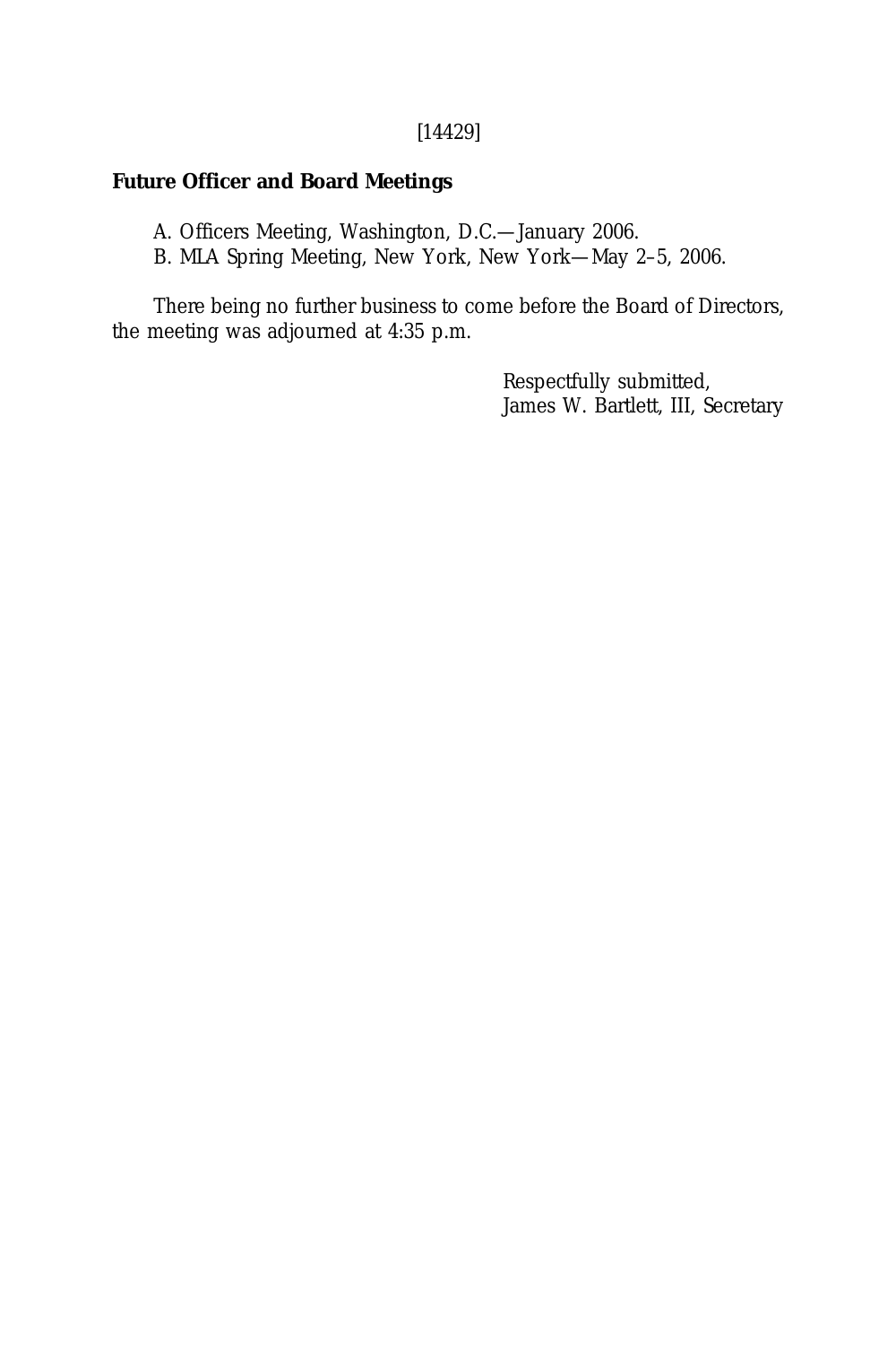**Future Officer and Board Meetings**

A. Officers Meeting, Washington, D.C.—January 2006.
B. MLA Spring Meeting, New York, New York—May 2–5, 2006.

There being no further business to come before the Board of Directors, the meeting was adjourned at 4:35 p.m.

Respectfully submitted,
James W. Bartlett, III, Secretary